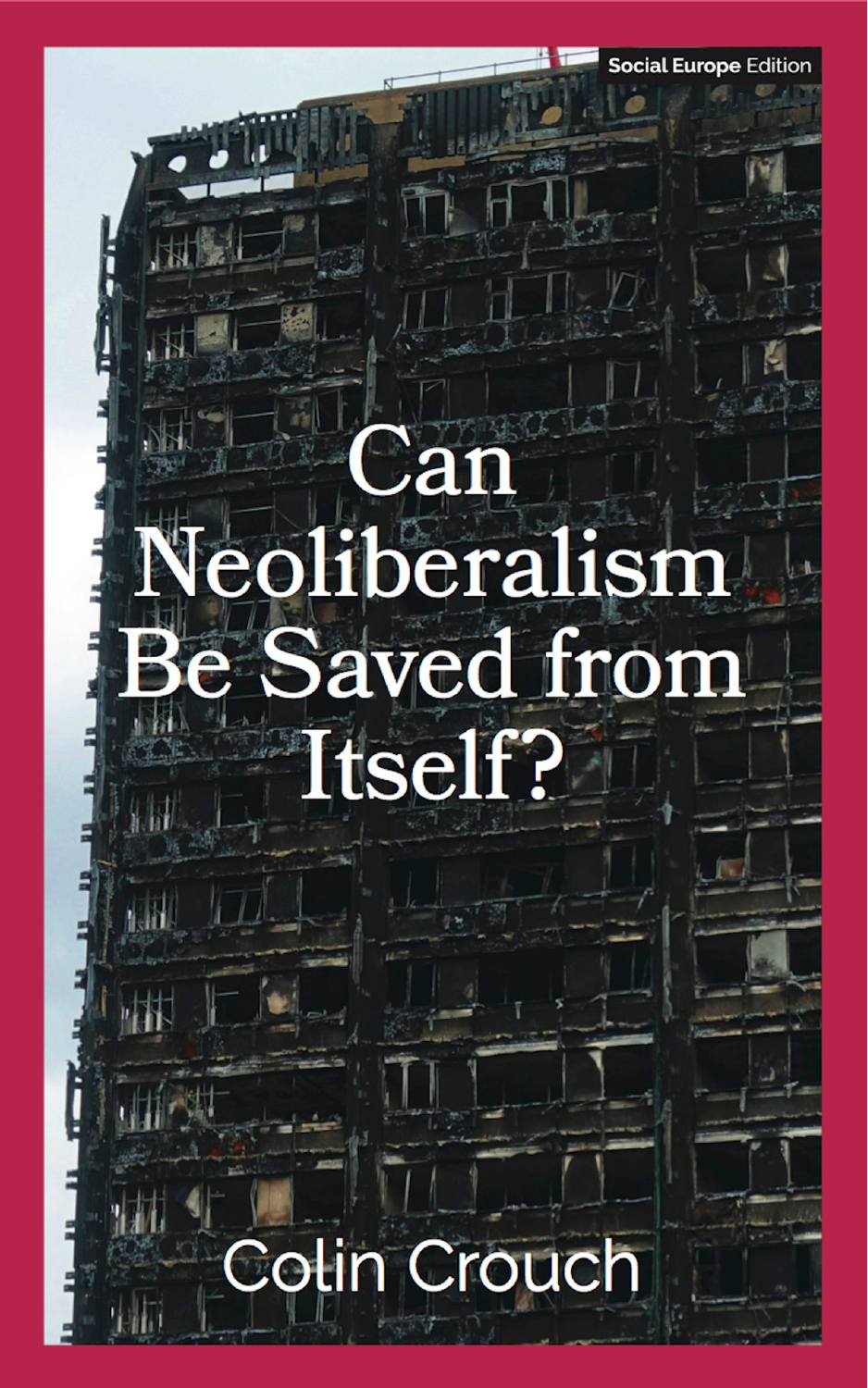Social Europe Edition

# Can Neoliberalism Be Saved from Itself?

Colin Crouch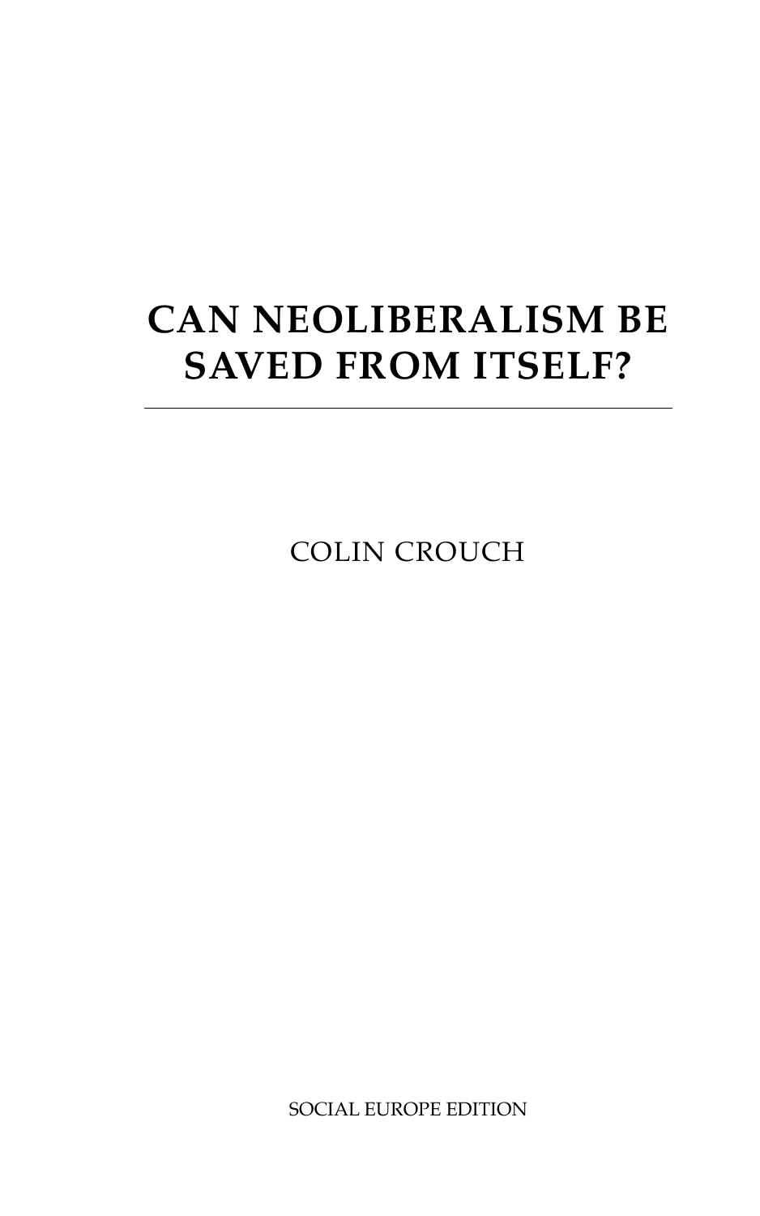# CAN NEOLIBERALISM BE SAVED FROM ITSELF?

---

COLIN CROUCH

SOCIAL EUROPE EDITION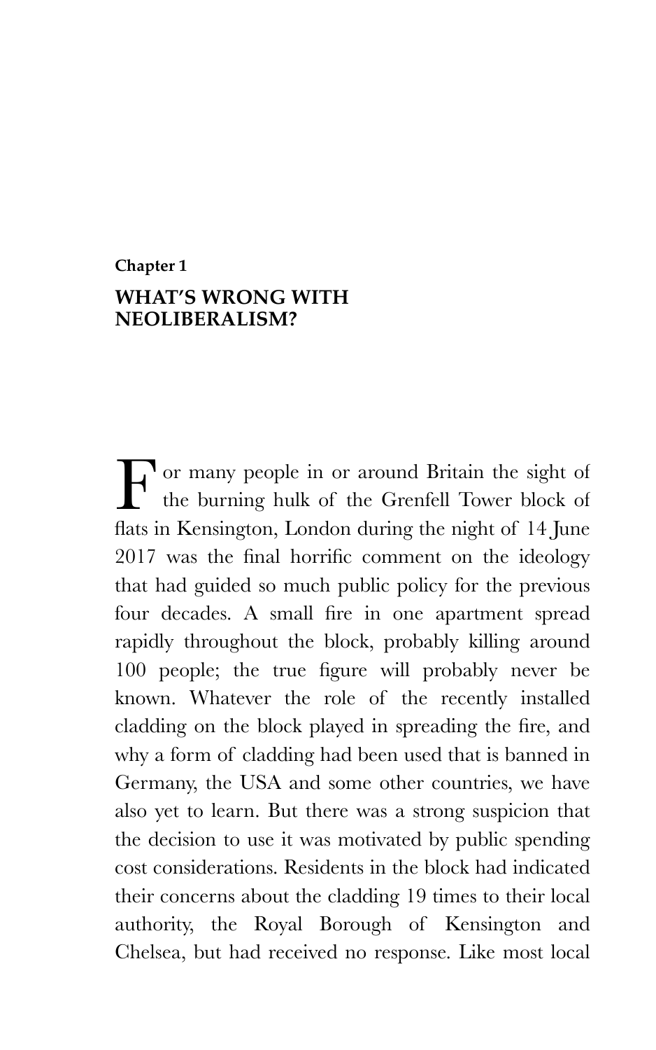**Chapter 1**

# WHAT'S WRONG WITH NEOLIBERALISM?

For many people in or around Britain the sight of the burning hulk of the Grenfell Tower block of flats in Kensington, London during the night of 14 June 2017 was the final horrific comment on the ideology that had guided so much public policy for the previous four decades. A small fire in one apartment spread rapidly throughout the block, probably killing around 100 people; the true figure will probably never be known. Whatever the role of the recently installed cladding on the block played in spreading the fire, and why a form of cladding had been used that is banned in Germany, the USA and some other countries, we have also yet to learn. But there was a strong suspicion that the decision to use it was motivated by public spending cost considerations. Residents in the block had indicated their concerns about the cladding 19 times to their local authority, the Royal Borough of Kensington and Chelsea, but had received no response. Like most local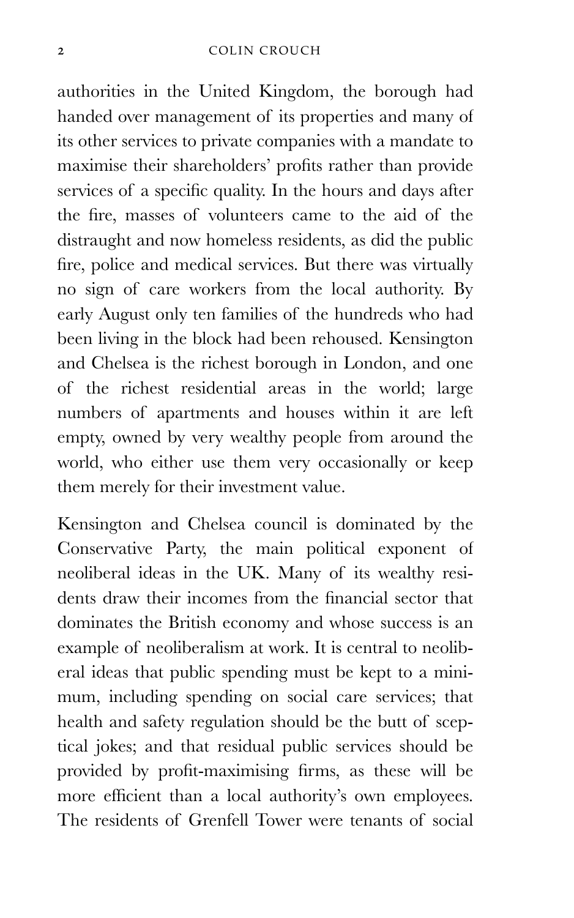authorities in the United Kingdom, the borough had handed over management of its properties and many of its other services to private companies with a mandate to maximise their shareholders' profits rather than provide services of a specific quality. In the hours and days after the fire, masses of volunteers came to the aid of the distraught and now homeless residents, as did the public fire, police and medical services. But there was virtually no sign of care workers from the local authority. By early August only ten families of the hundreds who had been living in the block had been rehoused. Kensington and Chelsea is the richest borough in London, and one of the richest residential areas in the world; large numbers of apartments and houses within it are left empty, owned by very wealthy people from around the world, who either use them very occasionally or keep them merely for their investment value.

Kensington and Chelsea council is dominated by the Conservative Party, the main political exponent of neoliberal ideas in the UK. Many of its wealthy residents draw their incomes from the financial sector that dominates the British economy and whose success is an example of neoliberalism at work. It is central to neoliberal ideas that public spending must be kept to a minimum, including spending on social care services; that health and safety regulation should be the butt of sceptical jokes; and that residual public services should be provided by profit-maximising firms, as these will be more efficient than a local authority's own employees. The residents of Grenfell Tower were tenants of social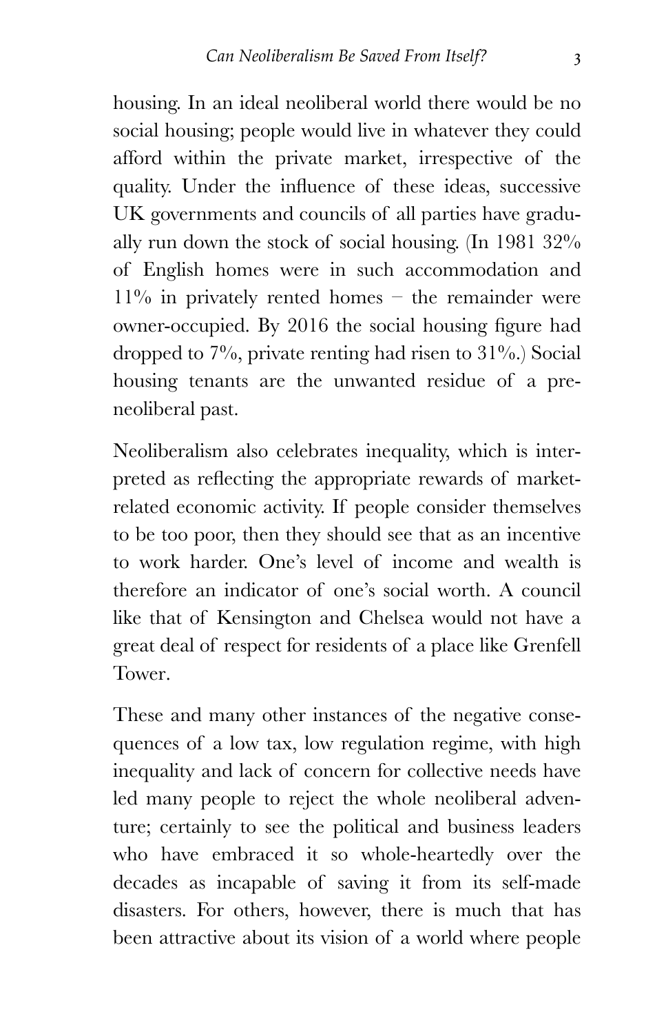housing. In an ideal neoliberal world there would be no social housing; people would live in whatever they could afford within the private market, irrespective of the quality. Under the influence of these ideas, successive UK governments and councils of all parties have gradually run down the stock of social housing. (In 1981 32% of English homes were in such accommodation and 11% in privately rented homes – the remainder were owner-occupied. By 2016 the social housing figure had dropped to 7%, private renting had risen to 31%.) Social housing tenants are the unwanted residue of a pre-neoliberal past.

Neoliberalism also celebrates inequality, which is interpreted as reflecting the appropriate rewards of market-related economic activity. If people consider themselves to be too poor, then they should see that as an incentive to work harder. One's level of income and wealth is therefore an indicator of one's social worth. A council like that of Kensington and Chelsea would not have a great deal of respect for residents of a place like Grenfell Tower.

These and many other instances of the negative consequences of a low tax, low regulation regime, with high inequality and lack of concern for collective needs have led many people to reject the whole neoliberal adventure; certainly to see the political and business leaders who have embraced it so whole-heartedly over the decades as incapable of saving it from its self-made disasters. For others, however, there is much that has been attractive about its vision of a world where people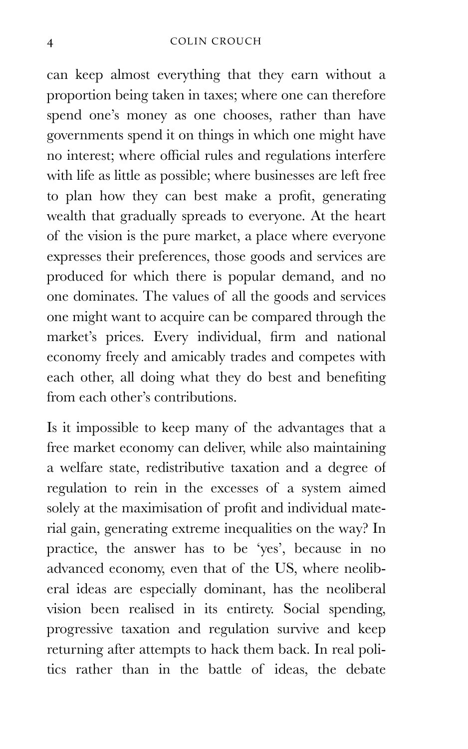can keep almost everything that they earn without a proportion being taken in taxes; where one can therefore spend one's money as one chooses, rather than have governments spend it on things in which one might have no interest; where official rules and regulations interfere with life as little as possible; where businesses are left free to plan how they can best make a profit, generating wealth that gradually spreads to everyone. At the heart of the vision is the pure market, a place where everyone expresses their preferences, those goods and services are produced for which there is popular demand, and no one dominates. The values of all the goods and services one might want to acquire can be compared through the market's prices. Every individual, firm and national economy freely and amicably trades and competes with each other, all doing what they do best and benefiting from each other's contributions.

Is it impossible to keep many of the advantages that a free market economy can deliver, while also maintaining a welfare state, redistributive taxation and a degree of regulation to rein in the excesses of a system aimed solely at the maximisation of profit and individual material gain, generating extreme inequalities on the way? In practice, the answer has to be 'yes', because in no advanced economy, even that of the US, where neoliberal ideas are especially dominant, has the neoliberal vision been realised in its entirety. Social spending, progressive taxation and regulation survive and keep returning after attempts to hack them back. In real politics rather than in the battle of ideas, the debate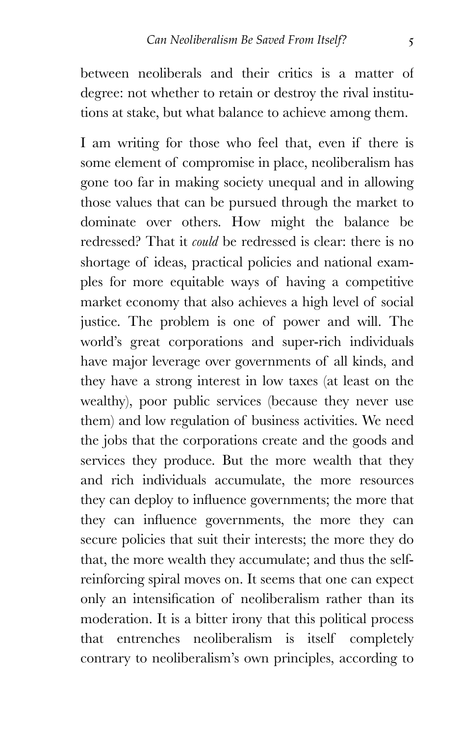between neoliberals and their critics is a matter of degree: not whether to retain or destroy the rival institutions at stake, but what balance to achieve among them.

I am writing for those who feel that, even if there is some element of compromise in place, neoliberalism has gone too far in making society unequal and in allowing those values that can be pursued through the market to dominate over others. How might the balance be redressed? That it *could* be redressed is clear: there is no shortage of ideas, practical policies and national examples for more equitable ways of having a competitive market economy that also achieves a high level of social justice. The problem is one of power and will. The world's great corporations and super-rich individuals have major leverage over governments of all kinds, and they have a strong interest in low taxes (at least on the wealthy), poor public services (because they never use them) and low regulation of business activities. We need the jobs that the corporations create and the goods and services they produce. But the more wealth that they and rich individuals accumulate, the more resources they can deploy to influence governments; the more that they can influence governments, the more they can secure policies that suit their interests; the more they do that, the more wealth they accumulate; and thus the self-reinforcing spiral moves on. It seems that one can expect only an intensification of neoliberalism rather than its moderation. It is a bitter irony that this political process that entrenches neoliberalism is itself completely contrary to neoliberalism's own principles, according to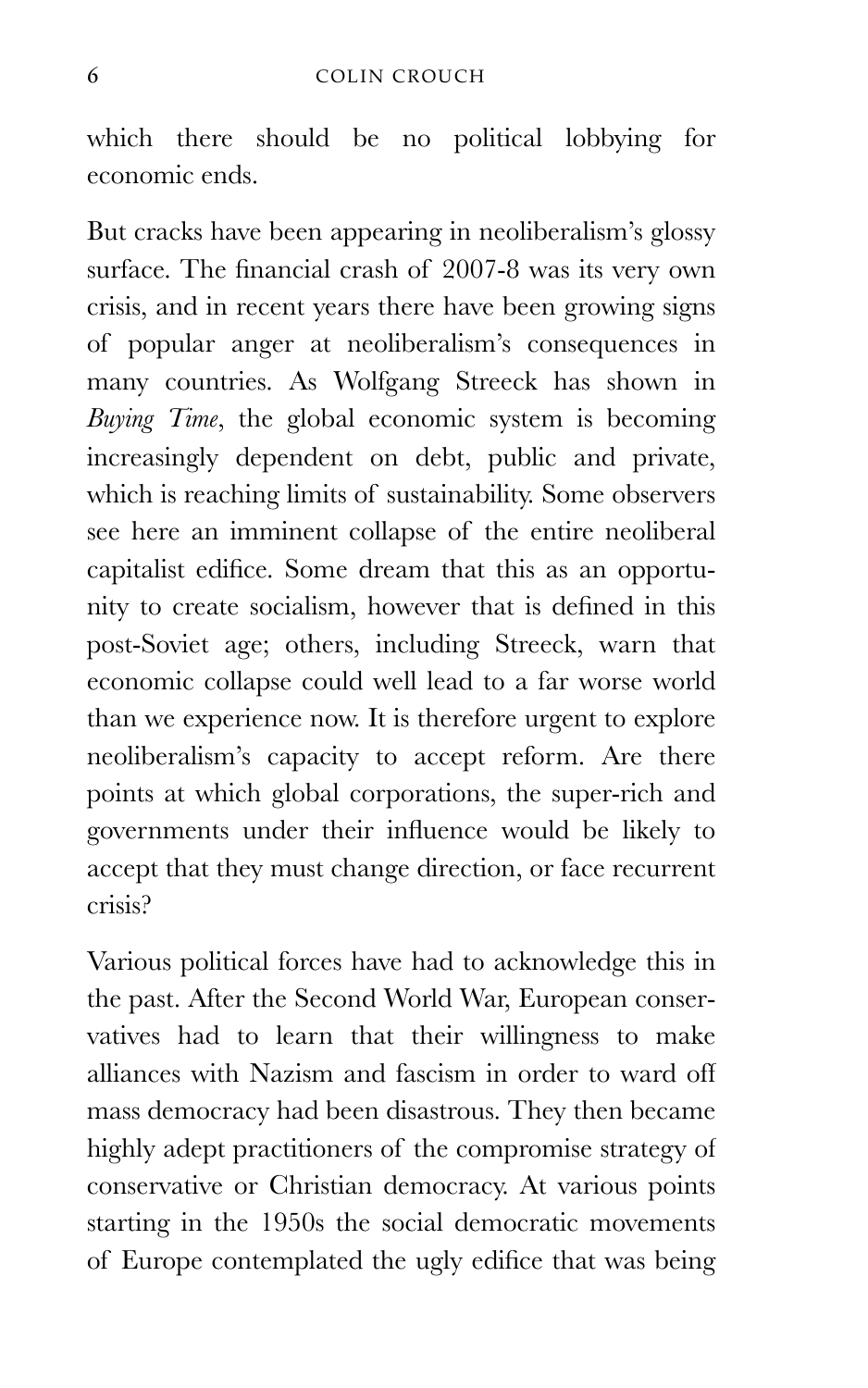which there should be no political lobbying for economic ends.

But cracks have been appearing in neoliberalism's glossy surface. The financial crash of 2007-8 was its very own crisis, and in recent years there have been growing signs of popular anger at neoliberalism's consequences in many countries. As Wolfgang Streeck has shown in *Buying Time*, the global economic system is becoming increasingly dependent on debt, public and private, which is reaching limits of sustainability. Some observers see here an imminent collapse of the entire neoliberal capitalist edifice. Some dream that this as an opportunity to create socialism, however that is defined in this post-Soviet age; others, including Streeck, warn that economic collapse could well lead to a far worse world than we experience now. It is therefore urgent to explore neoliberalism's capacity to accept reform. Are there points at which global corporations, the super-rich and governments under their influence would be likely to accept that they must change direction, or face recurrent crisis?

Various political forces have had to acknowledge this in the past. After the Second World War, European conservatives had to learn that their willingness to make alliances with Nazism and fascism in order to ward off mass democracy had been disastrous. They then became highly adept practitioners of the compromise strategy of conservative or Christian democracy. At various points starting in the 1950s the social democratic movements of Europe contemplated the ugly edifice that was being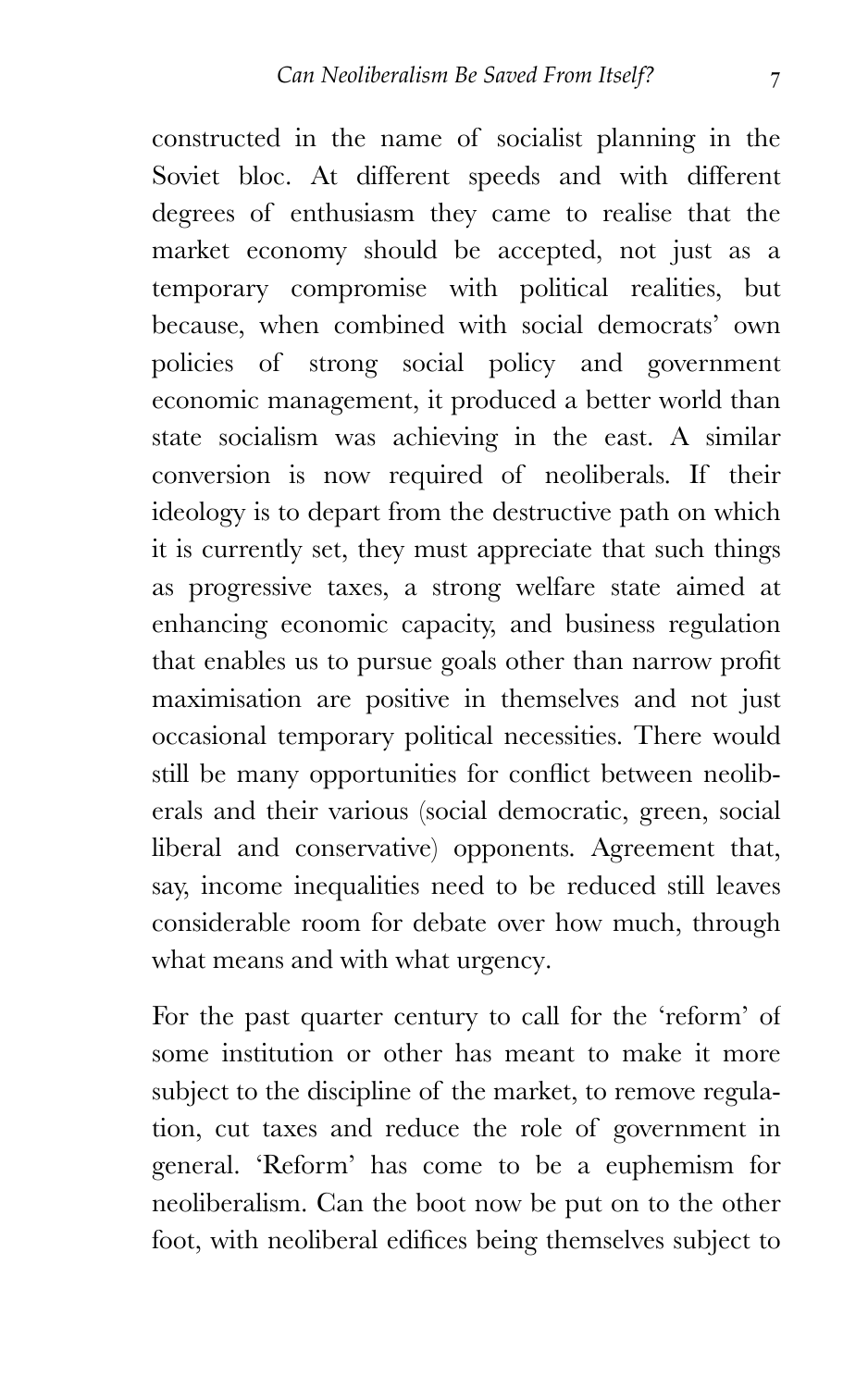constructed in the name of socialist planning in the Soviet bloc. At different speeds and with different degrees of enthusiasm they came to realise that the market economy should be accepted, not just as a temporary compromise with political realities, but because, when combined with social democrats' own policies of strong social policy and government economic management, it produced a better world than state socialism was achieving in the east. A similar conversion is now required of neoliberals. If their ideology is to depart from the destructive path on which it is currently set, they must appreciate that such things as progressive taxes, a strong welfare state aimed at enhancing economic capacity, and business regulation that enables us to pursue goals other than narrow profit maximisation are positive in themselves and not just occasional temporary political necessities. There would still be many opportunities for conflict between neoliberals and their various (social democratic, green, social liberal and conservative) opponents. Agreement that, say, income inequalities need to be reduced still leaves considerable room for debate over how much, through what means and with what urgency.

For the past quarter century to call for the 'reform' of some institution or other has meant to make it more subject to the discipline of the market, to remove regulation, cut taxes and reduce the role of government in general. 'Reform' has come to be a euphemism for neoliberalism. Can the boot now be put on to the other foot, with neoliberal edifices being themselves subject to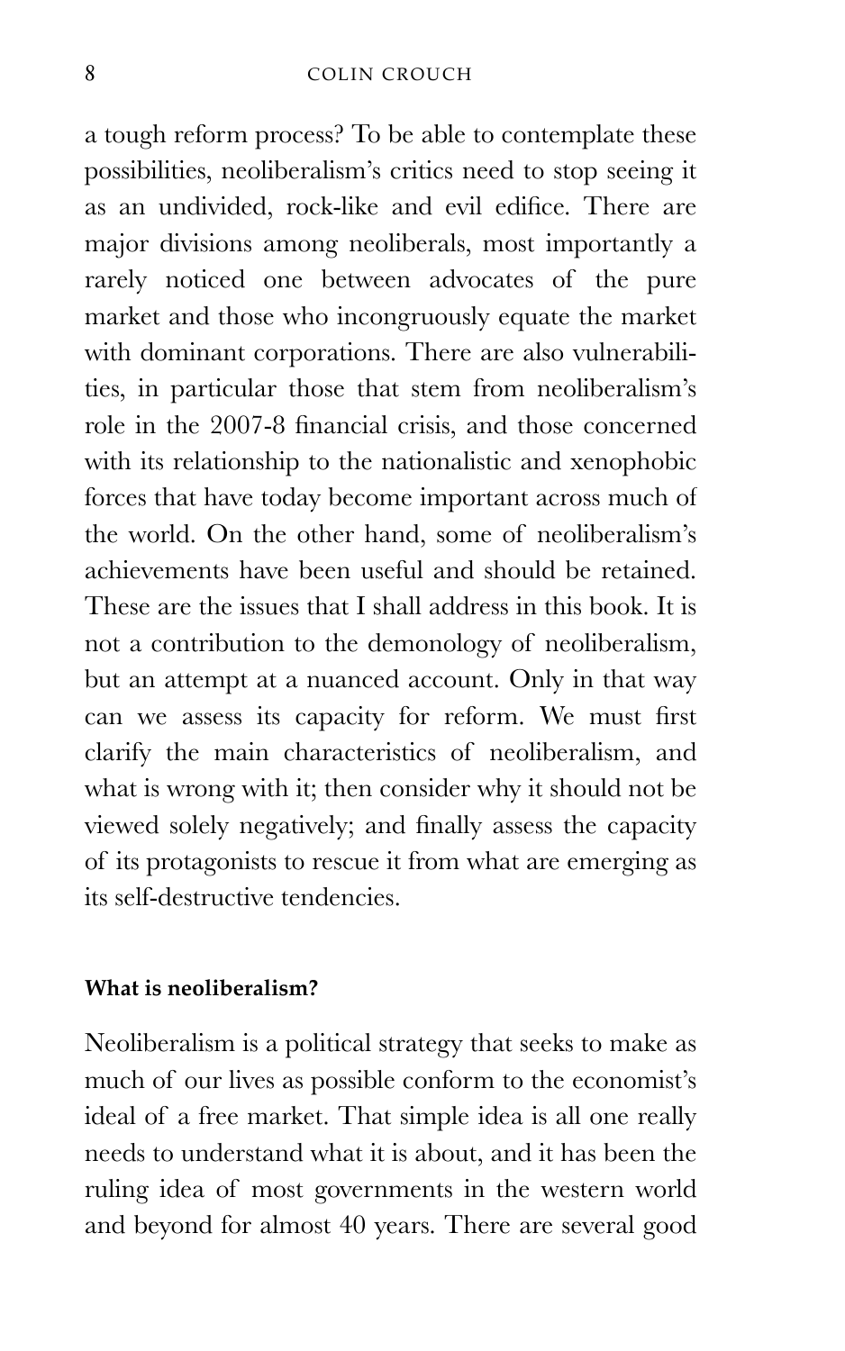a tough reform process? To be able to contemplate these possibilities, neoliberalism's critics need to stop seeing it as an undivided, rock-like and evil edifice. There are major divisions among neoliberals, most importantly a rarely noticed one between advocates of the pure market and those who incongruously equate the market with dominant corporations. There are also vulnerabilities, in particular those that stem from neoliberalism's role in the 2007-8 financial crisis, and those concerned with its relationship to the nationalistic and xenophobic forces that have today become important across much of the world. On the other hand, some of neoliberalism's achievements have been useful and should be retained. These are the issues that I shall address in this book. It is not a contribution to the demonology of neoliberalism, but an attempt at a nuanced account. Only in that way can we assess its capacity for reform. We must first clarify the main characteristics of neoliberalism, and what is wrong with it; then consider why it should not be viewed solely negatively; and finally assess the capacity of its protagonists to rescue it from what are emerging as its self-destructive tendencies.

### What is neoliberalism?

Neoliberalism is a political strategy that seeks to make as much of our lives as possible conform to the economist's ideal of a free market. That simple idea is all one really needs to understand what it is about, and it has been the ruling idea of most governments in the western world and beyond for almost 40 years. There are several good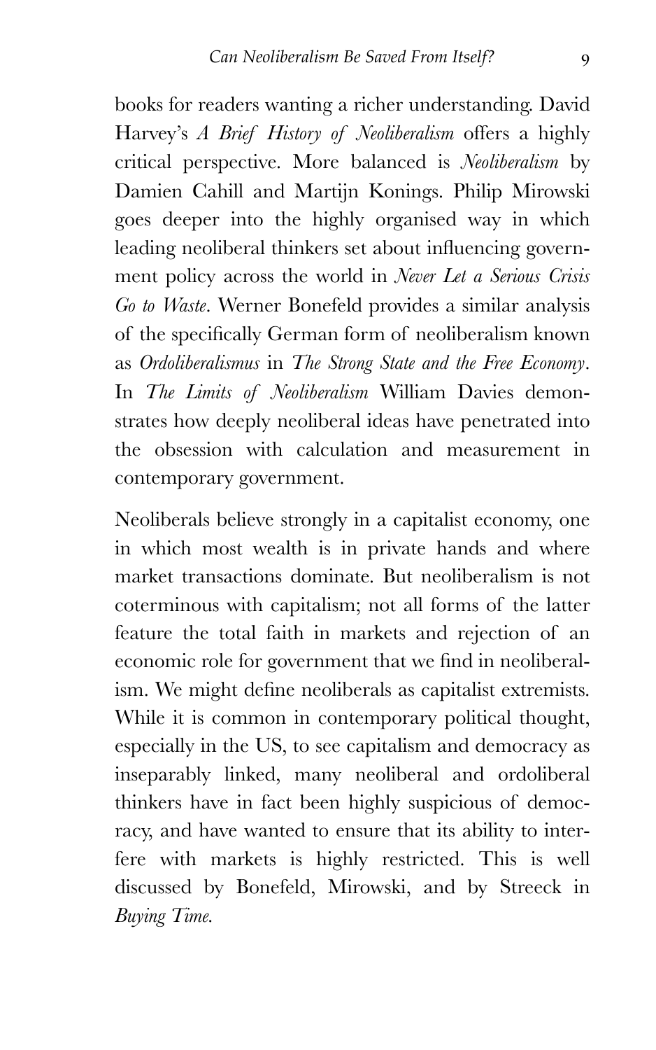books for readers wanting a richer understanding. David Harvey's *A Brief History of Neoliberalism* offers a highly critical perspective. More balanced is *Neoliberalism* by Damien Cahill and Martijn Konings. Philip Mirowski goes deeper into the highly organised way in which leading neoliberal thinkers set about influencing government policy across the world in *Never Let a Serious Crisis Go to Waste*. Werner Bonefeld provides a similar analysis of the specifically German form of neoliberalism known as *Ordoliberalismus* in *The Strong State and the Free Economy*. In *The Limits of Neoliberalism* William Davies demonstrates how deeply neoliberal ideas have penetrated into the obsession with calculation and measurement in contemporary government.

Neoliberals believe strongly in a capitalist economy, one in which most wealth is in private hands and where market transactions dominate. But neoliberalism is not coterminous with capitalism; not all forms of the latter feature the total faith in markets and rejection of an economic role for government that we find in neoliberalism. We might define neoliberals as capitalist extremists. While it is common in contemporary political thought, especially in the US, to see capitalism and democracy as inseparably linked, many neoliberal and ordoliberal thinkers have in fact been highly suspicious of democracy, and have wanted to ensure that its ability to interfere with markets is highly restricted. This is well discussed by Bonefeld, Mirowski, and by Streeck in *Buying Time*.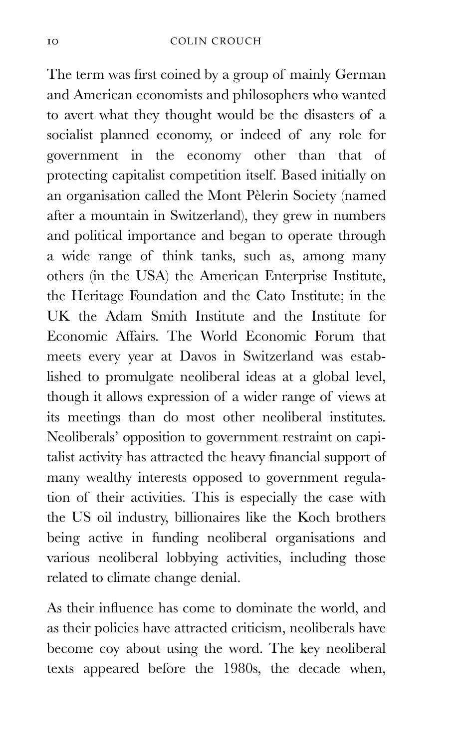The term was first coined by a group of mainly German and American economists and philosophers who wanted to avert what they thought would be the disasters of a socialist planned economy, or indeed of any role for government in the economy other than that of protecting capitalist competition itself. Based initially on an organisation called the Mont Pèlerin Society (named after a mountain in Switzerland), they grew in numbers and political importance and began to operate through a wide range of think tanks, such as, among many others (in the USA) the American Enterprise Institute, the Heritage Foundation and the Cato Institute; in the UK the Adam Smith Institute and the Institute for Economic Affairs. The World Economic Forum that meets every year at Davos in Switzerland was established to promulgate neoliberal ideas at a global level, though it allows expression of a wider range of views at its meetings than do most other neoliberal institutes. Neoliberals' opposition to government restraint on capitalist activity has attracted the heavy financial support of many wealthy interests opposed to government regulation of their activities. This is especially the case with the US oil industry, billionaires like the Koch brothers being active in funding neoliberal organisations and various neoliberal lobbying activities, including those related to climate change denial.

As their influence has come to dominate the world, and as their policies have attracted criticism, neoliberals have become coy about using the word. The key neoliberal texts appeared before the 1980s, the decade when,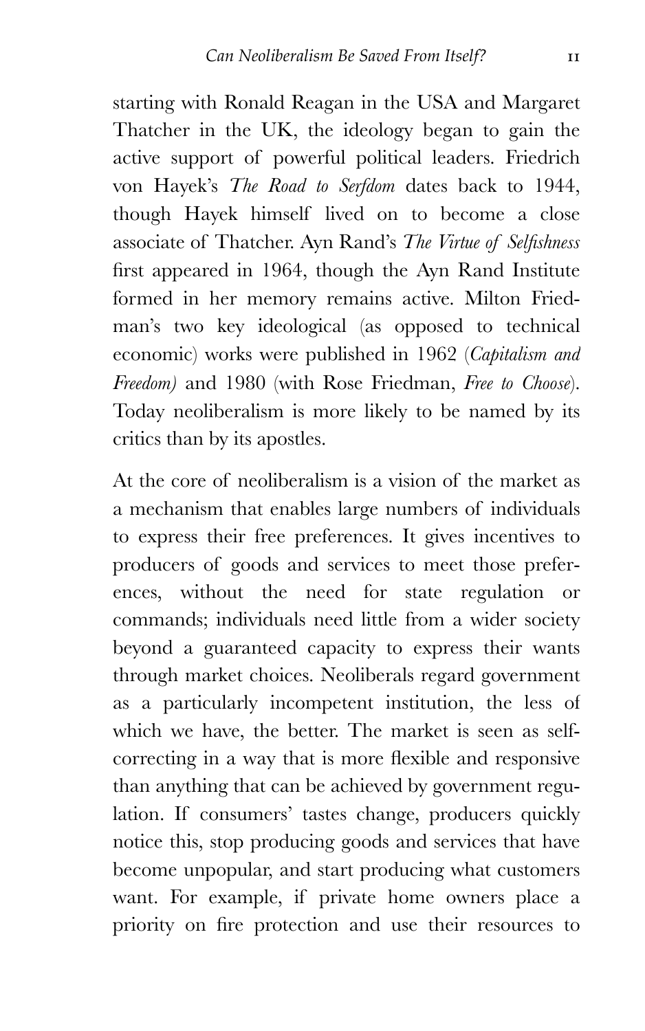starting with Ronald Reagan in the USA and Margaret Thatcher in the UK, the ideology began to gain the active support of powerful political leaders. Friedrich von Hayek's *The Road to Serfdom* dates back to 1944, though Hayek himself lived on to become a close associate of Thatcher. Ayn Rand's *The Virtue of Selfishness* first appeared in 1964, though the Ayn Rand Institute formed in her memory remains active. Milton Friedman's two key ideological (as opposed to technical economic) works were published in 1962 (*Capitalism and Freedom)* and 1980 (with Rose Friedman, *Free to Choose*). Today neoliberalism is more likely to be named by its critics than by its apostles.

At the core of neoliberalism is a vision of the market as a mechanism that enables large numbers of individuals to express their free preferences. It gives incentives to producers of goods and services to meet those preferences, without the need for state regulation or commands; individuals need little from a wider society beyond a guaranteed capacity to express their wants through market choices. Neoliberals regard government as a particularly incompetent institution, the less of which we have, the better. The market is seen as self-correcting in a way that is more flexible and responsive than anything that can be achieved by government regulation. If consumers' tastes change, producers quickly notice this, stop producing goods and services that have become unpopular, and start producing what customers want. For example, if private home owners place a priority on fire protection and use their resources to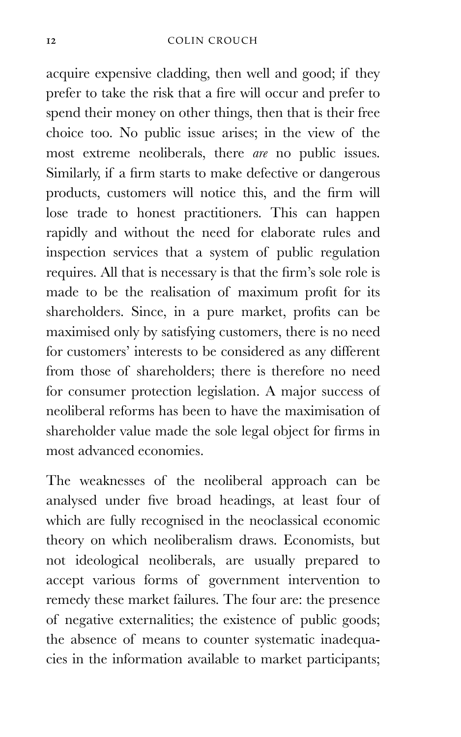acquire expensive cladding, then well and good; if they prefer to take the risk that a fire will occur and prefer to spend their money on other things, then that is their free choice too. No public issue arises; in the view of the most extreme neoliberals, there *are* no public issues. Similarly, if a firm starts to make defective or dangerous products, customers will notice this, and the firm will lose trade to honest practitioners. This can happen rapidly and without the need for elaborate rules and inspection services that a system of public regulation requires. All that is necessary is that the firm's sole role is made to be the realisation of maximum profit for its shareholders. Since, in a pure market, profits can be maximised only by satisfying customers, there is no need for customers' interests to be considered as any different from those of shareholders; there is therefore no need for consumer protection legislation. A major success of neoliberal reforms has been to have the maximisation of shareholder value made the sole legal object for firms in most advanced economies.

The weaknesses of the neoliberal approach can be analysed under five broad headings, at least four of which are fully recognised in the neoclassical economic theory on which neoliberalism draws. Economists, but not ideological neoliberals, are usually prepared to accept various forms of government intervention to remedy these market failures. The four are: the presence of negative externalities; the existence of public goods; the absence of means to counter systematic inadequacies in the information available to market participants;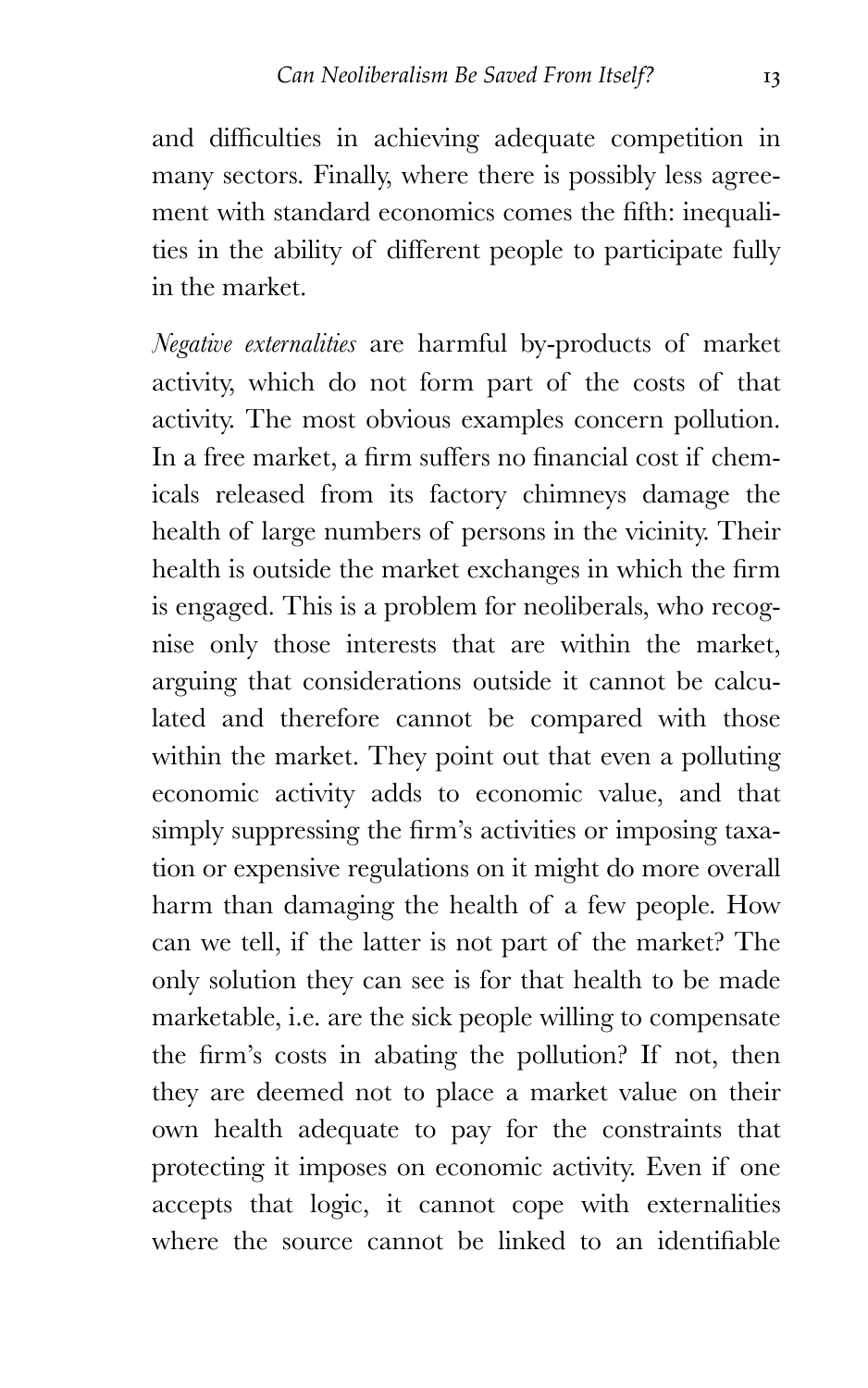and difficulties in achieving adequate competition in many sectors. Finally, where there is possibly less agreement with standard economics comes the fifth: inequalities in the ability of different people to participate fully in the market.

*Negative externalities* are harmful by-products of market activity, which do not form part of the costs of that activity. The most obvious examples concern pollution. In a free market, a firm suffers no financial cost if chemicals released from its factory chimneys damage the health of large numbers of persons in the vicinity. Their health is outside the market exchanges in which the firm is engaged. This is a problem for neoliberals, who recognise only those interests that are within the market, arguing that considerations outside it cannot be calculated and therefore cannot be compared with those within the market. They point out that even a polluting economic activity adds to economic value, and that simply suppressing the firm's activities or imposing taxation or expensive regulations on it might do more overall harm than damaging the health of a few people. How can we tell, if the latter is not part of the market? The only solution they can see is for that health to be made marketable, i.e. are the sick people willing to compensate the firm's costs in abating the pollution? If not, then they are deemed not to place a market value on their own health adequate to pay for the constraints that protecting it imposes on economic activity. Even if one accepts that logic, it cannot cope with externalities where the source cannot be linked to an identifiable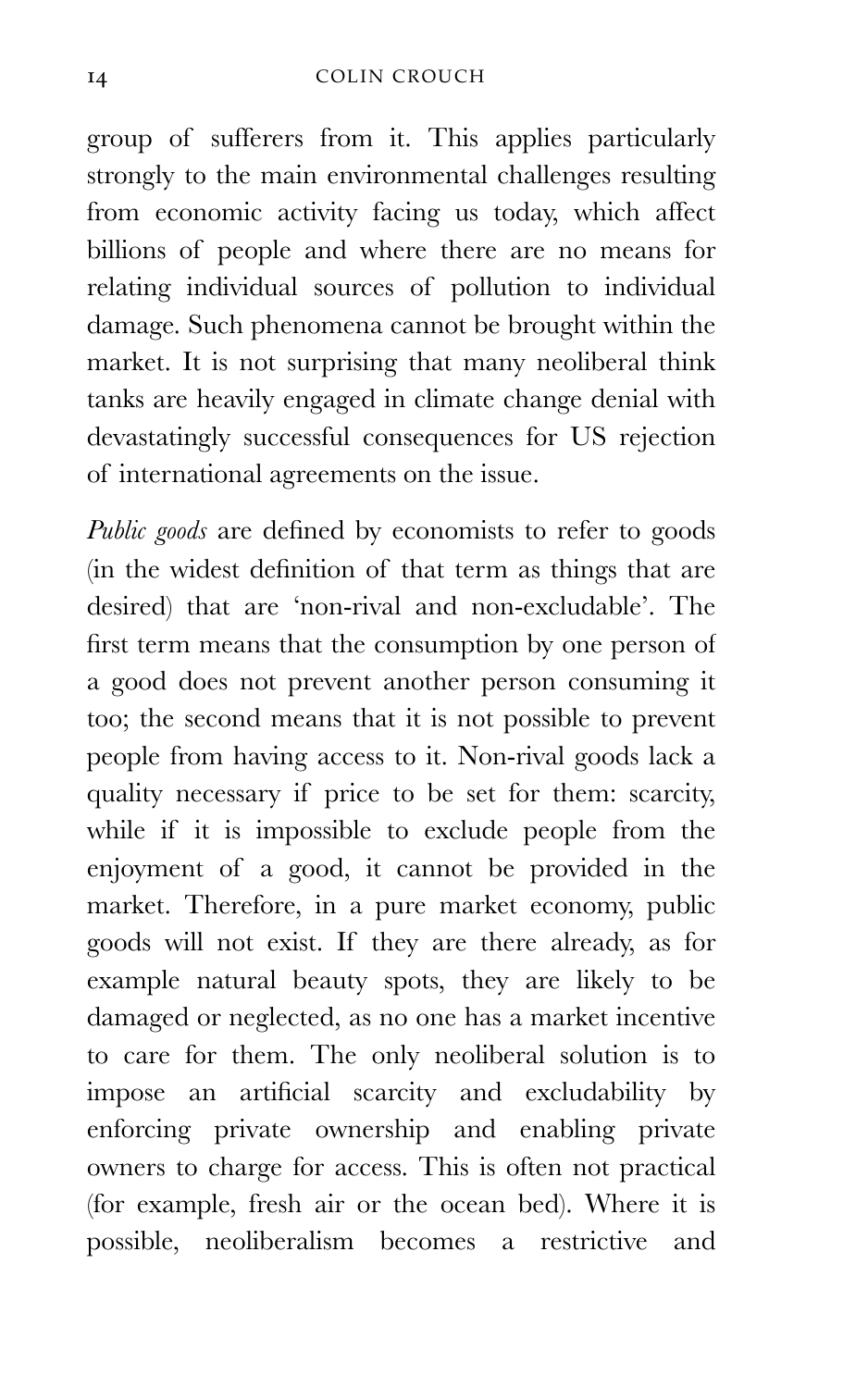group of sufferers from it. This applies particularly strongly to the main environmental challenges resulting from economic activity facing us today, which affect billions of people and where there are no means for relating individual sources of pollution to individual damage. Such phenomena cannot be brought within the market. It is not surprising that many neoliberal think tanks are heavily engaged in climate change denial with devastatingly successful consequences for US rejection of international agreements on the issue.

*Public goods* are defined by economists to refer to goods (in the widest definition of that term as things that are desired) that are 'non-rival and non-excludable'. The first term means that the consumption by one person of a good does not prevent another person consuming it too; the second means that it is not possible to prevent people from having access to it. Non-rival goods lack a quality necessary if price to be set for them: scarcity, while if it is impossible to exclude people from the enjoyment of a good, it cannot be provided in the market. Therefore, in a pure market economy, public goods will not exist. If they are there already, as for example natural beauty spots, they are likely to be damaged or neglected, as no one has a market incentive to care for them. The only neoliberal solution is to impose an artificial scarcity and excludability by enforcing private ownership and enabling private owners to charge for access. This is often not practical (for example, fresh air or the ocean bed). Where it is possible, neoliberalism becomes a restrictive and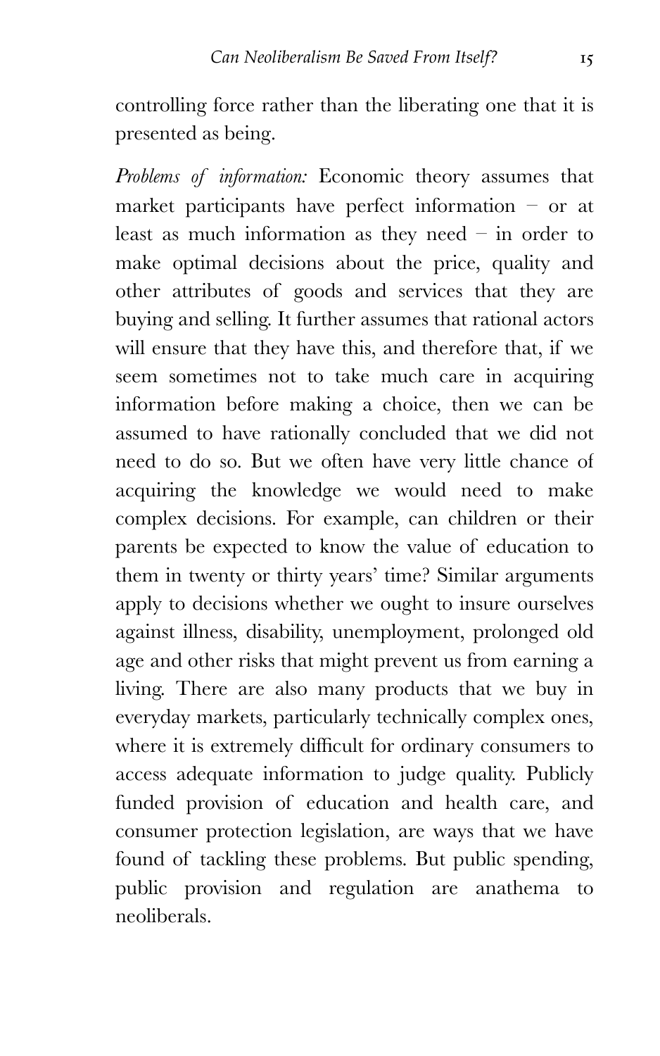controlling force rather than the liberating one that it is presented as being.

*Problems of information:* Economic theory assumes that market participants have perfect information – or at least as much information as they need – in order to make optimal decisions about the price, quality and other attributes of goods and services that they are buying and selling. It further assumes that rational actors will ensure that they have this, and therefore that, if we seem sometimes not to take much care in acquiring information before making a choice, then we can be assumed to have rationally concluded that we did not need to do so. But we often have very little chance of acquiring the knowledge we would need to make complex decisions. For example, can children or their parents be expected to know the value of education to them in twenty or thirty years' time? Similar arguments apply to decisions whether we ought to insure ourselves against illness, disability, unemployment, prolonged old age and other risks that might prevent us from earning a living. There are also many products that we buy in everyday markets, particularly technically complex ones, where it is extremely difficult for ordinary consumers to access adequate information to judge quality. Publicly funded provision of education and health care, and consumer protection legislation, are ways that we have found of tackling these problems. But public spending, public provision and regulation are anathema to neoliberals.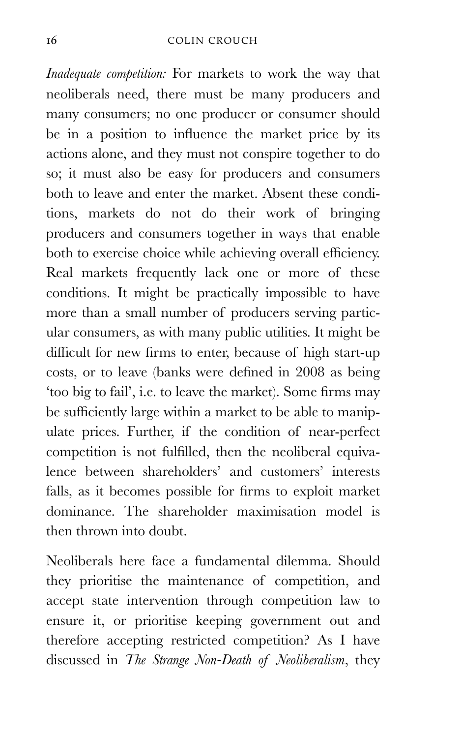*Inadequate competition:* For markets to work the way that neoliberals need, there must be many producers and many consumers; no one producer or consumer should be in a position to influence the market price by its actions alone, and they must not conspire together to do so; it must also be easy for producers and consumers both to leave and enter the market. Absent these conditions, markets do not do their work of bringing producers and consumers together in ways that enable both to exercise choice while achieving overall efficiency. Real markets frequently lack one or more of these conditions. It might be practically impossible to have more than a small number of producers serving particular consumers, as with many public utilities. It might be difficult for new firms to enter, because of high start-up costs, or to leave (banks were defined in 2008 as being 'too big to fail', i.e. to leave the market). Some firms may be sufficiently large within a market to be able to manipulate prices. Further, if the condition of near-perfect competition is not fulfilled, then the neoliberal equivalence between shareholders' and customers' interests falls, as it becomes possible for firms to exploit market dominance. The shareholder maximisation model is then thrown into doubt.

Neoliberals here face a fundamental dilemma. Should they prioritise the maintenance of competition, and accept state intervention through competition law to ensure it, or prioritise keeping government out and therefore accepting restricted competition? As I have discussed in *The Strange Non-Death of Neoliberalism*, they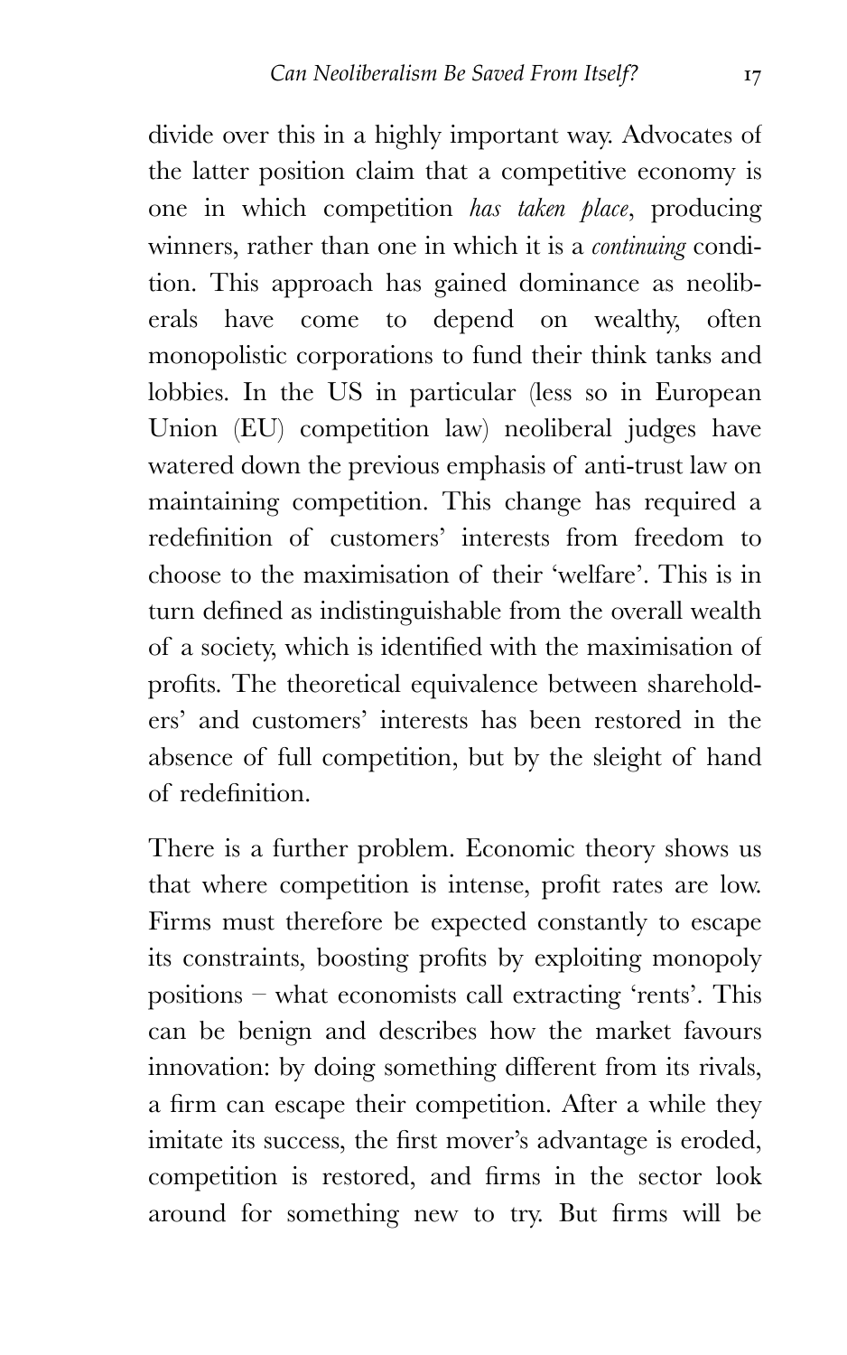divide over this in a highly important way. Advocates of the latter position claim that a competitive economy is one in which competition *has taken place*, producing winners, rather than one in which it is a *continuing* condition. This approach has gained dominance as neoliberals have come to depend on wealthy, often monopolistic corporations to fund their think tanks and lobbies. In the US in particular (less so in European Union (EU) competition law) neoliberal judges have watered down the previous emphasis of anti-trust law on maintaining competition. This change has required a redefinition of customers' interests from freedom to choose to the maximisation of their 'welfare'. This is in turn defined as indistinguishable from the overall wealth of a society, which is identified with the maximisation of profits. The theoretical equivalence between shareholders' and customers' interests has been restored in the absence of full competition, but by the sleight of hand of redefinition.

There is a further problem. Economic theory shows us that where competition is intense, profit rates are low. Firms must therefore be expected constantly to escape its constraints, boosting profits by exploiting monopoly positions – what economists call extracting 'rents'. This can be benign and describes how the market favours innovation: by doing something different from its rivals, a firm can escape their competition. After a while they imitate its success, the first mover's advantage is eroded, competition is restored, and firms in the sector look around for something new to try. But firms will be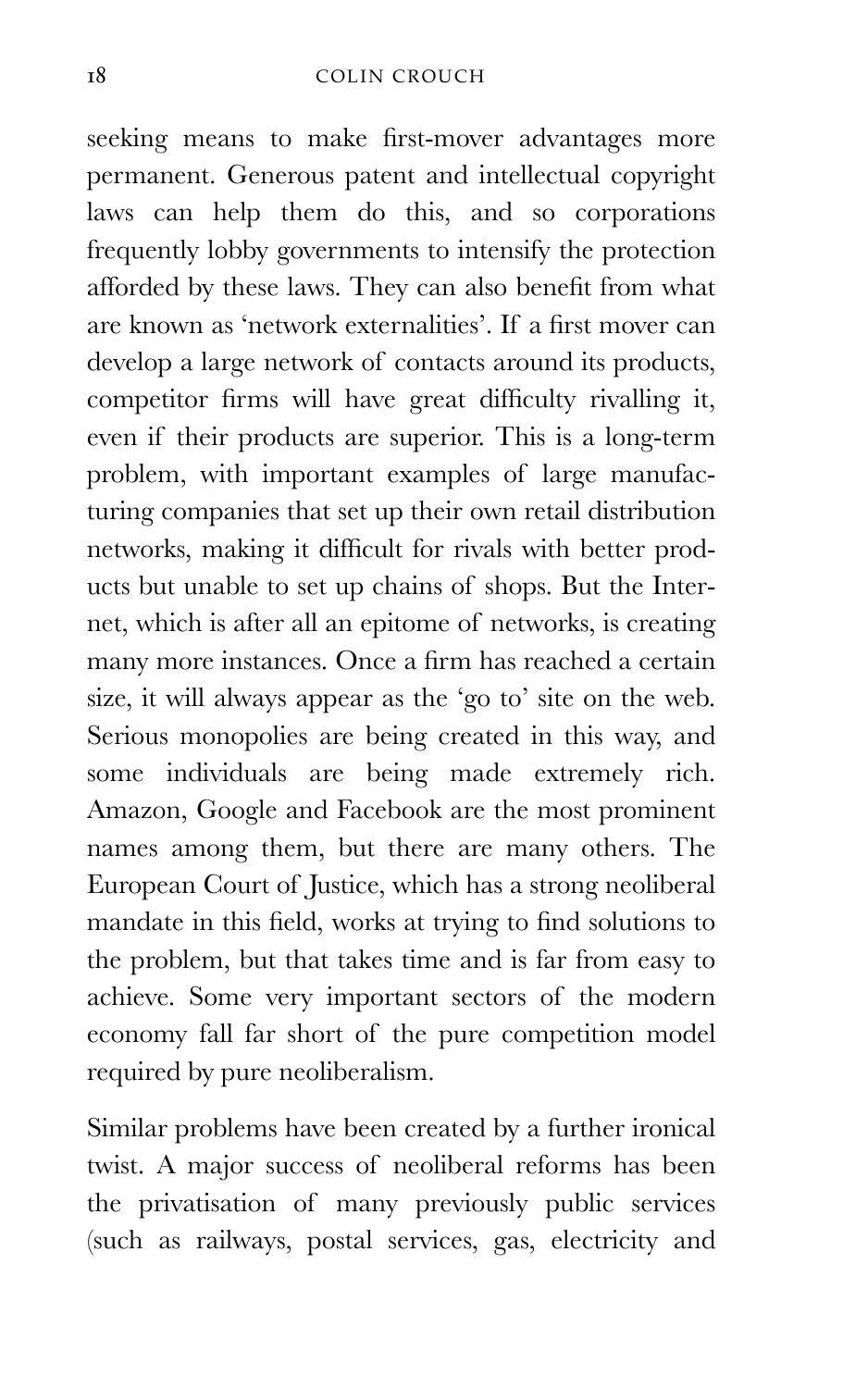seeking means to make first-mover advantages more permanent. Generous patent and intellectual copyright laws can help them do this, and so corporations frequently lobby governments to intensify the protection afforded by these laws. They can also benefit from what are known as 'network externalities'. If a first mover can develop a large network of contacts around its products, competitor firms will have great difficulty rivalling it, even if their products are superior. This is a long-term problem, with important examples of large manufacturing companies that set up their own retail distribution networks, making it difficult for rivals with better products but unable to set up chains of shops. But the Internet, which is after all an epitome of networks, is creating many more instances. Once a firm has reached a certain size, it will always appear as the 'go to' site on the web. Serious monopolies are being created in this way, and some individuals are being made extremely rich. Amazon, Google and Facebook are the most prominent names among them, but there are many others. The European Court of Justice, which has a strong neoliberal mandate in this field, works at trying to find solutions to the problem, but that takes time and is far from easy to achieve. Some very important sectors of the modern economy fall far short of the pure competition model required by pure neoliberalism.

Similar problems have been created by a further ironical twist. A major success of neoliberal reforms has been the privatisation of many previously public services (such as railways, postal services, gas, electricity and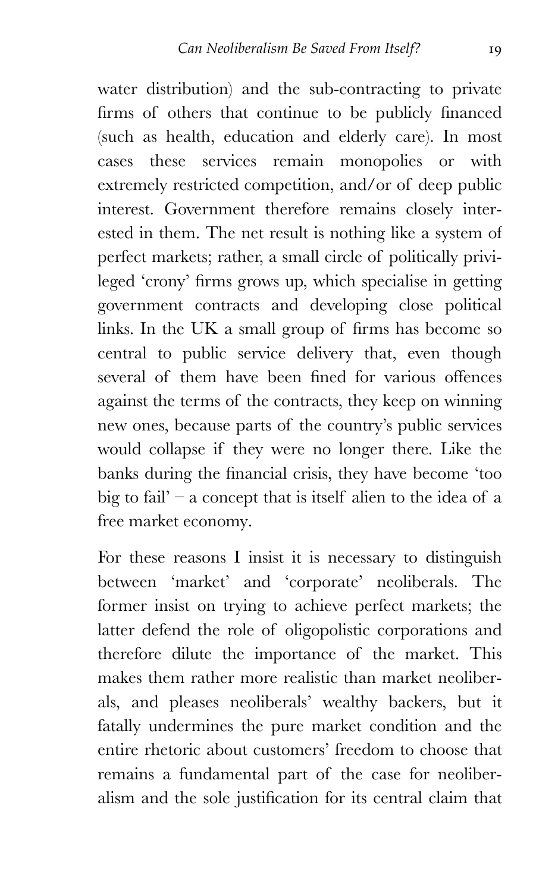water distribution) and the sub-contracting to private firms of others that continue to be publicly financed (such as health, education and elderly care). In most cases these services remain monopolies or with extremely restricted competition, and/or of deep public interest. Government therefore remains closely interested in them. The net result is nothing like a system of perfect markets; rather, a small circle of politically privileged 'crony' firms grows up, which specialise in getting government contracts and developing close political links. In the UK a small group of firms has become so central to public service delivery that, even though several of them have been fined for various offences against the terms of the contracts, they keep on winning new ones, because parts of the country's public services would collapse if they were no longer there. Like the banks during the financial crisis, they have become 'too big to fail' – a concept that is itself alien to the idea of a free market economy.

For these reasons I insist it is necessary to distinguish between 'market' and 'corporate' neoliberals. The former insist on trying to achieve perfect markets; the latter defend the role of oligopolistic corporations and therefore dilute the importance of the market. This makes them rather more realistic than market neoliberals, and pleases neoliberals' wealthy backers, but it fatally undermines the pure market condition and the entire rhetoric about customers' freedom to choose that remains a fundamental part of the case for neoliberalism and the sole justification for its central claim that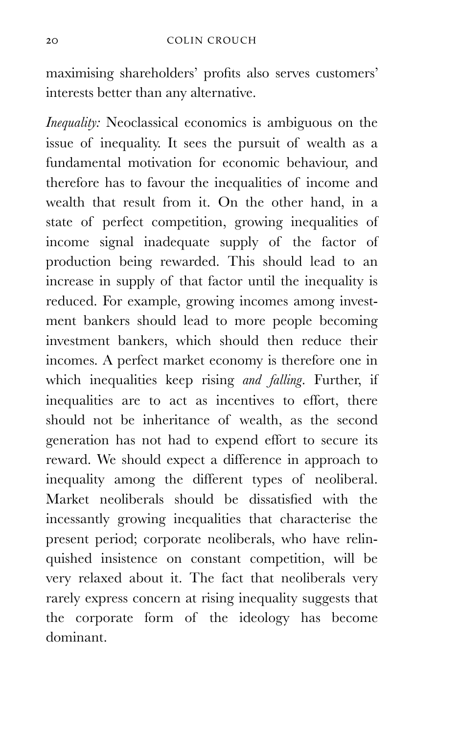maximising shareholders' profits also serves customers' interests better than any alternative.

*Inequality:* Neoclassical economics is ambiguous on the issue of inequality. It sees the pursuit of wealth as a fundamental motivation for economic behaviour, and therefore has to favour the inequalities of income and wealth that result from it. On the other hand, in a state of perfect competition, growing inequalities of income signal inadequate supply of the factor of production being rewarded. This should lead to an increase in supply of that factor until the inequality is reduced. For example, growing incomes among investment bankers should lead to more people becoming investment bankers, which should then reduce their incomes. A perfect market economy is therefore one in which inequalities keep rising *and falling*. Further, if inequalities are to act as incentives to effort, there should not be inheritance of wealth, as the second generation has not had to expend effort to secure its reward. We should expect a difference in approach to inequality among the different types of neoliberal. Market neoliberals should be dissatisfied with the incessantly growing inequalities that characterise the present period; corporate neoliberals, who have relinquished insistence on constant competition, will be very relaxed about it. The fact that neoliberals very rarely express concern at rising inequality suggests that the corporate form of the ideology has become dominant.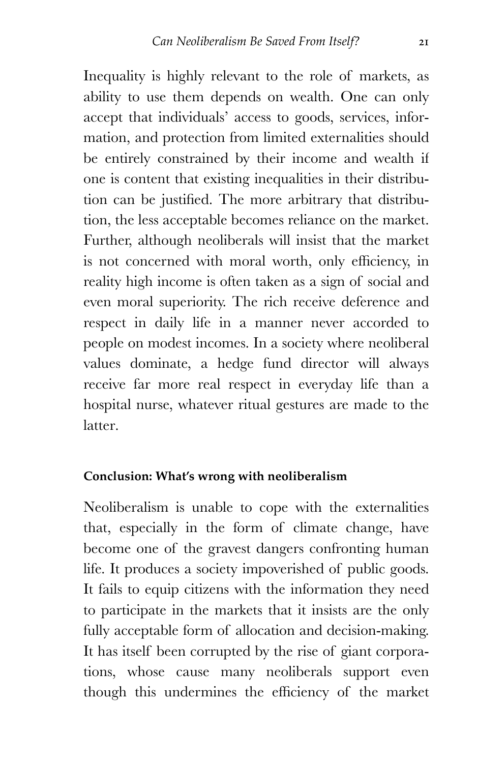Inequality is highly relevant to the role of markets, as ability to use them depends on wealth. One can only accept that individuals' access to goods, services, information, and protection from limited externalities should be entirely constrained by their income and wealth if one is content that existing inequalities in their distribution can be justified. The more arbitrary that distribution, the less acceptable becomes reliance on the market. Further, although neoliberals will insist that the market is not concerned with moral worth, only efficiency, in reality high income is often taken as a sign of social and even moral superiority. The rich receive deference and respect in daily life in a manner never accorded to people on modest incomes. In a society where neoliberal values dominate, a hedge fund director will always receive far more real respect in everyday life than a hospital nurse, whatever ritual gestures are made to the latter.

### Conclusion: What's wrong with neoliberalism

Neoliberalism is unable to cope with the externalities that, especially in the form of climate change, have become one of the gravest dangers confronting human life. It produces a society impoverished of public goods. It fails to equip citizens with the information they need to participate in the markets that it insists are the only fully acceptable form of allocation and decision-making. It has itself been corrupted by the rise of giant corporations, whose cause many neoliberals support even though this undermines the efficiency of the market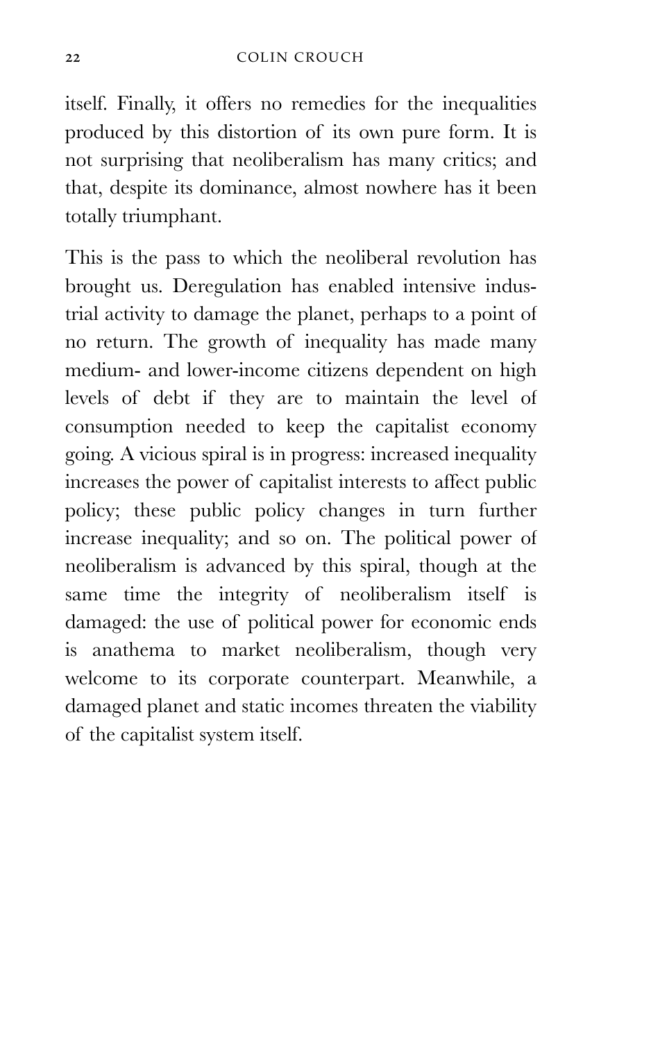itself. Finally, it offers no remedies for the inequalities produced by this distortion of its own pure form. It is not surprising that neoliberalism has many critics; and that, despite its dominance, almost nowhere has it been totally triumphant.

This is the pass to which the neoliberal revolution has brought us. Deregulation has enabled intensive industrial activity to damage the planet, perhaps to a point of no return. The growth of inequality has made many medium- and lower-income citizens dependent on high levels of debt if they are to maintain the level of consumption needed to keep the capitalist economy going. A vicious spiral is in progress: increased inequality increases the power of capitalist interests to affect public policy; these public policy changes in turn further increase inequality; and so on. The political power of neoliberalism is advanced by this spiral, though at the same time the integrity of neoliberalism itself is damaged: the use of political power for economic ends is anathema to market neoliberalism, though very welcome to its corporate counterpart. Meanwhile, a damaged planet and static incomes threaten the viability of the capitalist system itself.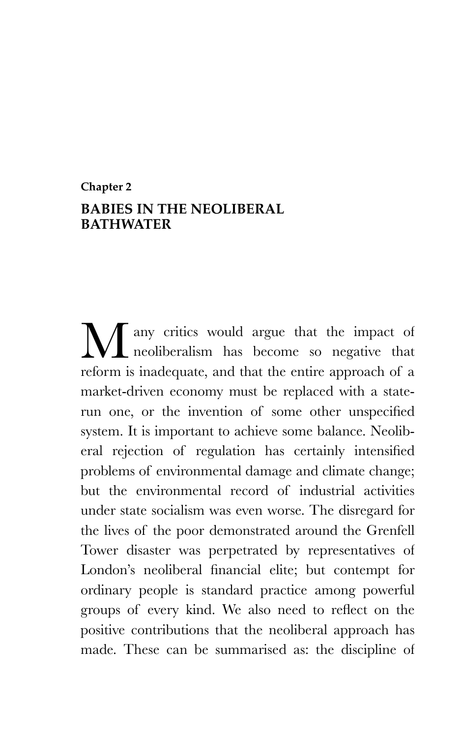## Chapter 2

## BABIES IN THE NEOLIBERAL BATHWATER

Many critics would argue that the impact of neoliberalism has become so negative that reform is inadequate, and that the entire approach of a market-driven economy must be replaced with a state-run one, or the invention of some other unspecified system. It is important to achieve some balance. Neoliberal rejection of regulation has certainly intensified problems of environmental damage and climate change; but the environmental record of industrial activities under state socialism was even worse. The disregard for the lives of the poor demonstrated around the Grenfell Tower disaster was perpetrated by representatives of London's neoliberal financial elite; but contempt for ordinary people is standard practice among powerful groups of every kind. We also need to reflect on the positive contributions that the neoliberal approach has made. These can be summarised as: the discipline of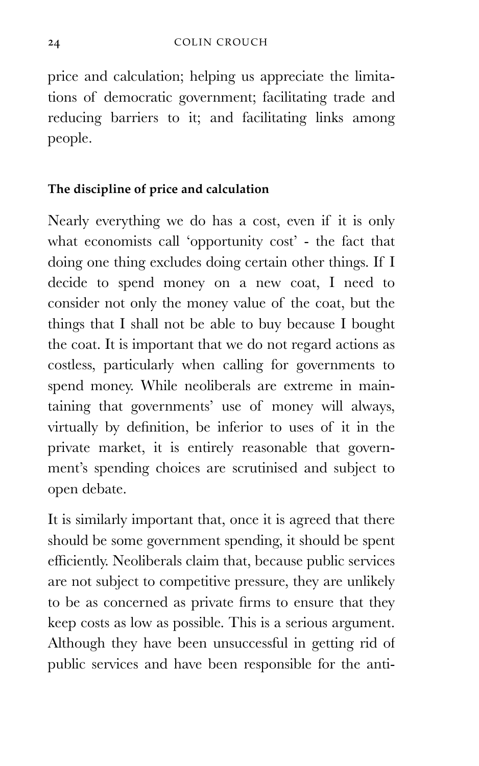price and calculation; helping us appreciate the limitations of democratic government; facilitating trade and reducing barriers to it; and facilitating links among people.

**The discipline of price and calculation**

Nearly everything we do has a cost, even if it is only what economists call 'opportunity cost' - the fact that doing one thing excludes doing certain other things. If I decide to spend money on a new coat, I need to consider not only the money value of the coat, but the things that I shall not be able to buy because I bought the coat. It is important that we do not regard actions as costless, particularly when calling for governments to spend money. While neoliberals are extreme in maintaining that governments' use of money will always, virtually by definition, be inferior to uses of it in the private market, it is entirely reasonable that government's spending choices are scrutinised and subject to open debate.

It is similarly important that, once it is agreed that there should be some government spending, it should be spent efficiently. Neoliberals claim that, because public services are not subject to competitive pressure, they are unlikely to be as concerned as private firms to ensure that they keep costs as low as possible. This is a serious argument. Although they have been unsuccessful in getting rid of public services and have been responsible for the anti-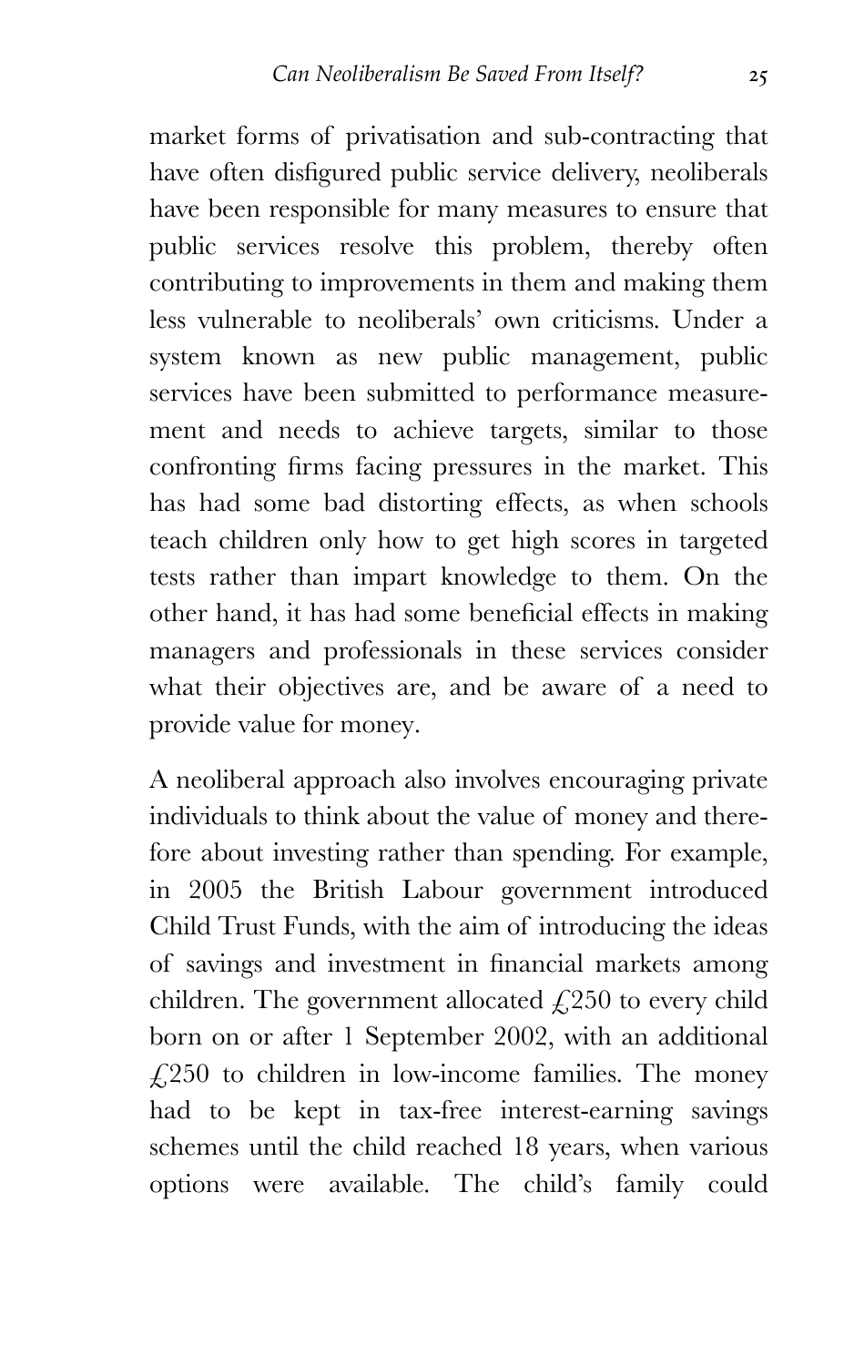market forms of privatisation and sub-contracting that have often disfigured public service delivery, neoliberals have been responsible for many measures to ensure that public services resolve this problem, thereby often contributing to improvements in them and making them less vulnerable to neoliberals' own criticisms. Under a system known as new public management, public services have been submitted to performance measurement and needs to achieve targets, similar to those confronting firms facing pressures in the market. This has had some bad distorting effects, as when schools teach children only how to get high scores in targeted tests rather than impart knowledge to them. On the other hand, it has had some beneficial effects in making managers and professionals in these services consider what their objectives are, and be aware of a need to provide value for money.

A neoliberal approach also involves encouraging private individuals to think about the value of money and therefore about investing rather than spending. For example, in 2005 the British Labour government introduced Child Trust Funds, with the aim of introducing the ideas of savings and investment in financial markets among children. The government allocated £250 to every child born on or after 1 September 2002, with an additional £250 to children in low-income families. The money had to be kept in tax-free interest-earning savings schemes until the child reached 18 years, when various options were available. The child's family could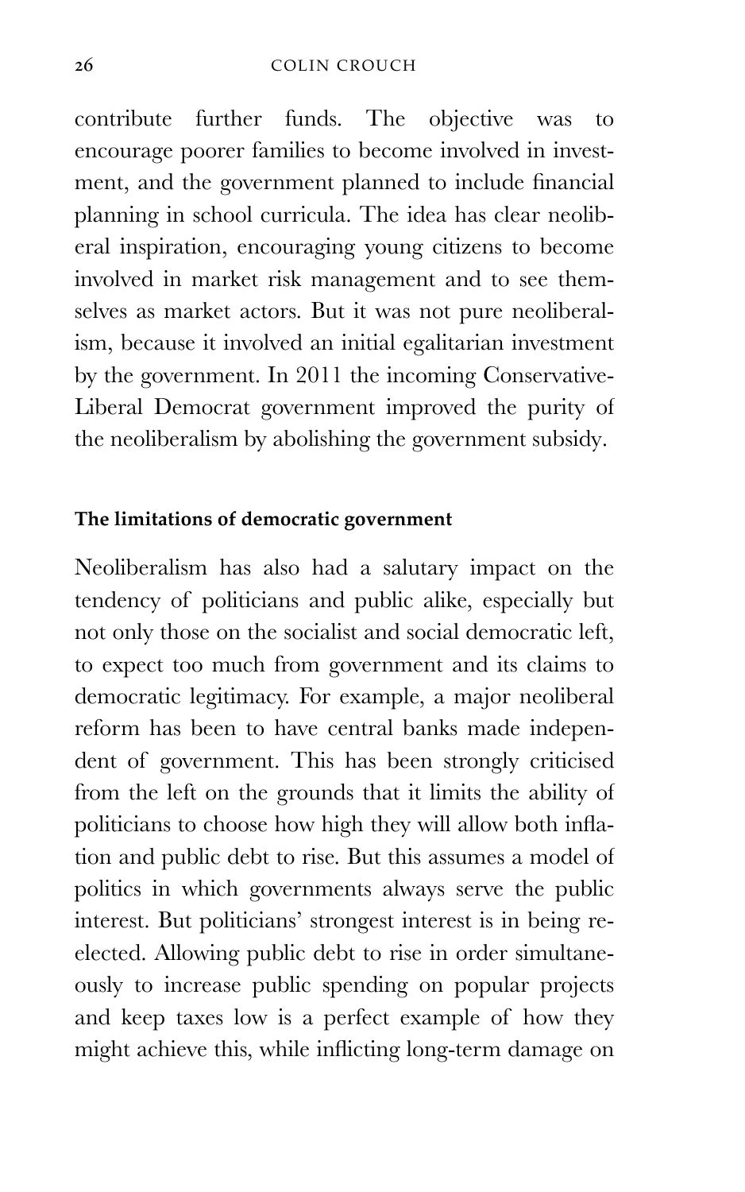contribute further funds. The objective was to encourage poorer families to become involved in investment, and the government planned to include financial planning in school curricula. The idea has clear neoliberal inspiration, encouraging young citizens to become involved in market risk management and to see themselves as market actors. But it was not pure neoliberalism, because it involved an initial egalitarian investment by the government. In 2011 the incoming Conservative-Liberal Democrat government improved the purity of the neoliberalism by abolishing the government subsidy.

### The limitations of democratic government

Neoliberalism has also had a salutary impact on the tendency of politicians and public alike, especially but not only those on the socialist and social democratic left, to expect too much from government and its claims to democratic legitimacy. For example, a major neoliberal reform has been to have central banks made independent of government. This has been strongly criticised from the left on the grounds that it limits the ability of politicians to choose how high they will allow both inflation and public debt to rise. But this assumes a model of politics in which governments always serve the public interest. But politicians' strongest interest is in being re-elected. Allowing public debt to rise in order simultaneously to increase public spending on popular projects and keep taxes low is a perfect example of how they might achieve this, while inflicting long-term damage on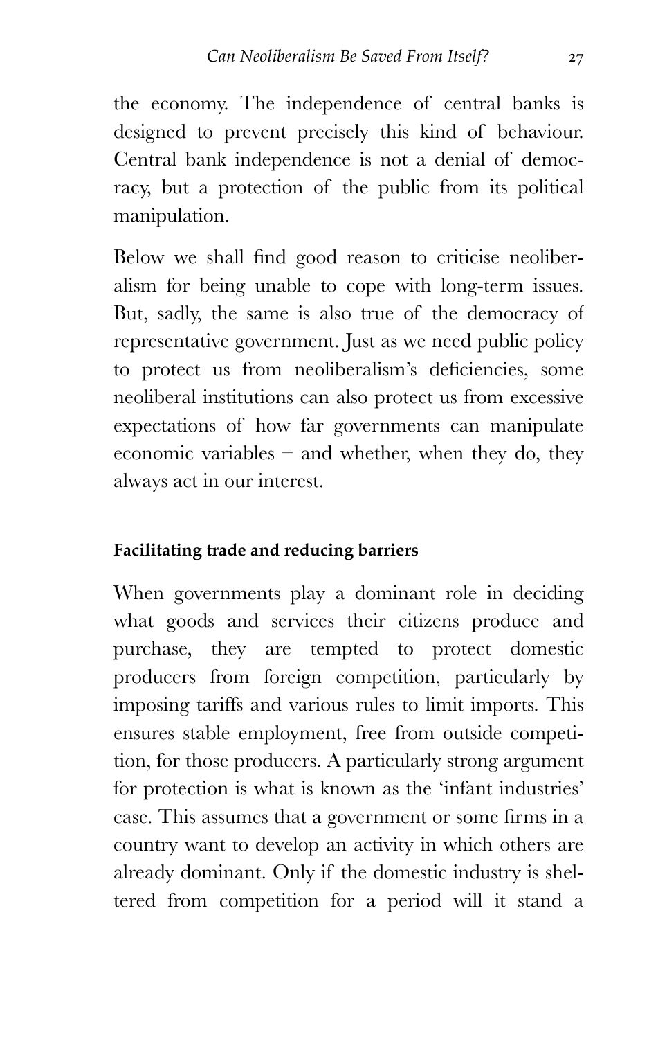the economy. The independence of central banks is designed to prevent precisely this kind of behaviour. Central bank independence is not a denial of democracy, but a protection of the public from its political manipulation.

Below we shall find good reason to criticise neoliberalism for being unable to cope with long-term issues. But, sadly, the same is also true of the democracy of representative government. Just as we need public policy to protect us from neoliberalism's deficiencies, some neoliberal institutions can also protect us from excessive expectations of how far governments can manipulate economic variables – and whether, when they do, they always act in our interest.

### Facilitating trade and reducing barriers

When governments play a dominant role in deciding what goods and services their citizens produce and purchase, they are tempted to protect domestic producers from foreign competition, particularly by imposing tariffs and various rules to limit imports. This ensures stable employment, free from outside competition, for those producers. A particularly strong argument for protection is what is known as the 'infant industries' case. This assumes that a government or some firms in a country want to develop an activity in which others are already dominant. Only if the domestic industry is sheltered from competition for a period will it stand a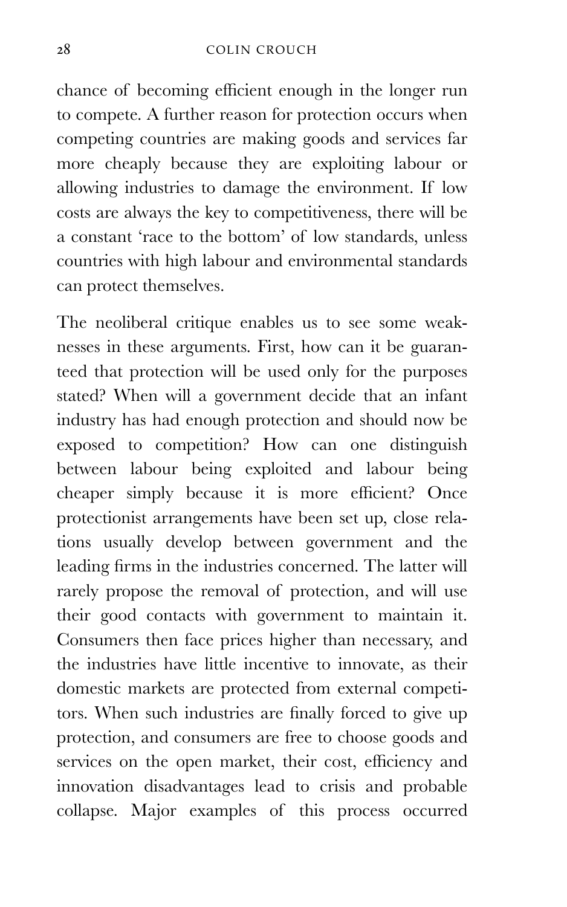chance of becoming efficient enough in the longer run to compete. A further reason for protection occurs when competing countries are making goods and services far more cheaply because they are exploiting labour or allowing industries to damage the environment. If low costs are always the key to competitiveness, there will be a constant 'race to the bottom' of low standards, unless countries with high labour and environmental standards can protect themselves.

The neoliberal critique enables us to see some weaknesses in these arguments. First, how can it be guaranteed that protection will be used only for the purposes stated? When will a government decide that an infant industry has had enough protection and should now be exposed to competition? How can one distinguish between labour being exploited and labour being cheaper simply because it is more efficient? Once protectionist arrangements have been set up, close relations usually develop between government and the leading firms in the industries concerned. The latter will rarely propose the removal of protection, and will use their good contacts with government to maintain it. Consumers then face prices higher than necessary, and the industries have little incentive to innovate, as their domestic markets are protected from external competitors. When such industries are finally forced to give up protection, and consumers are free to choose goods and services on the open market, their cost, efficiency and innovation disadvantages lead to crisis and probable collapse. Major examples of this process occurred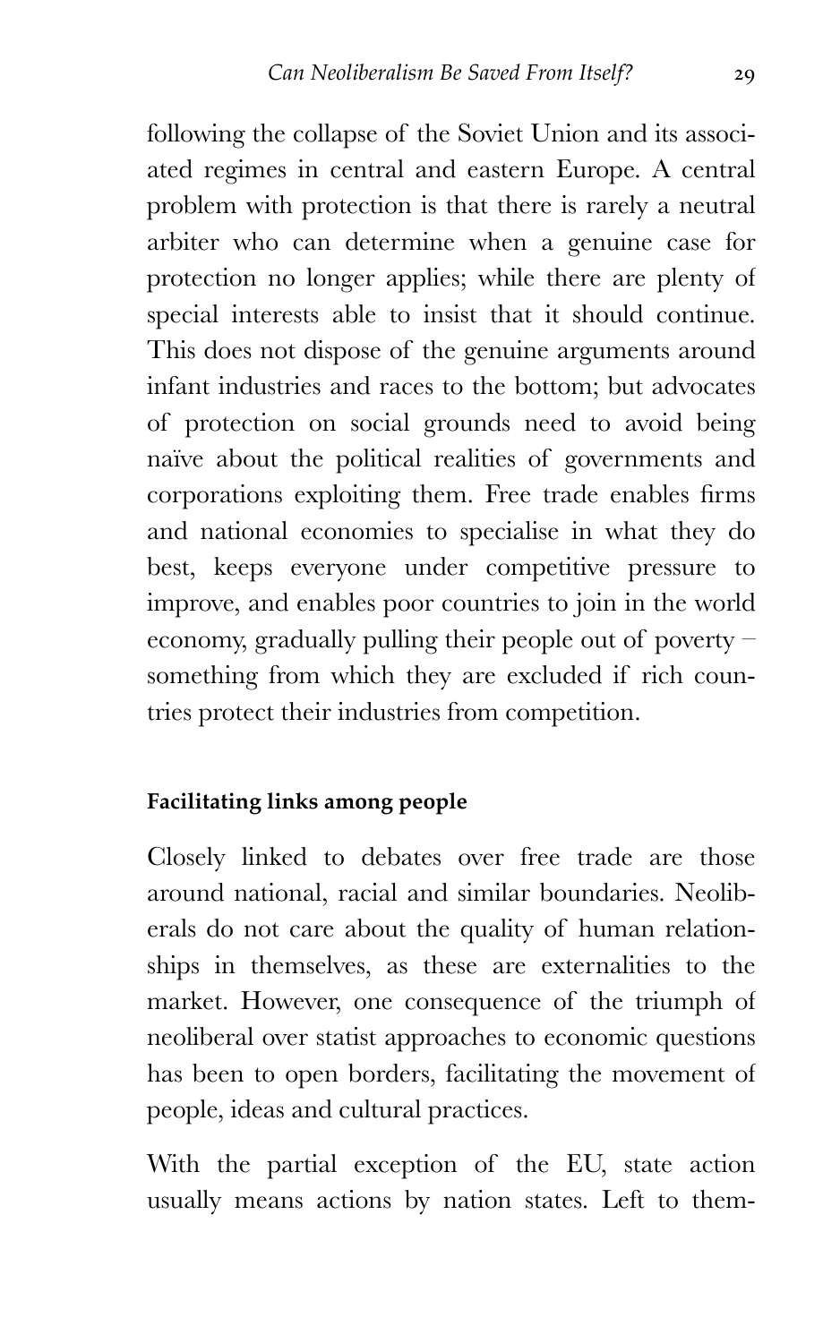following the collapse of the Soviet Union and its associated regimes in central and eastern Europe. A central problem with protection is that there is rarely a neutral arbiter who can determine when a genuine case for protection no longer applies; while there are plenty of special interests able to insist that it should continue. This does not dispose of the genuine arguments around infant industries and races to the bottom; but advocates of protection on social grounds need to avoid being naïve about the political realities of governments and corporations exploiting them. Free trade enables firms and national economies to specialise in what they do best, keeps everyone under competitive pressure to improve, and enables poor countries to join in the world economy, gradually pulling their people out of poverty – something from which they are excluded if rich countries protect their industries from competition.

**Facilitating links among people**

Closely linked to debates over free trade are those around national, racial and similar boundaries. Neoliberals do not care about the quality of human relationships in themselves, as these are externalities to the market. However, one consequence of the triumph of neoliberal over statist approaches to economic questions has been to open borders, facilitating the movement of people, ideas and cultural practices.

With the partial exception of the EU, state action usually means actions by nation states. Left to them-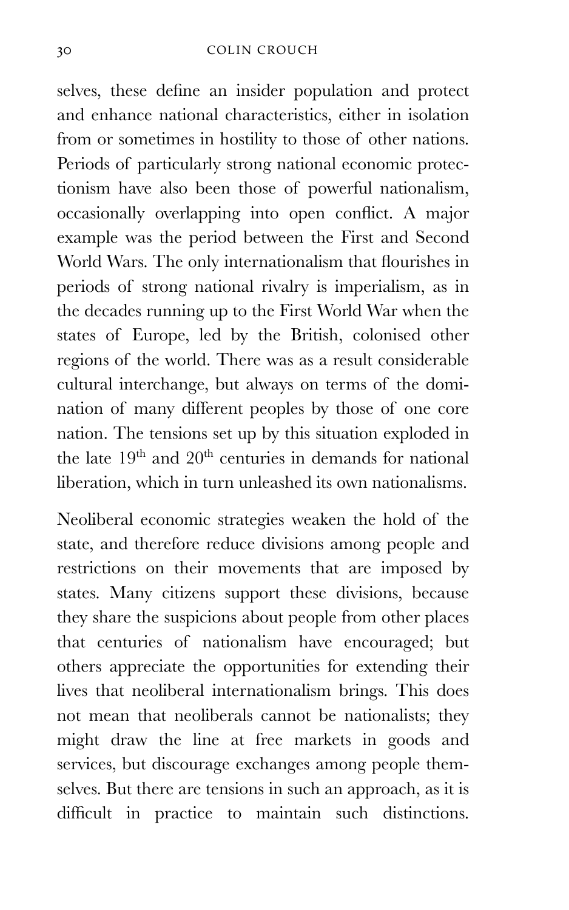selves, these define an insider population and protect and enhance national characteristics, either in isolation from or sometimes in hostility to those of other nations. Periods of particularly strong national economic protectionism have also been those of powerful nationalism, occasionally overlapping into open conflict. A major example was the period between the First and Second World Wars. The only internationalism that flourishes in periods of strong national rivalry is imperialism, as in the decades running up to the First World War when the states of Europe, led by the British, colonised other regions of the world. There was as a result considerable cultural interchange, but always on terms of the domination of many different peoples by those of one core nation. The tensions set up by this situation exploded in the late 19th and 20th centuries in demands for national liberation, which in turn unleashed its own nationalisms.

Neoliberal economic strategies weaken the hold of the state, and therefore reduce divisions among people and restrictions on their movements that are imposed by states. Many citizens support these divisions, because they share the suspicions about people from other places that centuries of nationalism have encouraged; but others appreciate the opportunities for extending their lives that neoliberal internationalism brings. This does not mean that neoliberals cannot be nationalists; they might draw the line at free markets in goods and services, but discourage exchanges among people themselves. But there are tensions in such an approach, as it is difficult in practice to maintain such distinctions.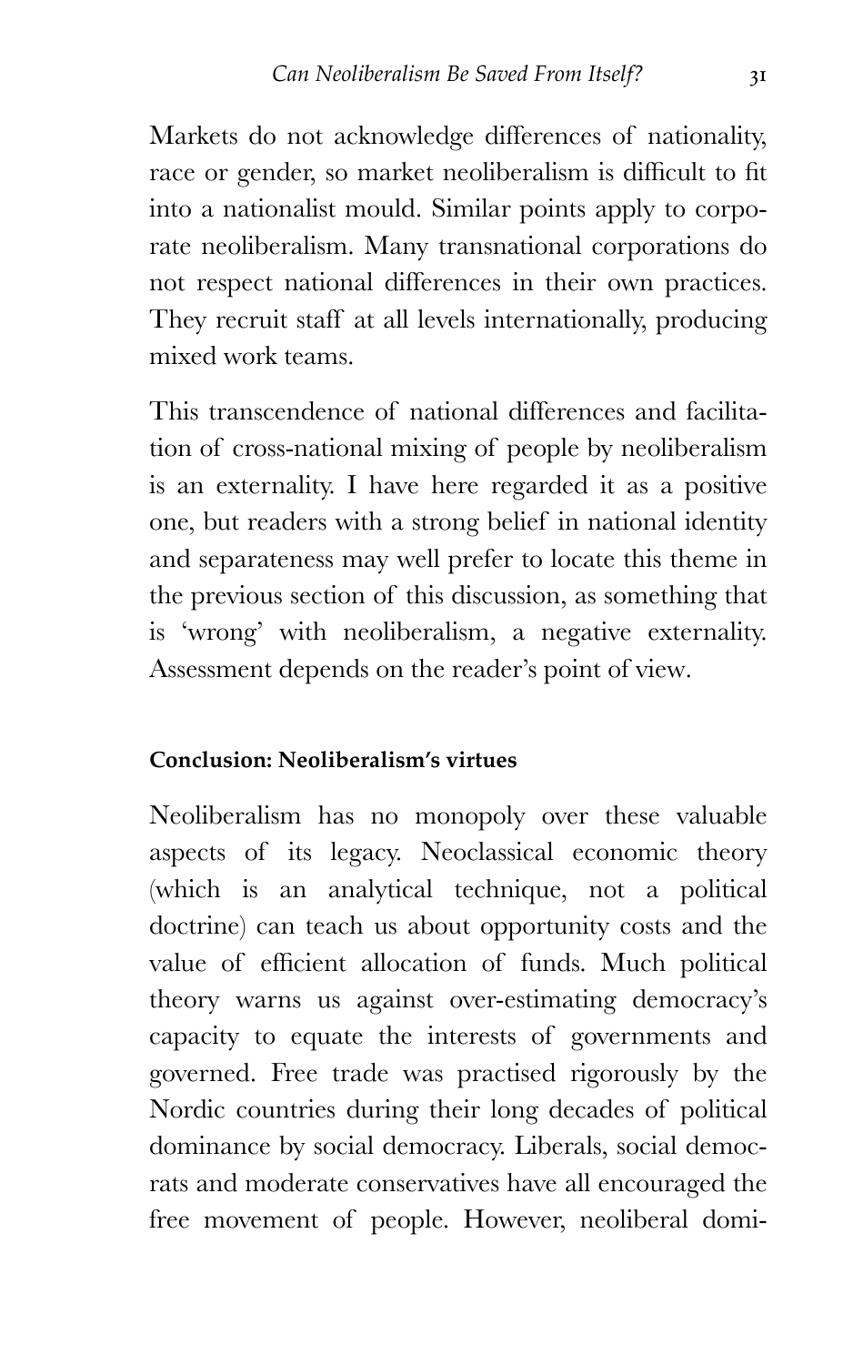Markets do not acknowledge differences of nationality, race or gender, so market neoliberalism is difficult to fit into a nationalist mould. Similar points apply to corporate neoliberalism. Many transnational corporations do not respect national differences in their own practices. They recruit staff at all levels internationally, producing mixed work teams.

This transcendence of national differences and facilitation of cross-national mixing of people by neoliberalism is an externality. I have here regarded it as a positive one, but readers with a strong belief in national identity and separateness may well prefer to locate this theme in the previous section of this discussion, as something that is 'wrong' with neoliberalism, a negative externality. Assessment depends on the reader's point of view.

### Conclusion: Neoliberalism's virtues

Neoliberalism has no monopoly over these valuable aspects of its legacy. Neoclassical economic theory (which is an analytical technique, not a political doctrine) can teach us about opportunity costs and the value of efficient allocation of funds. Much political theory warns us against over-estimating democracy's capacity to equate the interests of governments and governed. Free trade was practised rigorously by the Nordic countries during their long decades of political dominance by social democracy. Liberals, social democrats and moderate conservatives have all encouraged the free movement of people. However, neoliberal domi-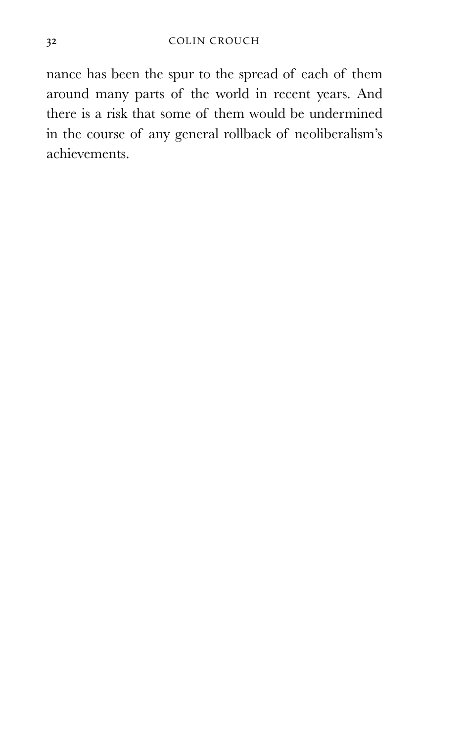nance has been the spur to the spread of each of them around many parts of the world in recent years. And there is a risk that some of them would be undermined in the course of any general rollback of neoliberalism's achievements.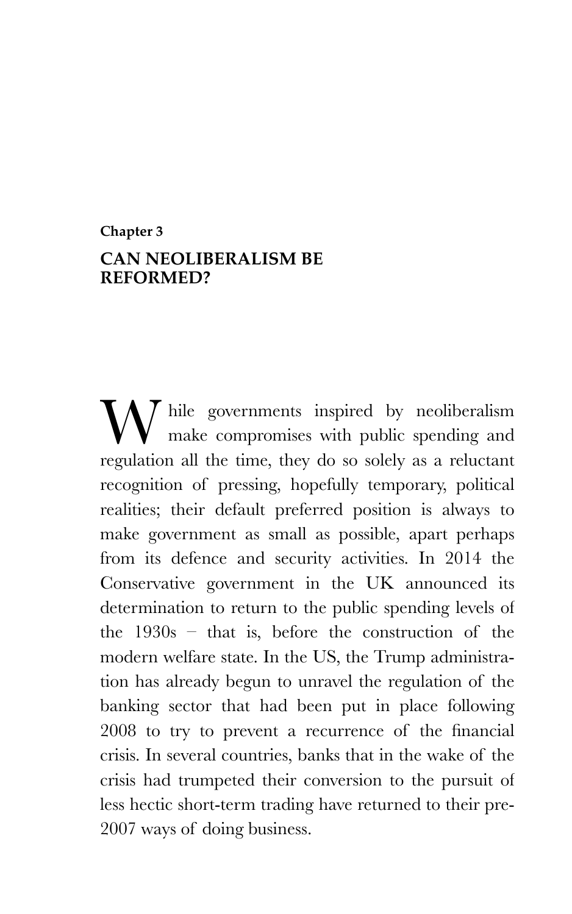**Chapter 3**

# CAN NEOLIBERALISM BE REFORMED?

While governments inspired by neoliberalism make compromises with public spending and regulation all the time, they do so solely as a reluctant recognition of pressing, hopefully temporary, political realities; their default preferred position is always to make government as small as possible, apart perhaps from its defence and security activities. In 2014 the Conservative government in the UK announced its determination to return to the public spending levels of the 1930s – that is, before the construction of the modern welfare state. In the US, the Trump administration has already begun to unravel the regulation of the banking sector that had been put in place following 2008 to try to prevent a recurrence of the financial crisis. In several countries, banks that in the wake of the crisis had trumpeted their conversion to the pursuit of less hectic short-term trading have returned to their pre-2007 ways of doing business.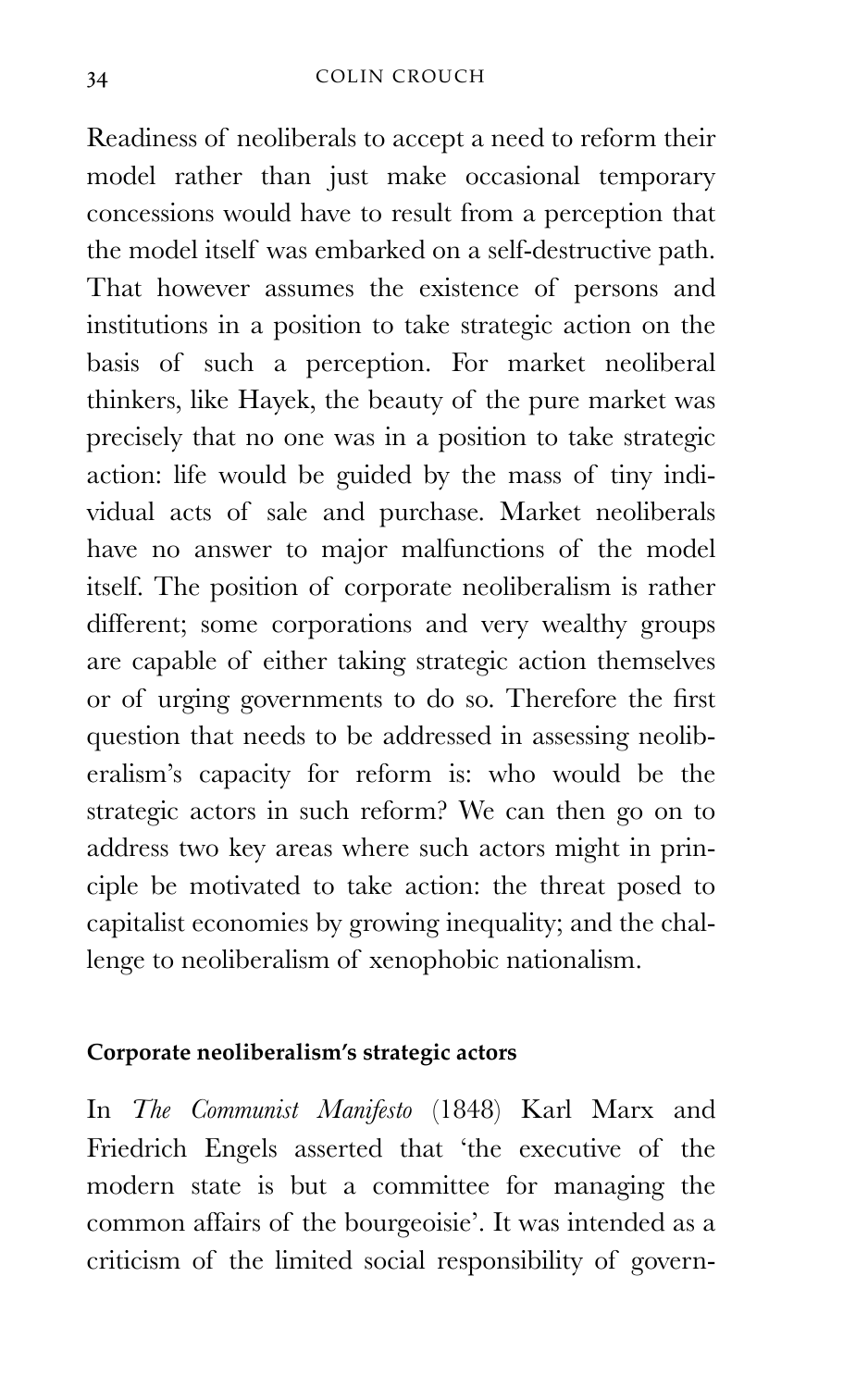Readiness of neoliberals to accept a need to reform their model rather than just make occasional temporary concessions would have to result from a perception that the model itself was embarked on a self-destructive path. That however assumes the existence of persons and institutions in a position to take strategic action on the basis of such a perception. For market neoliberal thinkers, like Hayek, the beauty of the pure market was precisely that no one was in a position to take strategic action: life would be guided by the mass of tiny individual acts of sale and purchase. Market neoliberals have no answer to major malfunctions of the model itself. The position of corporate neoliberalism is rather different; some corporations and very wealthy groups are capable of either taking strategic action themselves or of urging governments to do so. Therefore the first question that needs to be addressed in assessing neoliberalism's capacity for reform is: who would be the strategic actors in such reform? We can then go on to address two key areas where such actors might in principle be motivated to take action: the threat posed to capitalist economies by growing inequality; and the challenge to neoliberalism of xenophobic nationalism.

## Corporate neoliberalism's strategic actors

In *The Communist Manifesto* (1848) Karl Marx and Friedrich Engels asserted that 'the executive of the modern state is but a committee for managing the common affairs of the bourgeoisie'. It was intended as a criticism of the limited social responsibility of govern-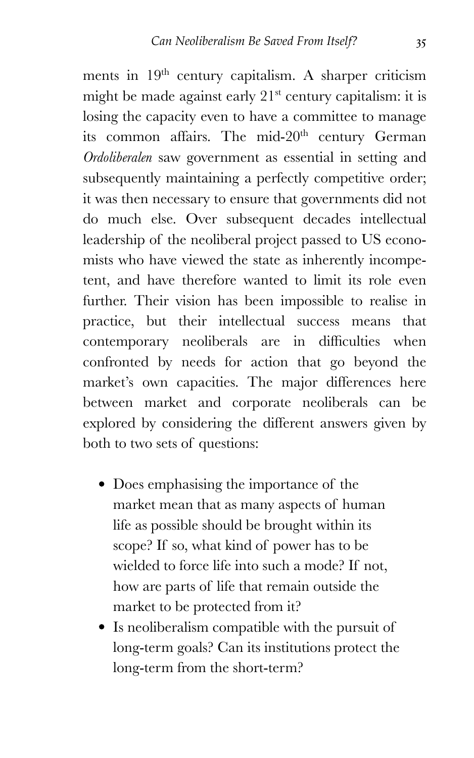ments in 19th century capitalism. A sharper criticism might be made against early 21st century capitalism: it is losing the capacity even to have a committee to manage its common affairs. The mid-20th century German *Ordoliberalen* saw government as essential in setting and subsequently maintaining a perfectly competitive order; it was then necessary to ensure that governments did not do much else. Over subsequent decades intellectual leadership of the neoliberal project passed to US economists who have viewed the state as inherently incompetent, and have therefore wanted to limit its role even further. Their vision has been impossible to realise in practice, but their intellectual success means that contemporary neoliberals are in difficulties when confronted by needs for action that go beyond the market's own capacities. The major differences here between market and corporate neoliberals can be explored by considering the different answers given by both to two sets of questions:

- Does emphasising the importance of the market mean that as many aspects of human life as possible should be brought within its scope? If so, what kind of power has to be wielded to force life into such a mode? If not, how are parts of life that remain outside the market to be protected from it?
- Is neoliberalism compatible with the pursuit of long-term goals? Can its institutions protect the long-term from the short-term?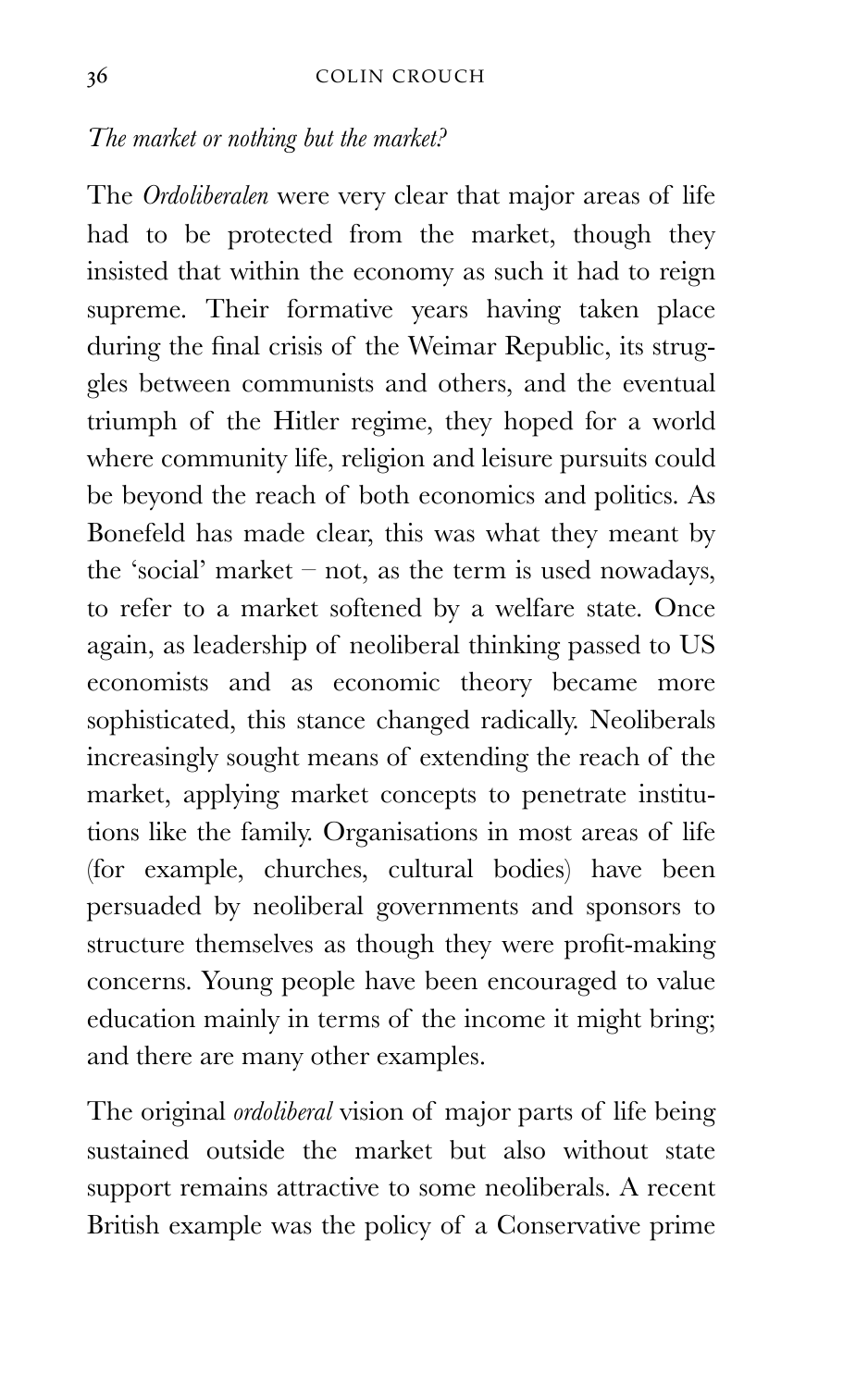*The market or nothing but the market?*

The *Ordoliberalen* were very clear that major areas of life had to be protected from the market, though they insisted that within the economy as such it had to reign supreme. Their formative years having taken place during the final crisis of the Weimar Republic, its struggles between communists and others, and the eventual triumph of the Hitler regime, they hoped for a world where community life, religion and leisure pursuits could be beyond the reach of both economics and politics. As Bonefeld has made clear, this was what they meant by the 'social' market – not, as the term is used nowadays, to refer to a market softened by a welfare state. Once again, as leadership of neoliberal thinking passed to US economists and as economic theory became more sophisticated, this stance changed radically. Neoliberals increasingly sought means of extending the reach of the market, applying market concepts to penetrate institutions like the family. Organisations in most areas of life (for example, churches, cultural bodies) have been persuaded by neoliberal governments and sponsors to structure themselves as though they were profit-making concerns. Young people have been encouraged to value education mainly in terms of the income it might bring; and there are many other examples.

The original *ordoliberal* vision of major parts of life being sustained outside the market but also without state support remains attractive to some neoliberals. A recent British example was the policy of a Conservative prime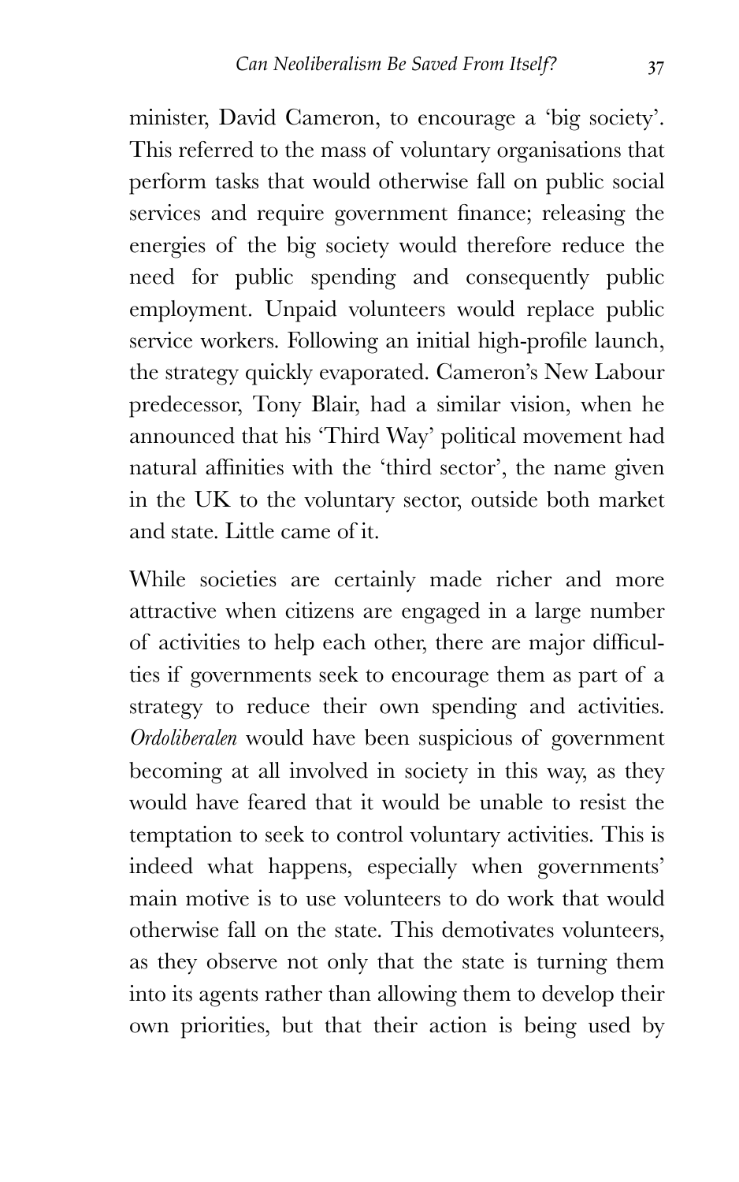minister, David Cameron, to encourage a 'big society'. This referred to the mass of voluntary organisations that perform tasks that would otherwise fall on public social services and require government finance; releasing the energies of the big society would therefore reduce the need for public spending and consequently public employment. Unpaid volunteers would replace public service workers. Following an initial high-profile launch, the strategy quickly evaporated. Cameron's New Labour predecessor, Tony Blair, had a similar vision, when he announced that his 'Third Way' political movement had natural affinities with the 'third sector', the name given in the UK to the voluntary sector, outside both market and state. Little came of it.

While societies are certainly made richer and more attractive when citizens are engaged in a large number of activities to help each other, there are major difficulties if governments seek to encourage them as part of a strategy to reduce their own spending and activities. *Ordoliberalen* would have been suspicious of government becoming at all involved in society in this way, as they would have feared that it would be unable to resist the temptation to seek to control voluntary activities. This is indeed what happens, especially when governments' main motive is to use volunteers to do work that would otherwise fall on the state. This demotivates volunteers, as they observe not only that the state is turning them into its agents rather than allowing them to develop their own priorities, but that their action is being used by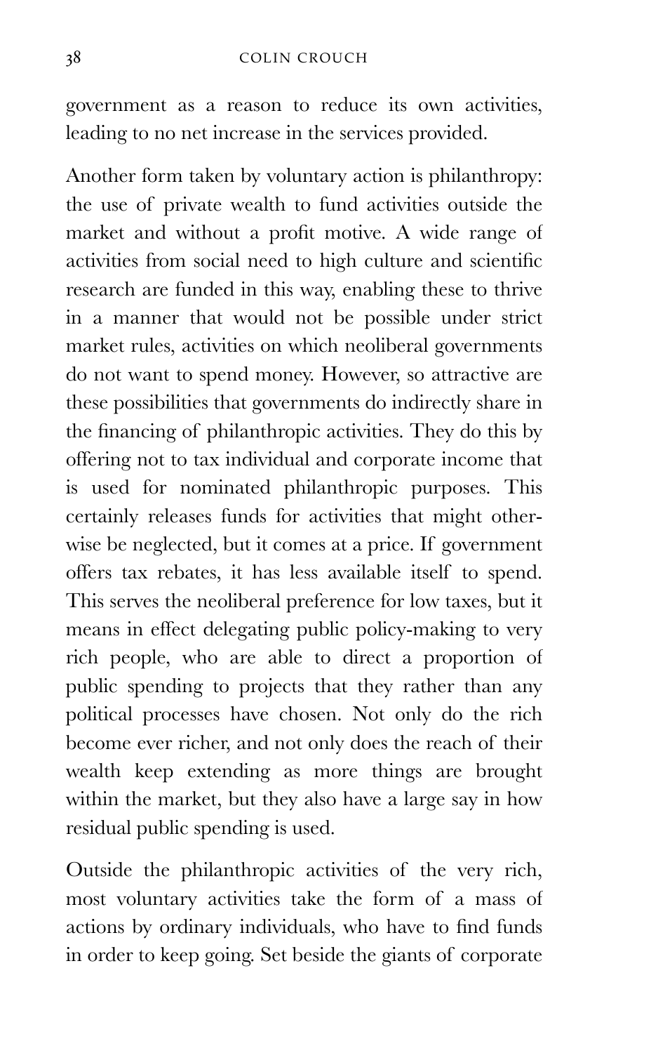government as a reason to reduce its own activities, leading to no net increase in the services provided.

Another form taken by voluntary action is philanthropy: the use of private wealth to fund activities outside the market and without a profit motive. A wide range of activities from social need to high culture and scientific research are funded in this way, enabling these to thrive in a manner that would not be possible under strict market rules, activities on which neoliberal governments do not want to spend money. However, so attractive are these possibilities that governments do indirectly share in the financing of philanthropic activities. They do this by offering not to tax individual and corporate income that is used for nominated philanthropic purposes. This certainly releases funds for activities that might otherwise be neglected, but it comes at a price. If government offers tax rebates, it has less available itself to spend. This serves the neoliberal preference for low taxes, but it means in effect delegating public policy-making to very rich people, who are able to direct a proportion of public spending to projects that they rather than any political processes have chosen. Not only do the rich become ever richer, and not only does the reach of their wealth keep extending as more things are brought within the market, but they also have a large say in how residual public spending is used.

Outside the philanthropic activities of the very rich, most voluntary activities take the form of a mass of actions by ordinary individuals, who have to find funds in order to keep going. Set beside the giants of corporate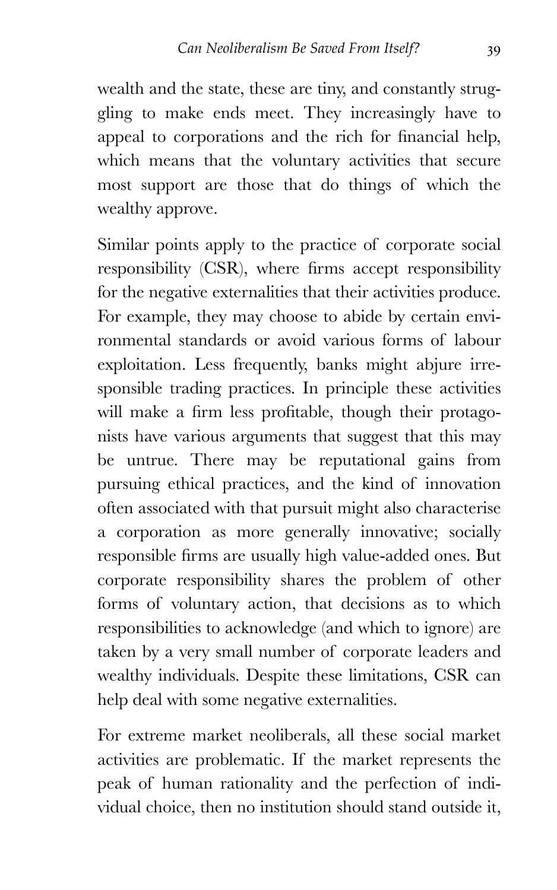wealth and the state, these are tiny, and constantly struggling to make ends meet. They increasingly have to appeal to corporations and the rich for financial help, which means that the voluntary activities that secure most support are those that do things of which the wealthy approve.

Similar points apply to the practice of corporate social responsibility (CSR), where firms accept responsibility for the negative externalities that their activities produce. For example, they may choose to abide by certain environmental standards or avoid various forms of labour exploitation. Less frequently, banks might abjure irresponsible trading practices. In principle these activities will make a firm less profitable, though their protagonists have various arguments that suggest that this may be untrue. There may be reputational gains from pursuing ethical practices, and the kind of innovation often associated with that pursuit might also characterise a corporation as more generally innovative; socially responsible firms are usually high value-added ones. But corporate responsibility shares the problem of other forms of voluntary action, that decisions as to which responsibilities to acknowledge (and which to ignore) are taken by a very small number of corporate leaders and wealthy individuals. Despite these limitations, CSR can help deal with some negative externalities.

For extreme market neoliberals, all these social market activities are problematic. If the market represents the peak of human rationality and the perfection of individual choice, then no institution should stand outside it,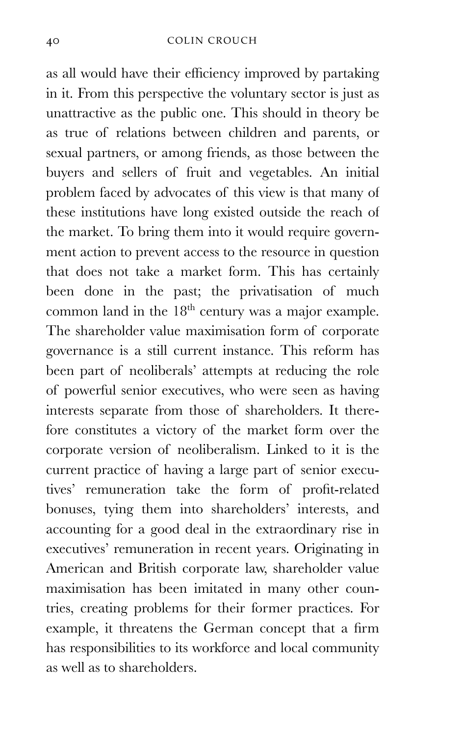as all would have their efficiency improved by partaking in it. From this perspective the voluntary sector is just as unattractive as the public one. This should in theory be as true of relations between children and parents, or sexual partners, or among friends, as those between the buyers and sellers of fruit and vegetables. An initial problem faced by advocates of this view is that many of these institutions have long existed outside the reach of the market. To bring them into it would require government action to prevent access to the resource in question that does not take a market form. This has certainly been done in the past; the privatisation of much common land in the 18th century was a major example. The shareholder value maximisation form of corporate governance is a still current instance. This reform has been part of neoliberals' attempts at reducing the role of powerful senior executives, who were seen as having interests separate from those of shareholders. It therefore constitutes a victory of the market form over the corporate version of neoliberalism. Linked to it is the current practice of having a large part of senior executives' remuneration take the form of profit-related bonuses, tying them into shareholders' interests, and accounting for a good deal in the extraordinary rise in executives' remuneration in recent years. Originating in American and British corporate law, shareholder value maximisation has been imitated in many other countries, creating problems for their former practices. For example, it threatens the German concept that a firm has responsibilities to its workforce and local community as well as to shareholders.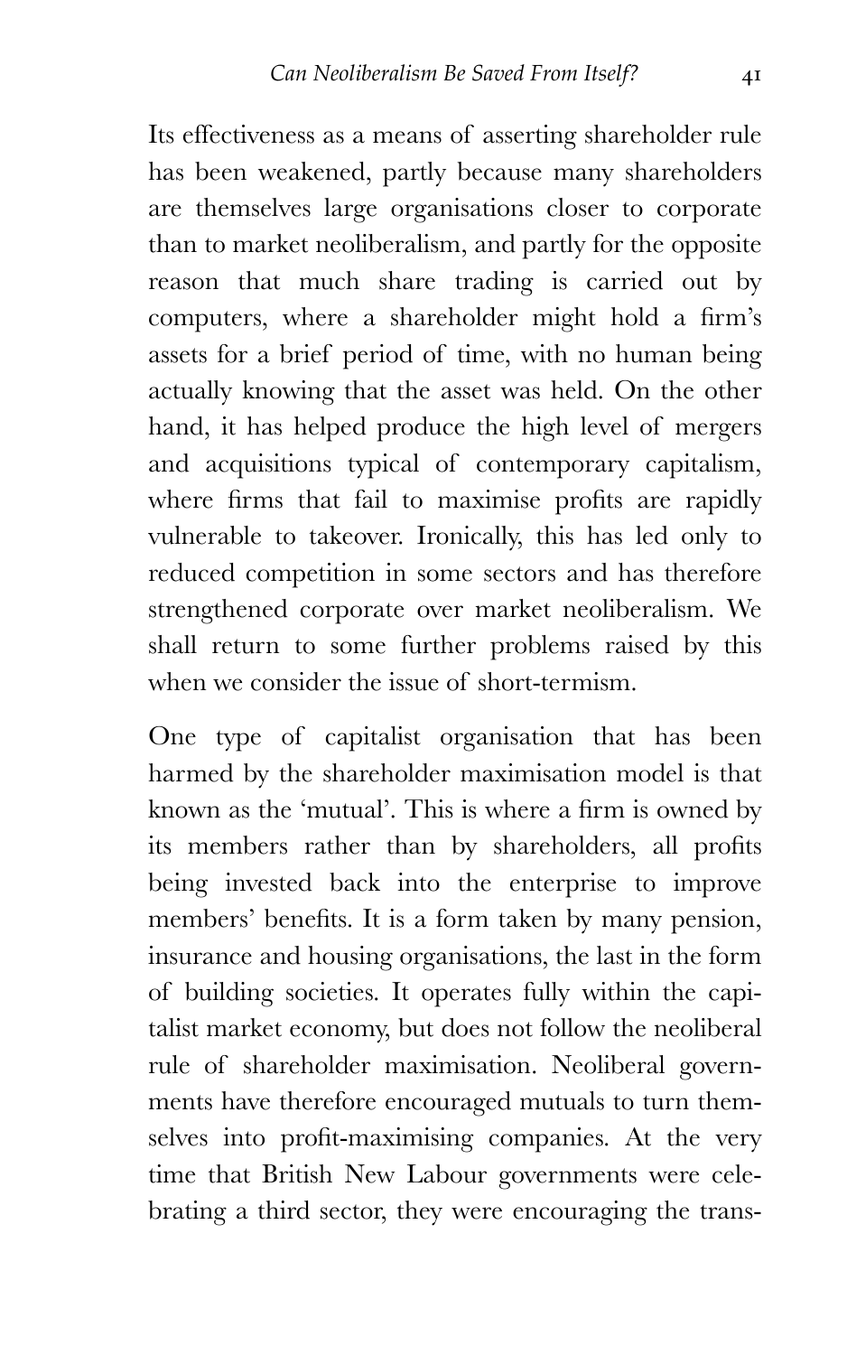Its effectiveness as a means of asserting shareholder rule has been weakened, partly because many shareholders are themselves large organisations closer to corporate than to market neoliberalism, and partly for the opposite reason that much share trading is carried out by computers, where a shareholder might hold a firm's assets for a brief period of time, with no human being actually knowing that the asset was held. On the other hand, it has helped produce the high level of mergers and acquisitions typical of contemporary capitalism, where firms that fail to maximise profits are rapidly vulnerable to takeover. Ironically, this has led only to reduced competition in some sectors and has therefore strengthened corporate over market neoliberalism. We shall return to some further problems raised by this when we consider the issue of short-termism.

One type of capitalist organisation that has been harmed by the shareholder maximisation model is that known as the 'mutual'. This is where a firm is owned by its members rather than by shareholders, all profits being invested back into the enterprise to improve members' benefits. It is a form taken by many pension, insurance and housing organisations, the last in the form of building societies. It operates fully within the capitalist market economy, but does not follow the neoliberal rule of shareholder maximisation. Neoliberal governments have therefore encouraged mutuals to turn themselves into profit-maximising companies. At the very time that British New Labour governments were celebrating a third sector, they were encouraging the trans-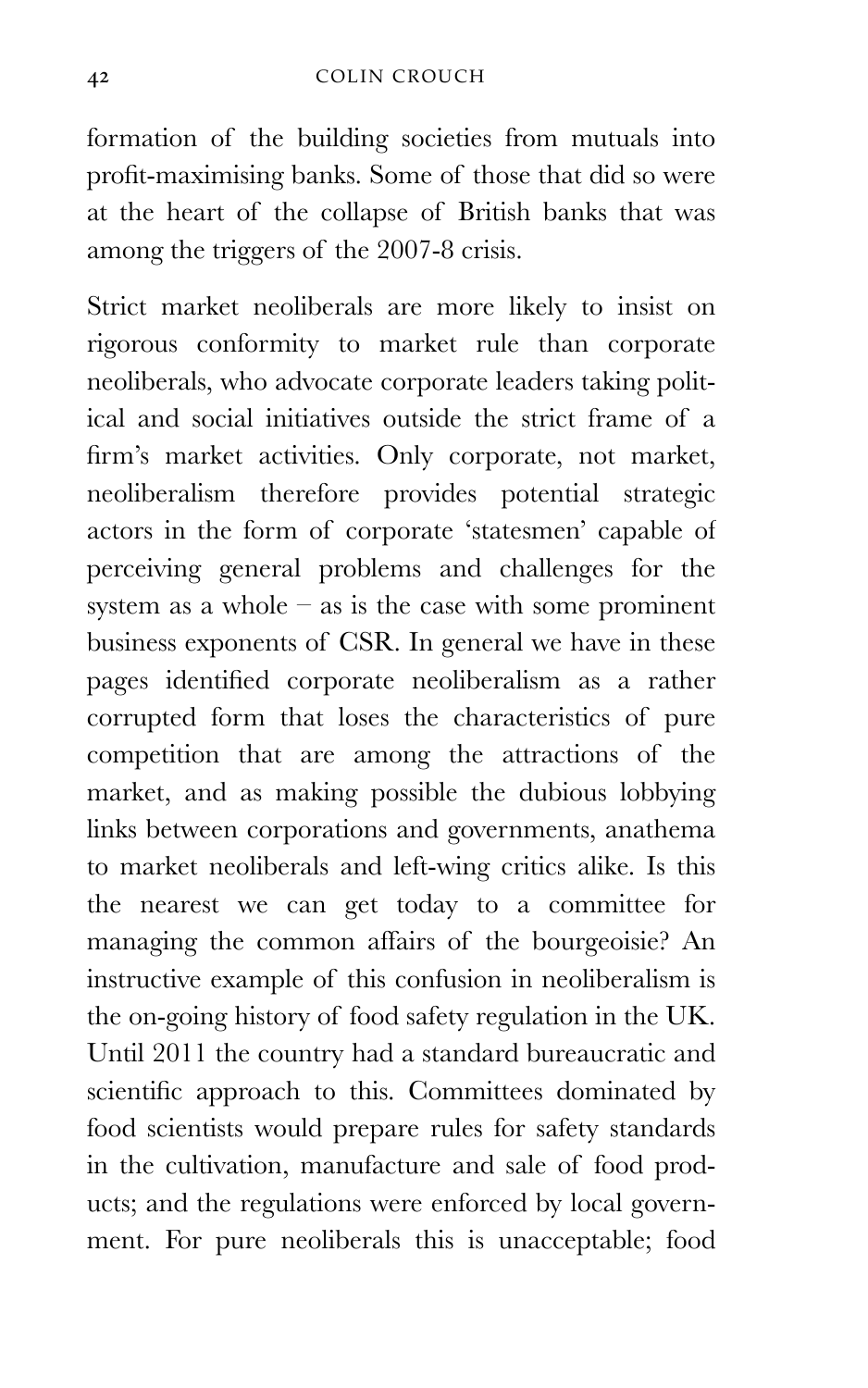formation of the building societies from mutuals into profit-maximising banks. Some of those that did so were at the heart of the collapse of British banks that was among the triggers of the 2007-8 crisis.

Strict market neoliberals are more likely to insist on rigorous conformity to market rule than corporate neoliberals, who advocate corporate leaders taking political and social initiatives outside the strict frame of a firm's market activities. Only corporate, not market, neoliberalism therefore provides potential strategic actors in the form of corporate 'statesmen' capable of perceiving general problems and challenges for the system as a whole – as is the case with some prominent business exponents of CSR. In general we have in these pages identified corporate neoliberalism as a rather corrupted form that loses the characteristics of pure competition that are among the attractions of the market, and as making possible the dubious lobbying links between corporations and governments, anathema to market neoliberals and left-wing critics alike. Is this the nearest we can get today to a committee for managing the common affairs of the bourgeoisie? An instructive example of this confusion in neoliberalism is the on-going history of food safety regulation in the UK. Until 2011 the country had a standard bureaucratic and scientific approach to this. Committees dominated by food scientists would prepare rules for safety standards in the cultivation, manufacture and sale of food products; and the regulations were enforced by local government. For pure neoliberals this is unacceptable; food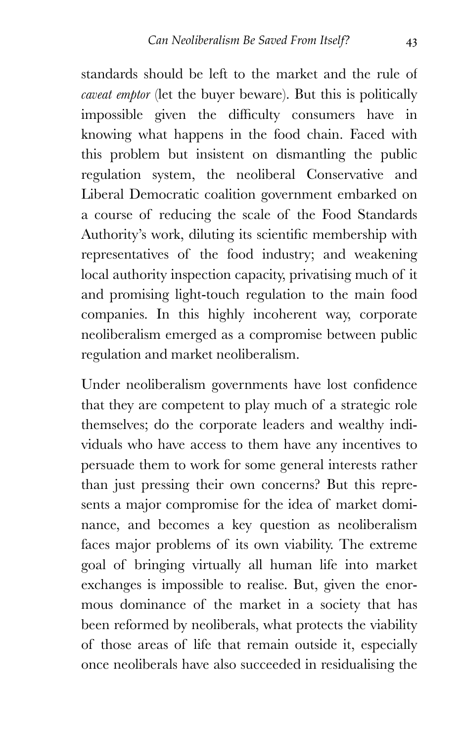standards should be left to the market and the rule of *caveat emptor* (let the buyer beware). But this is politically impossible given the difficulty consumers have in knowing what happens in the food chain. Faced with this problem but insistent on dismantling the public regulation system, the neoliberal Conservative and Liberal Democratic coalition government embarked on a course of reducing the scale of the Food Standards Authority's work, diluting its scientific membership with representatives of the food industry; and weakening local authority inspection capacity, privatising much of it and promising light-touch regulation to the main food companies. In this highly incoherent way, corporate neoliberalism emerged as a compromise between public regulation and market neoliberalism.

Under neoliberalism governments have lost confidence that they are competent to play much of a strategic role themselves; do the corporate leaders and wealthy individuals who have access to them have any incentives to persuade them to work for some general interests rather than just pressing their own concerns? But this represents a major compromise for the idea of market dominance, and becomes a key question as neoliberalism faces major problems of its own viability. The extreme goal of bringing virtually all human life into market exchanges is impossible to realise. But, given the enormous dominance of the market in a society that has been reformed by neoliberals, what protects the viability of those areas of life that remain outside it, especially once neoliberals have also succeeded in residualising the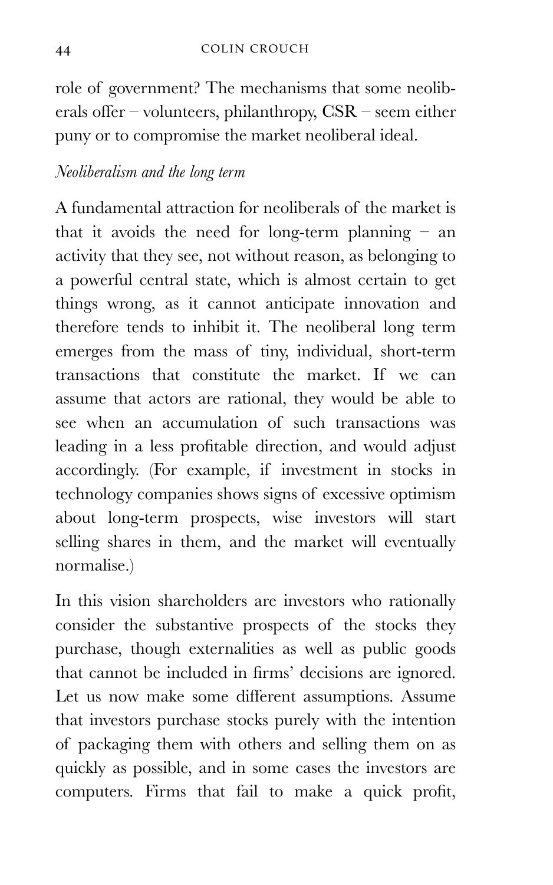role of government? The mechanisms that some neoliberals offer – volunteers, philanthropy, CSR – seem either puny or to compromise the market neoliberal ideal.

### *Neoliberalism and the long term*

A fundamental attraction for neoliberals of the market is that it avoids the need for long-term planning – an activity that they see, not without reason, as belonging to a powerful central state, which is almost certain to get things wrong, as it cannot anticipate innovation and therefore tends to inhibit it. The neoliberal long term emerges from the mass of tiny, individual, short-term transactions that constitute the market. If we can assume that actors are rational, they would be able to see when an accumulation of such transactions was leading in a less profitable direction, and would adjust accordingly. (For example, if investment in stocks in technology companies shows signs of excessive optimism about long-term prospects, wise investors will start selling shares in them, and the market will eventually normalise.)

In this vision shareholders are investors who rationally consider the substantive prospects of the stocks they purchase, though externalities as well as public goods that cannot be included in firms' decisions are ignored. Let us now make some different assumptions. Assume that investors purchase stocks purely with the intention of packaging them with others and selling them on as quickly as possible, and in some cases the investors are computers. Firms that fail to make a quick profit,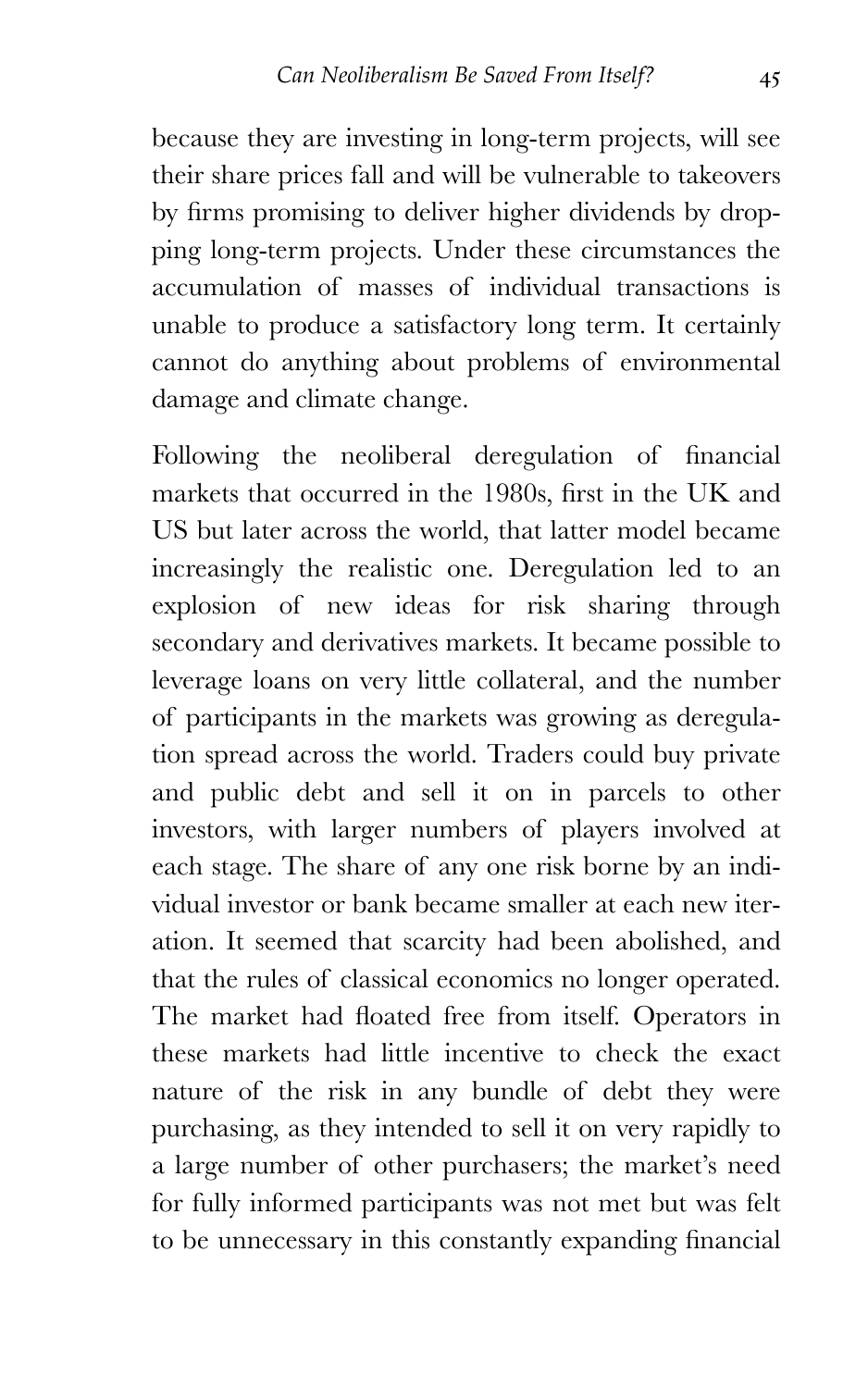because they are investing in long-term projects, will see their share prices fall and will be vulnerable to takeovers by firms promising to deliver higher dividends by dropping long-term projects. Under these circumstances the accumulation of masses of individual transactions is unable to produce a satisfactory long term. It certainly cannot do anything about problems of environmental damage and climate change.

Following the neoliberal deregulation of financial markets that occurred in the 1980s, first in the UK and US but later across the world, that latter model became increasingly the realistic one. Deregulation led to an explosion of new ideas for risk sharing through secondary and derivatives markets. It became possible to leverage loans on very little collateral, and the number of participants in the markets was growing as deregulation spread across the world. Traders could buy private and public debt and sell it on in parcels to other investors, with larger numbers of players involved at each stage. The share of any one risk borne by an individual investor or bank became smaller at each new iteration. It seemed that scarcity had been abolished, and that the rules of classical economics no longer operated. The market had floated free from itself. Operators in these markets had little incentive to check the exact nature of the risk in any bundle of debt they were purchasing, as they intended to sell it on very rapidly to a large number of other purchasers; the market's need for fully informed participants was not met but was felt to be unnecessary in this constantly expanding financial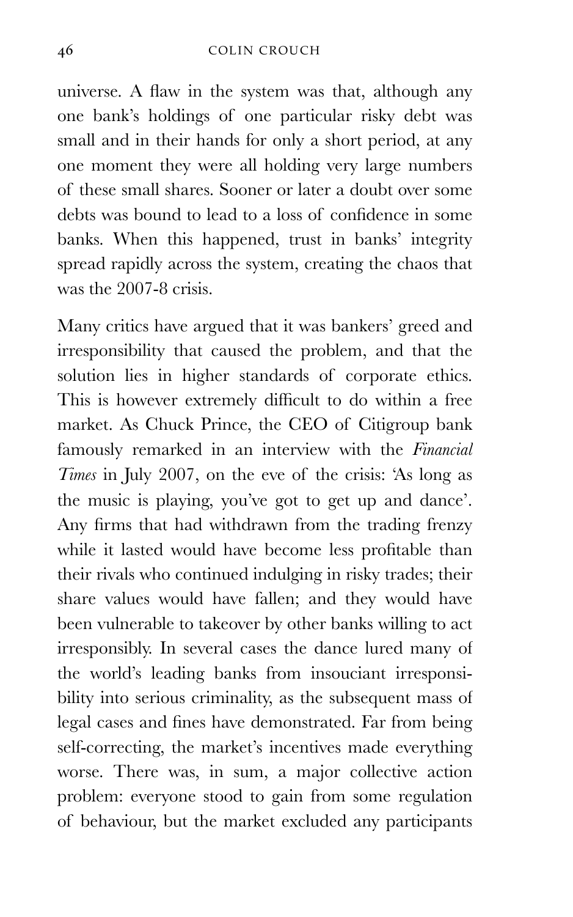universe. A flaw in the system was that, although any one bank's holdings of one particular risky debt was small and in their hands for only a short period, at any one moment they were all holding very large numbers of these small shares. Sooner or later a doubt over some debts was bound to lead to a loss of confidence in some banks. When this happened, trust in banks' integrity spread rapidly across the system, creating the chaos that was the 2007-8 crisis.

Many critics have argued that it was bankers' greed and irresponsibility that caused the problem, and that the solution lies in higher standards of corporate ethics. This is however extremely difficult to do within a free market. As Chuck Prince, the CEO of Citigroup bank famously remarked in an interview with the *Financial Times* in July 2007, on the eve of the crisis: 'As long as the music is playing, you've got to get up and dance'. Any firms that had withdrawn from the trading frenzy while it lasted would have become less profitable than their rivals who continued indulging in risky trades; their share values would have fallen; and they would have been vulnerable to takeover by other banks willing to act irresponsibly. In several cases the dance lured many of the world's leading banks from insouciant irresponsibility into serious criminality, as the subsequent mass of legal cases and fines have demonstrated. Far from being self-correcting, the market's incentives made everything worse. There was, in sum, a major collective action problem: everyone stood to gain from some regulation of behaviour, but the market excluded any participants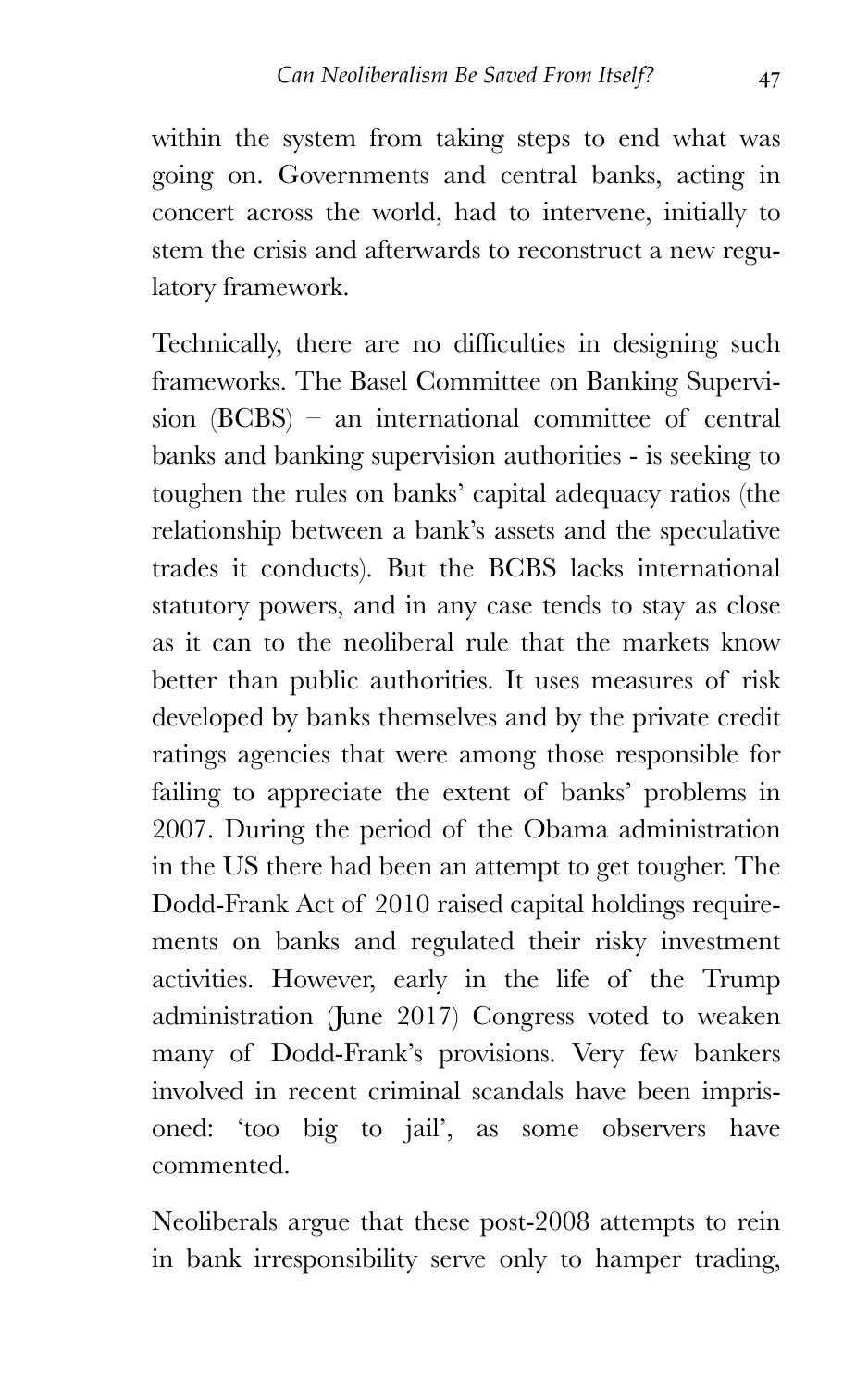within the system from taking steps to end what was going on. Governments and central banks, acting in concert across the world, had to intervene, initially to stem the crisis and afterwards to reconstruct a new regulatory framework.

Technically, there are no difficulties in designing such frameworks. The Basel Committee on Banking Supervision (BCBS) – an international committee of central banks and banking supervision authorities - is seeking to toughen the rules on banks' capital adequacy ratios (the relationship between a bank's assets and the speculative trades it conducts). But the BCBS lacks international statutory powers, and in any case tends to stay as close as it can to the neoliberal rule that the markets know better than public authorities. It uses measures of risk developed by banks themselves and by the private credit ratings agencies that were among those responsible for failing to appreciate the extent of banks' problems in 2007. During the period of the Obama administration in the US there had been an attempt to get tougher. The Dodd-Frank Act of 2010 raised capital holdings requirements on banks and regulated their risky investment activities. However, early in the life of the Trump administration (June 2017) Congress voted to weaken many of Dodd-Frank's provisions. Very few bankers involved in recent criminal scandals have been imprisoned: 'too big to jail', as some observers have commented.

Neoliberals argue that these post-2008 attempts to rein in bank irresponsibility serve only to hamper trading,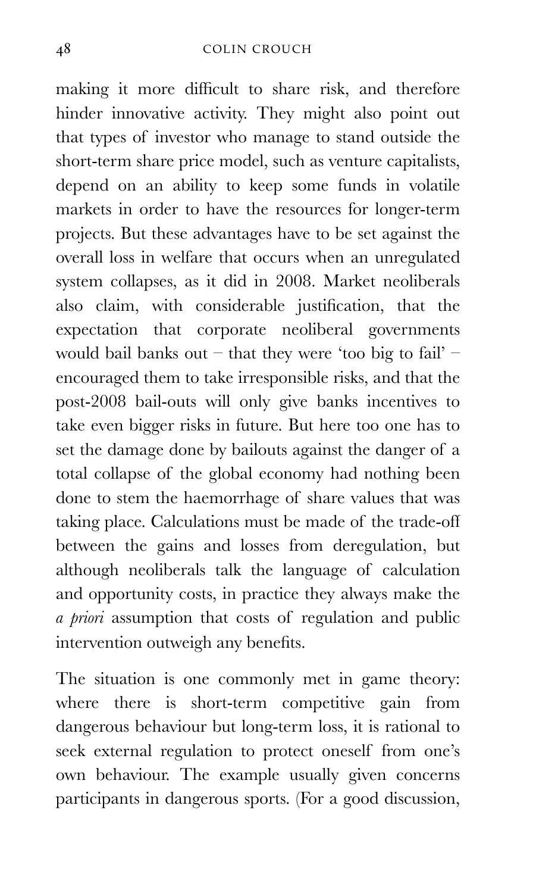making it more difficult to share risk, and therefore hinder innovative activity. They might also point out that types of investor who manage to stand outside the short-term share price model, such as venture capitalists, depend on an ability to keep some funds in volatile markets in order to have the resources for longer-term projects. But these advantages have to be set against the overall loss in welfare that occurs when an unregulated system collapses, as it did in 2008. Market neoliberals also claim, with considerable justification, that the expectation that corporate neoliberal governments would bail banks out – that they were 'too big to fail' – encouraged them to take irresponsible risks, and that the post-2008 bail-outs will only give banks incentives to take even bigger risks in future. But here too one has to set the damage done by bailouts against the danger of a total collapse of the global economy had nothing been done to stem the haemorrhage of share values that was taking place. Calculations must be made of the trade-off between the gains and losses from deregulation, but although neoliberals talk the language of calculation and opportunity costs, in practice they always make the *a priori* assumption that costs of regulation and public intervention outweigh any benefits.

The situation is one commonly met in game theory: where there is short-term competitive gain from dangerous behaviour but long-term loss, it is rational to seek external regulation to protect oneself from one's own behaviour. The example usually given concerns participants in dangerous sports. (For a good discussion,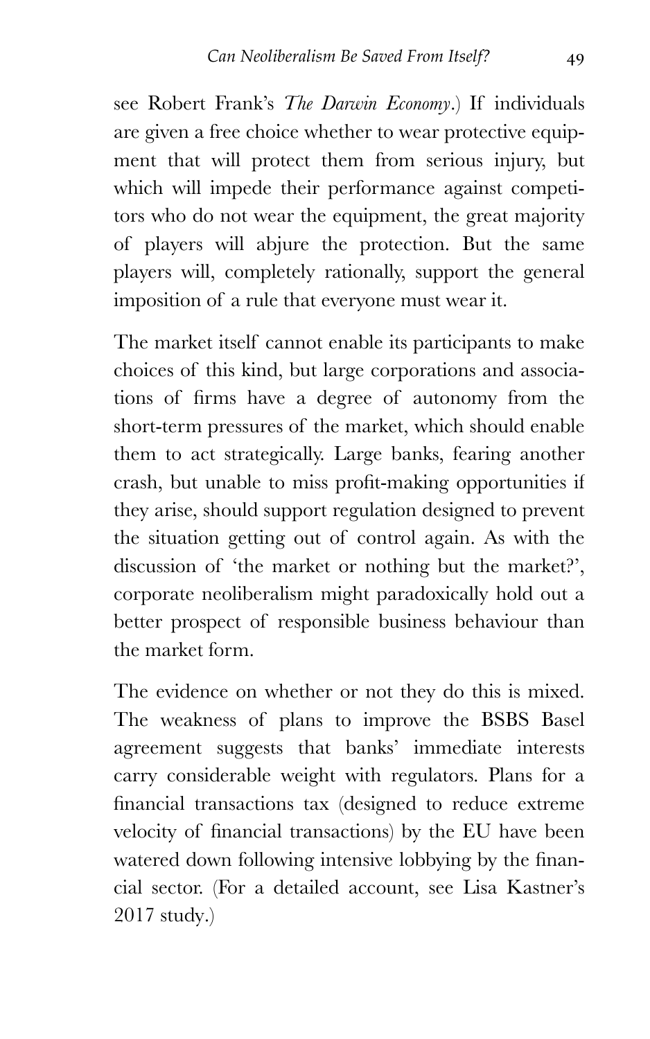see Robert Frank's *The Darwin Economy*.) If individuals are given a free choice whether to wear protective equipment that will protect them from serious injury, but which will impede their performance against competitors who do not wear the equipment, the great majority of players will abjure the protection. But the same players will, completely rationally, support the general imposition of a rule that everyone must wear it.

The market itself cannot enable its participants to make choices of this kind, but large corporations and associations of firms have a degree of autonomy from the short-term pressures of the market, which should enable them to act strategically. Large banks, fearing another crash, but unable to miss profit-making opportunities if they arise, should support regulation designed to prevent the situation getting out of control again. As with the discussion of 'the market or nothing but the market?', corporate neoliberalism might paradoxically hold out a better prospect of responsible business behaviour than the market form.

The evidence on whether or not they do this is mixed. The weakness of plans to improve the BSBS Basel agreement suggests that banks' immediate interests carry considerable weight with regulators. Plans for a financial transactions tax (designed to reduce extreme velocity of financial transactions) by the EU have been watered down following intensive lobbying by the financial sector. (For a detailed account, see Lisa Kastner's 2017 study.)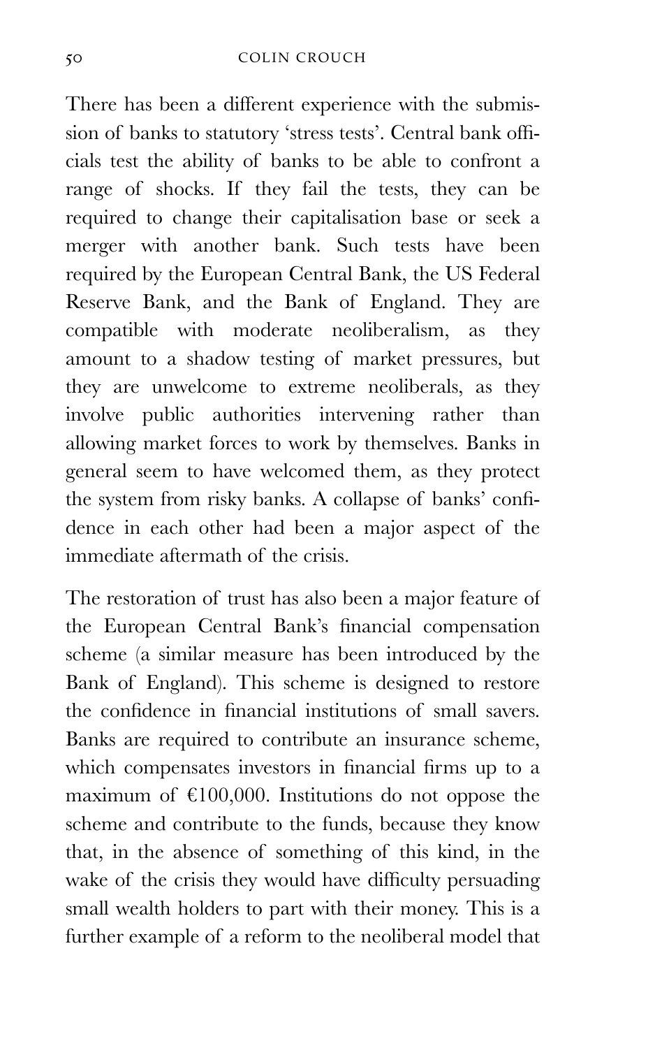There has been a different experience with the submission of banks to statutory 'stress tests'. Central bank officials test the ability of banks to be able to confront a range of shocks. If they fail the tests, they can be required to change their capitalisation base or seek a merger with another bank. Such tests have been required by the European Central Bank, the US Federal Reserve Bank, and the Bank of England. They are compatible with moderate neoliberalism, as they amount to a shadow testing of market pressures, but they are unwelcome to extreme neoliberals, as they involve public authorities intervening rather than allowing market forces to work by themselves. Banks in general seem to have welcomed them, as they protect the system from risky banks. A collapse of banks' confidence in each other had been a major aspect of the immediate aftermath of the crisis.

The restoration of trust has also been a major feature of the European Central Bank's financial compensation scheme (a similar measure has been introduced by the Bank of England). This scheme is designed to restore the confidence in financial institutions of small savers. Banks are required to contribute an insurance scheme, which compensates investors in financial firms up to a maximum of €100,000. Institutions do not oppose the scheme and contribute to the funds, because they know that, in the absence of something of this kind, in the wake of the crisis they would have difficulty persuading small wealth holders to part with their money. This is a further example of a reform to the neoliberal model that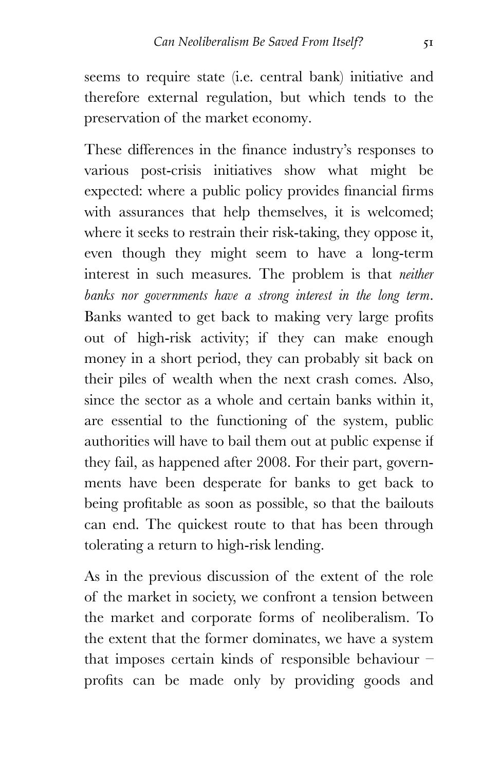seems to require state (i.e. central bank) initiative and therefore external regulation, but which tends to the preservation of the market economy.

These differences in the finance industry's responses to various post-crisis initiatives show what might be expected: where a public policy provides financial firms with assurances that help themselves, it is welcomed; where it seeks to restrain their risk-taking, they oppose it, even though they might seem to have a long-term interest in such measures. The problem is that *neither banks nor governments have a strong interest in the long term*. Banks wanted to get back to making very large profits out of high-risk activity; if they can make enough money in a short period, they can probably sit back on their piles of wealth when the next crash comes. Also, since the sector as a whole and certain banks within it, are essential to the functioning of the system, public authorities will have to bail them out at public expense if they fail, as happened after 2008. For their part, governments have been desperate for banks to get back to being profitable as soon as possible, so that the bailouts can end. The quickest route to that has been through tolerating a return to high-risk lending.

As in the previous discussion of the extent of the role of the market in society, we confront a tension between the market and corporate forms of neoliberalism. To the extent that the former dominates, we have a system that imposes certain kinds of responsible behaviour – profits can be made only by providing goods and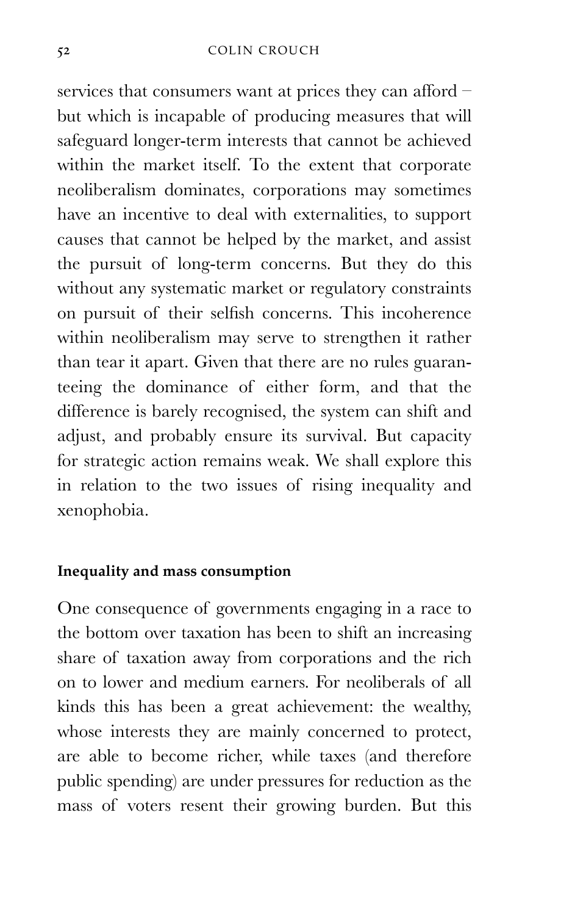services that consumers want at prices they can afford – but which is incapable of producing measures that will safeguard longer-term interests that cannot be achieved within the market itself. To the extent that corporate neoliberalism dominates, corporations may sometimes have an incentive to deal with externalities, to support causes that cannot be helped by the market, and assist the pursuit of long-term concerns. But they do this without any systematic market or regulatory constraints on pursuit of their selfish concerns. This incoherence within neoliberalism may serve to strengthen it rather than tear it apart. Given that there are no rules guaranteeing the dominance of either form, and that the difference is barely recognised, the system can shift and adjust, and probably ensure its survival. But capacity for strategic action remains weak. We shall explore this in relation to the two issues of rising inequality and xenophobia.

**Inequality and mass consumption**

One consequence of governments engaging in a race to the bottom over taxation has been to shift an increasing share of taxation away from corporations and the rich on to lower and medium earners. For neoliberals of all kinds this has been a great achievement: the wealthy, whose interests they are mainly concerned to protect, are able to become richer, while taxes (and therefore public spending) are under pressures for reduction as the mass of voters resent their growing burden. But this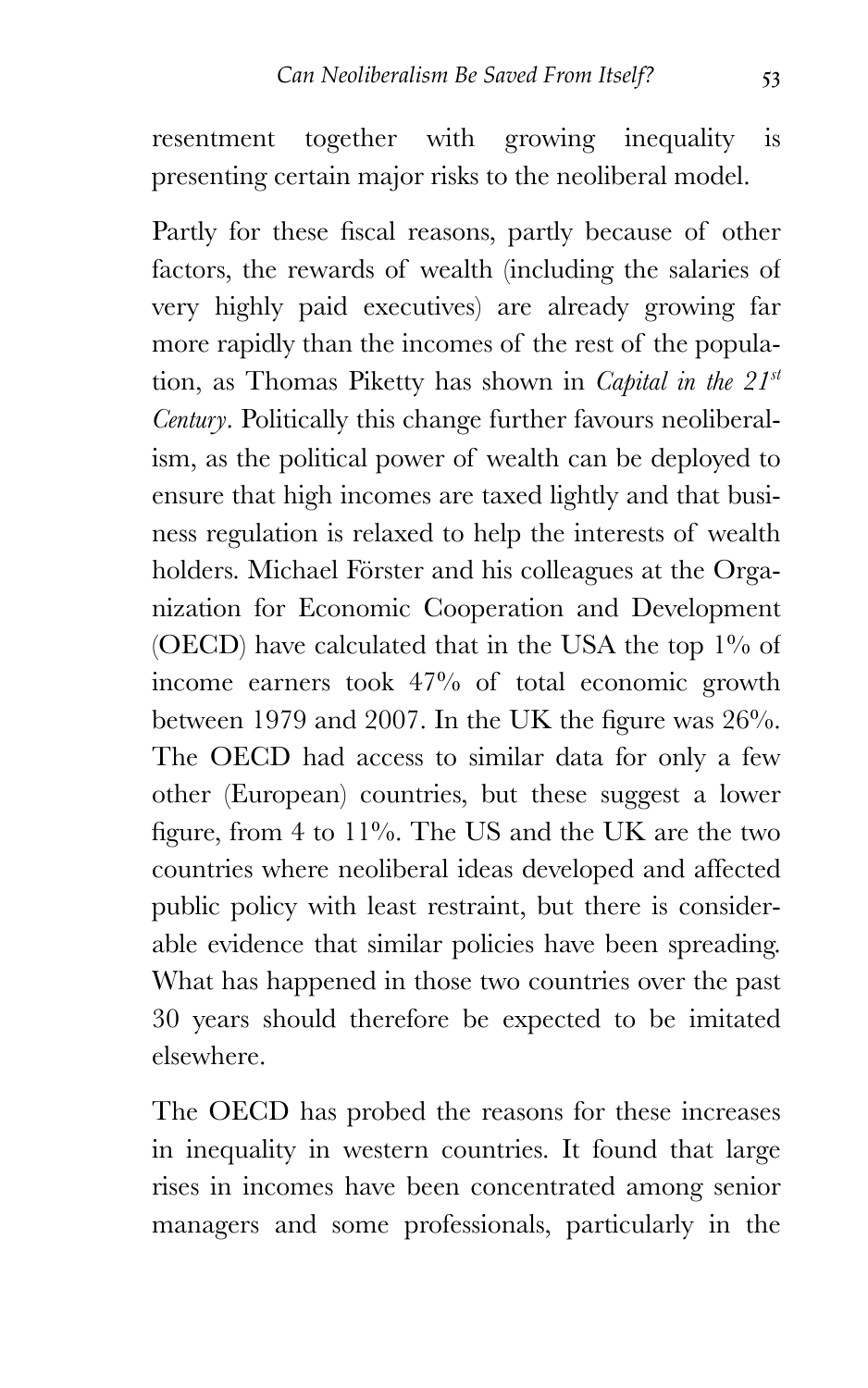resentment together with growing inequality is presenting certain major risks to the neoliberal model.

Partly for these fiscal reasons, partly because of other factors, the rewards of wealth (including the salaries of very highly paid executives) are already growing far more rapidly than the incomes of the rest of the population, as Thomas Piketty has shown in *Capital in the 21st Century*. Politically this change further favours neoliberalism, as the political power of wealth can be deployed to ensure that high incomes are taxed lightly and that business regulation is relaxed to help the interests of wealth holders. Michael Förster and his colleagues at the Organization for Economic Cooperation and Development (OECD) have calculated that in the USA the top 1% of income earners took 47% of total economic growth between 1979 and 2007. In the UK the figure was 26%. The OECD had access to similar data for only a few other (European) countries, but these suggest a lower figure, from 4 to 11%. The US and the UK are the two countries where neoliberal ideas developed and affected public policy with least restraint, but there is considerable evidence that similar policies have been spreading. What has happened in those two countries over the past 30 years should therefore be expected to be imitated elsewhere.

The OECD has probed the reasons for these increases in inequality in western countries. It found that large rises in incomes have been concentrated among senior managers and some professionals, particularly in the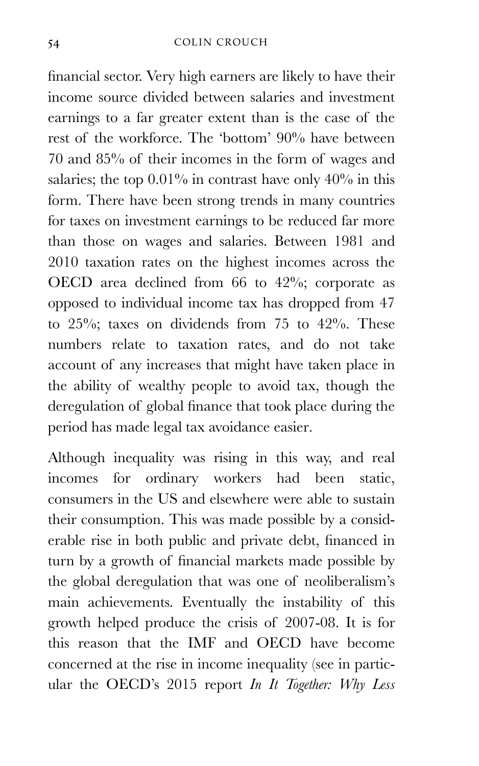financial sector. Very high earners are likely to have their income source divided between salaries and investment earnings to a far greater extent than is the case of the rest of the workforce. The 'bottom' 90% have between 70 and 85% of their incomes in the form of wages and salaries; the top 0.01% in contrast have only 40% in this form. There have been strong trends in many countries for taxes on investment earnings to be reduced far more than those on wages and salaries. Between 1981 and 2010 taxation rates on the highest incomes across the OECD area declined from 66 to 42%; corporate as opposed to individual income tax has dropped from 47 to 25%; taxes on dividends from 75 to 42%. These numbers relate to taxation rates, and do not take account of any increases that might have taken place in the ability of wealthy people to avoid tax, though the deregulation of global finance that took place during the period has made legal tax avoidance easier.

Although inequality was rising in this way, and real incomes for ordinary workers had been static, consumers in the US and elsewhere were able to sustain their consumption. This was made possible by a considerable rise in both public and private debt, financed in turn by a growth of financial markets made possible by the global deregulation that was one of neoliberalism's main achievements. Eventually the instability of this growth helped produce the crisis of 2007-08. It is for this reason that the IMF and OECD have become concerned at the rise in income inequality (see in particular the OECD's 2015 report *In It Together: Why Less*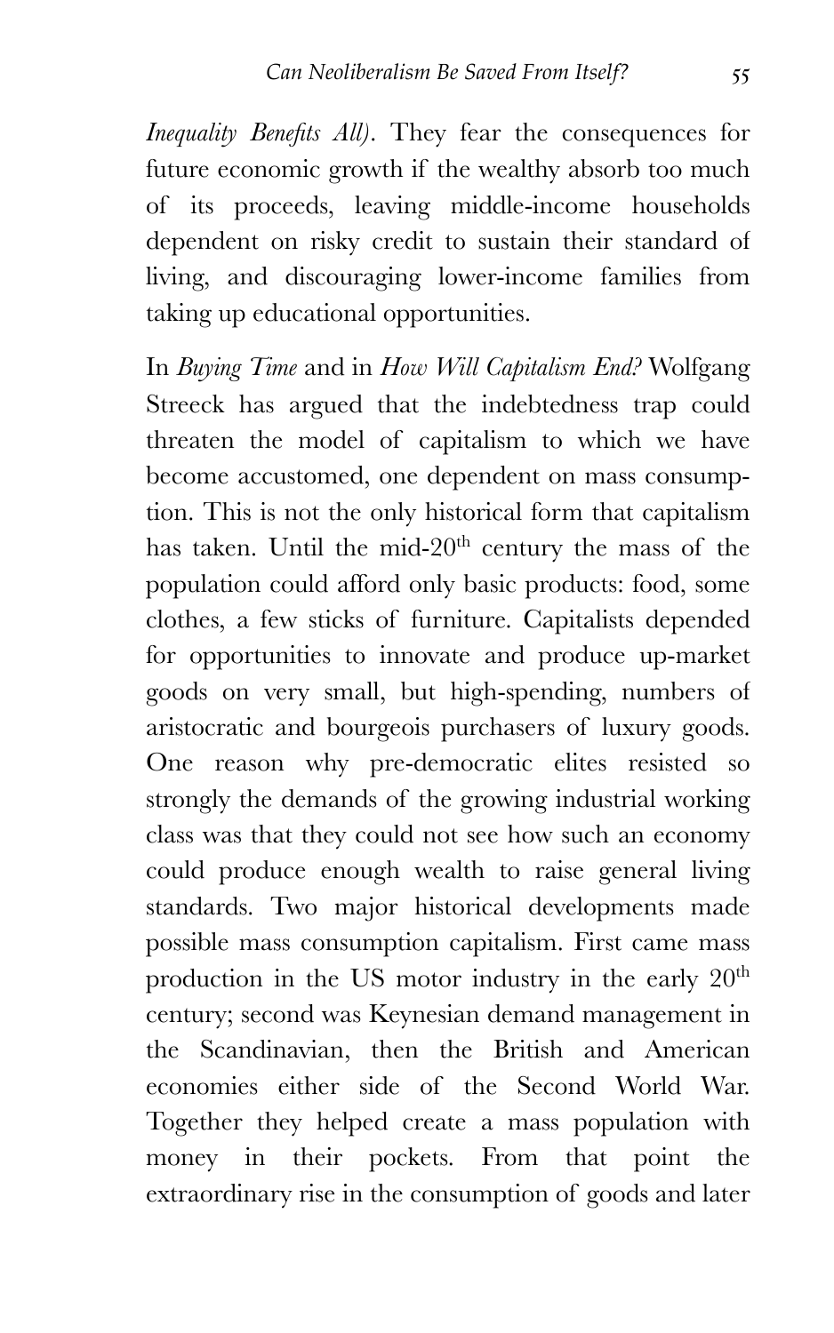*Inequality Benefits All)*. They fear the consequences for future economic growth if the wealthy absorb too much of its proceeds, leaving middle-income households dependent on risky credit to sustain their standard of living, and discouraging lower-income families from taking up educational opportunities.

In *Buying Time* and in *How Will Capitalism End?* Wolfgang Streeck has argued that the indebtedness trap could threaten the model of capitalism to which we have become accustomed, one dependent on mass consumption. This is not the only historical form that capitalism has taken. Until the mid-20th century the mass of the population could afford only basic products: food, some clothes, a few sticks of furniture. Capitalists depended for opportunities to innovate and produce up-market goods on very small, but high-spending, numbers of aristocratic and bourgeois purchasers of luxury goods. One reason why pre-democratic elites resisted so strongly the demands of the growing industrial working class was that they could not see how such an economy could produce enough wealth to raise general living standards. Two major historical developments made possible mass consumption capitalism. First came mass production in the US motor industry in the early 20th century; second was Keynesian demand management in the Scandinavian, then the British and American economies either side of the Second World War. Together they helped create a mass population with money in their pockets. From that point the extraordinary rise in the consumption of goods and later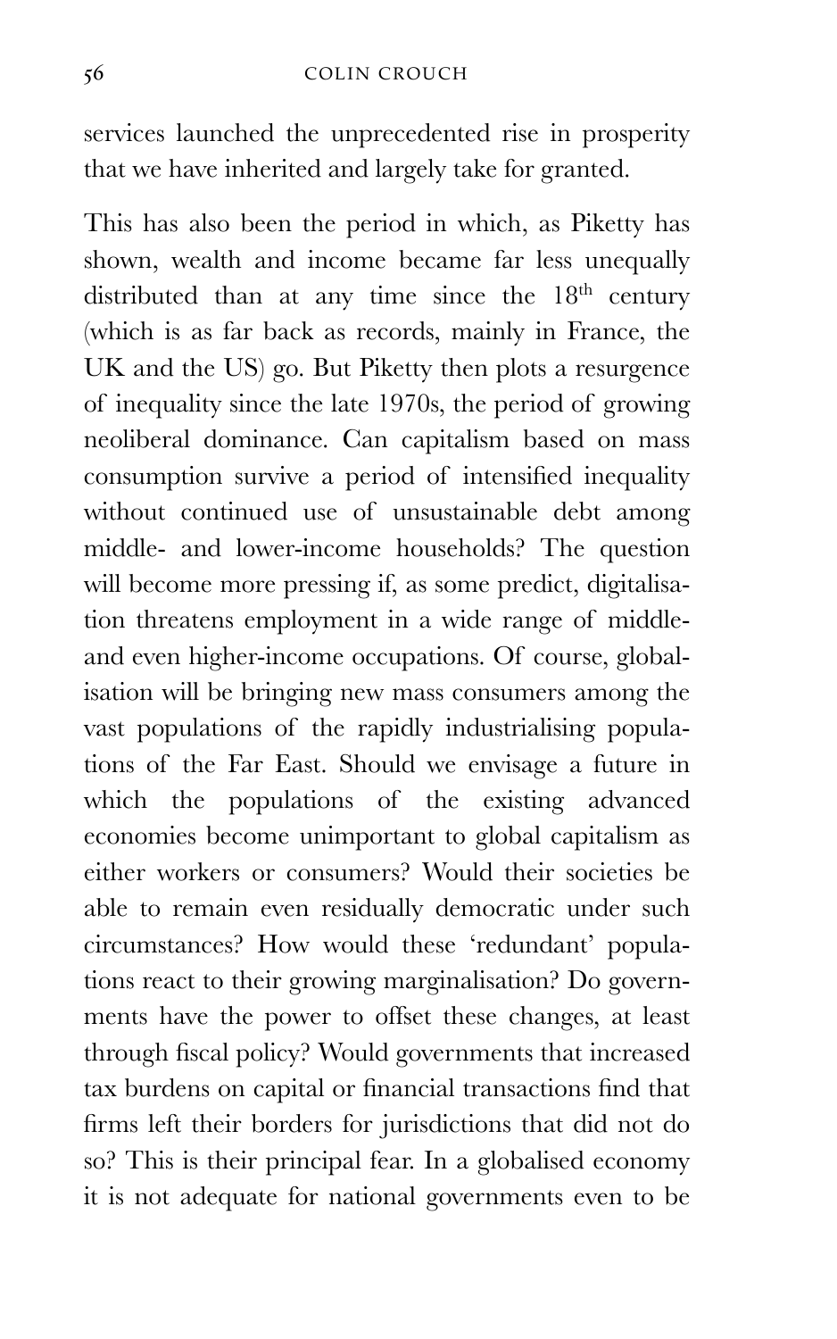services launched the unprecedented rise in prosperity that we have inherited and largely take for granted.

This has also been the period in which, as Piketty has shown, wealth and income became far less unequally distributed than at any time since the 18th century (which is as far back as records, mainly in France, the UK and the US) go. But Piketty then plots a resurgence of inequality since the late 1970s, the period of growing neoliberal dominance. Can capitalism based on mass consumption survive a period of intensified inequality without continued use of unsustainable debt among middle- and lower-income households? The question will become more pressing if, as some predict, digitalisation threatens employment in a wide range of middle- and even higher-income occupations. Of course, globalisation will be bringing new mass consumers among the vast populations of the rapidly industrialising populations of the Far East. Should we envisage a future in which the populations of the existing advanced economies become unimportant to global capitalism as either workers or consumers? Would their societies be able to remain even residually democratic under such circumstances? How would these 'redundant' populations react to their growing marginalisation? Do governments have the power to offset these changes, at least through fiscal policy? Would governments that increased tax burdens on capital or financial transactions find that firms left their borders for jurisdictions that did not do so? This is their principal fear. In a globalised economy it is not adequate for national governments even to be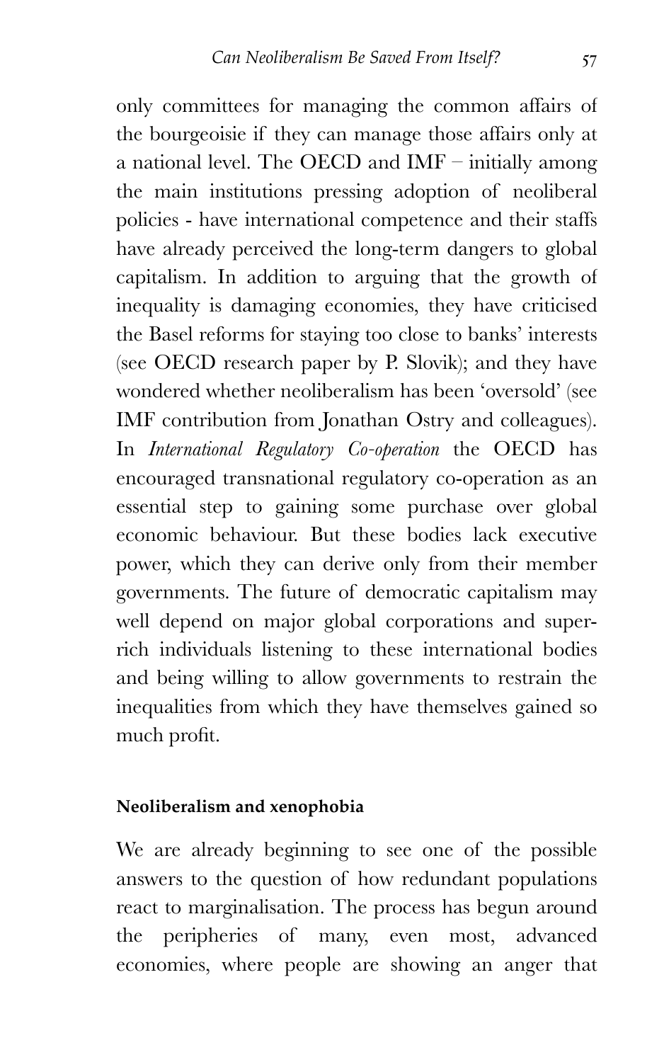only committees for managing the common affairs of the bourgeoisie if they can manage those affairs only at a national level. The OECD and IMF – initially among the main institutions pressing adoption of neoliberal policies - have international competence and their staffs have already perceived the long-term dangers to global capitalism. In addition to arguing that the growth of inequality is damaging economies, they have criticised the Basel reforms for staying too close to banks' interests (see OECD research paper by P. Slovik); and they have wondered whether neoliberalism has been 'oversold' (see IMF contribution from Jonathan Ostry and colleagues). In *International Regulatory Co-operation* the OECD has encouraged transnational regulatory co-operation as an essential step to gaining some purchase over global economic behaviour. But these bodies lack executive power, which they can derive only from their member governments. The future of democratic capitalism may well depend on major global corporations and super-rich individuals listening to these international bodies and being willing to allow governments to restrain the inequalities from which they have themselves gained so much profit.

**Neoliberalism and xenophobia**

We are already beginning to see one of the possible answers to the question of how redundant populations react to marginalisation. The process has begun around the peripheries of many, even most, advanced economies, where people are showing an anger that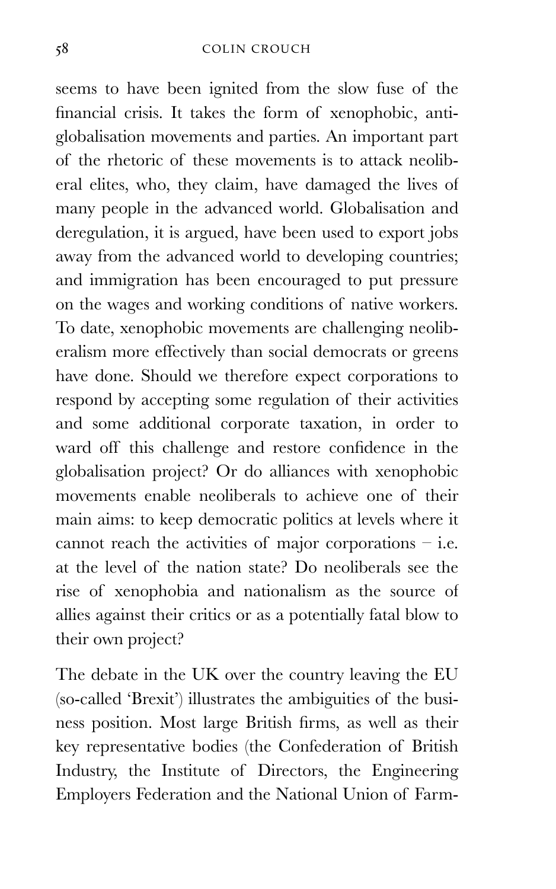seems to have been ignited from the slow fuse of the financial crisis. It takes the form of xenophobic, anti-globalisation movements and parties. An important part of the rhetoric of these movements is to attack neoliberal elites, who, they claim, have damaged the lives of many people in the advanced world. Globalisation and deregulation, it is argued, have been used to export jobs away from the advanced world to developing countries; and immigration has been encouraged to put pressure on the wages and working conditions of native workers. To date, xenophobic movements are challenging neoliberalism more effectively than social democrats or greens have done. Should we therefore expect corporations to respond by accepting some regulation of their activities and some additional corporate taxation, in order to ward off this challenge and restore confidence in the globalisation project? Or do alliances with xenophobic movements enable neoliberals to achieve one of their main aims: to keep democratic politics at levels where it cannot reach the activities of major corporations – i.e. at the level of the nation state? Do neoliberals see the rise of xenophobia and nationalism as the source of allies against their critics or as a potentially fatal blow to their own project?

The debate in the UK over the country leaving the EU (so-called 'Brexit') illustrates the ambiguities of the business position. Most large British firms, as well as their key representative bodies (the Confederation of British Industry, the Institute of Directors, the Engineering Employers Federation and the National Union of Farm-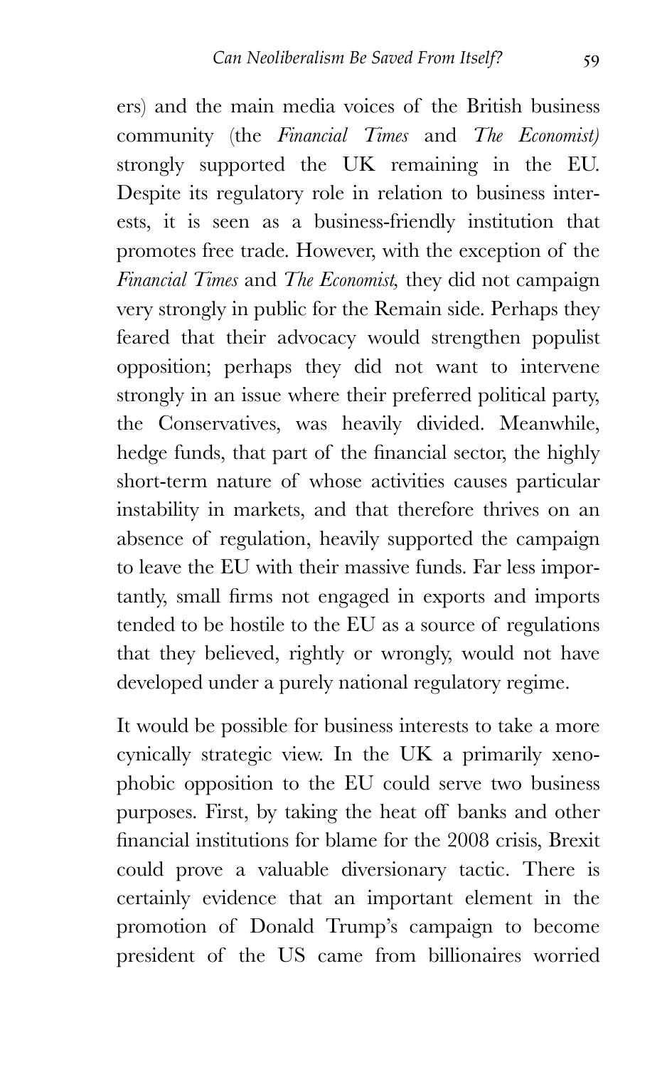ers) and the main media voices of the British business community (the *Financial Times* and *The Economist)* strongly supported the UK remaining in the EU. Despite its regulatory role in relation to business interests, it is seen as a business-friendly institution that promotes free trade. However, with the exception of the *Financial Times* and *The Economist,* they did not campaign very strongly in public for the Remain side. Perhaps they feared that their advocacy would strengthen populist opposition; perhaps they did not want to intervene strongly in an issue where their preferred political party, the Conservatives, was heavily divided. Meanwhile, hedge funds, that part of the financial sector, the highly short-term nature of whose activities causes particular instability in markets, and that therefore thrives on an absence of regulation, heavily supported the campaign to leave the EU with their massive funds. Far less importantly, small firms not engaged in exports and imports tended to be hostile to the EU as a source of regulations that they believed, rightly or wrongly, would not have developed under a purely national regulatory regime.

It would be possible for business interests to take a more cynically strategic view. In the UK a primarily xenophobic opposition to the EU could serve two business purposes. First, by taking the heat off banks and other financial institutions for blame for the 2008 crisis, Brexit could prove a valuable diversionary tactic. There is certainly evidence that an important element in the promotion of Donald Trump's campaign to become president of the US came from billionaires worried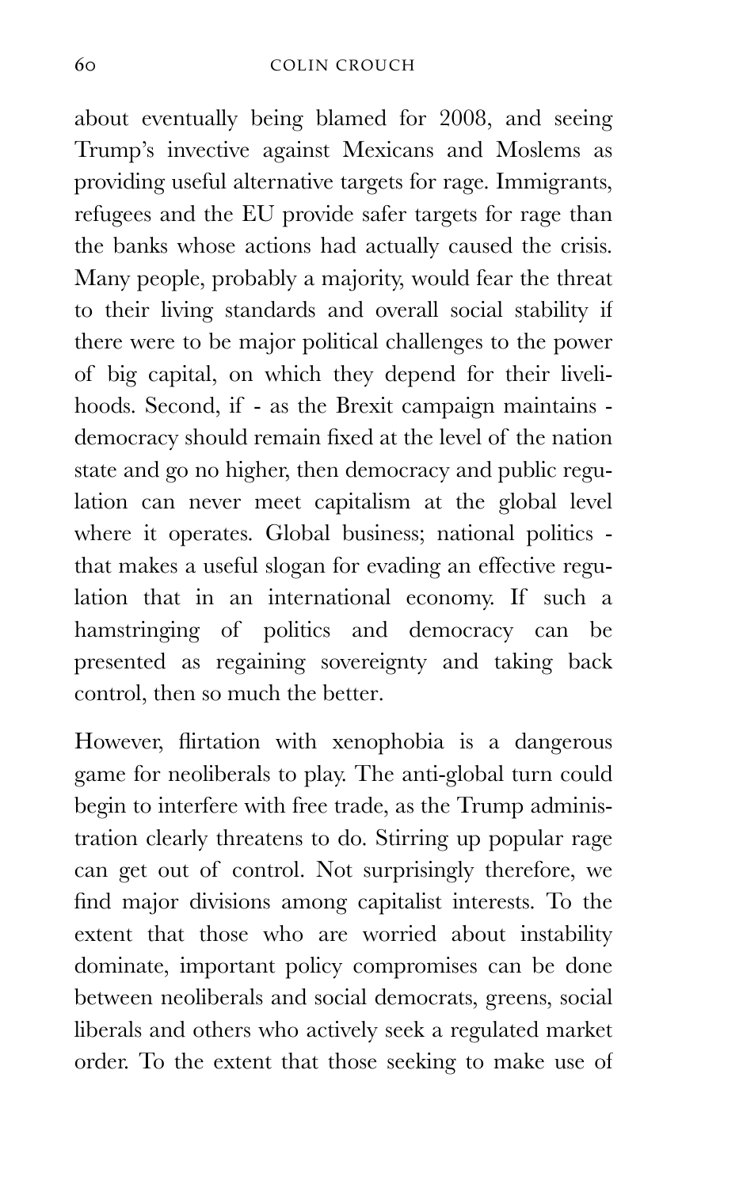about eventually being blamed for 2008, and seeing Trump's invective against Mexicans and Moslems as providing useful alternative targets for rage. Immigrants, refugees and the EU provide safer targets for rage than the banks whose actions had actually caused the crisis. Many people, probably a majority, would fear the threat to their living standards and overall social stability if there were to be major political challenges to the power of big capital, on which they depend for their livelihoods. Second, if - as the Brexit campaign maintains - democracy should remain fixed at the level of the nation state and go no higher, then democracy and public regulation can never meet capitalism at the global level where it operates. Global business; national politics - that makes a useful slogan for evading an effective regulation that in an international economy. If such a hamstringing of politics and democracy can be presented as regaining sovereignty and taking back control, then so much the better.

However, flirtation with xenophobia is a dangerous game for neoliberals to play. The anti-global turn could begin to interfere with free trade, as the Trump administration clearly threatens to do. Stirring up popular rage can get out of control. Not surprisingly therefore, we find major divisions among capitalist interests. To the extent that those who are worried about instability dominate, important policy compromises can be done between neoliberals and social democrats, greens, social liberals and others who actively seek a regulated market order. To the extent that those seeking to make use of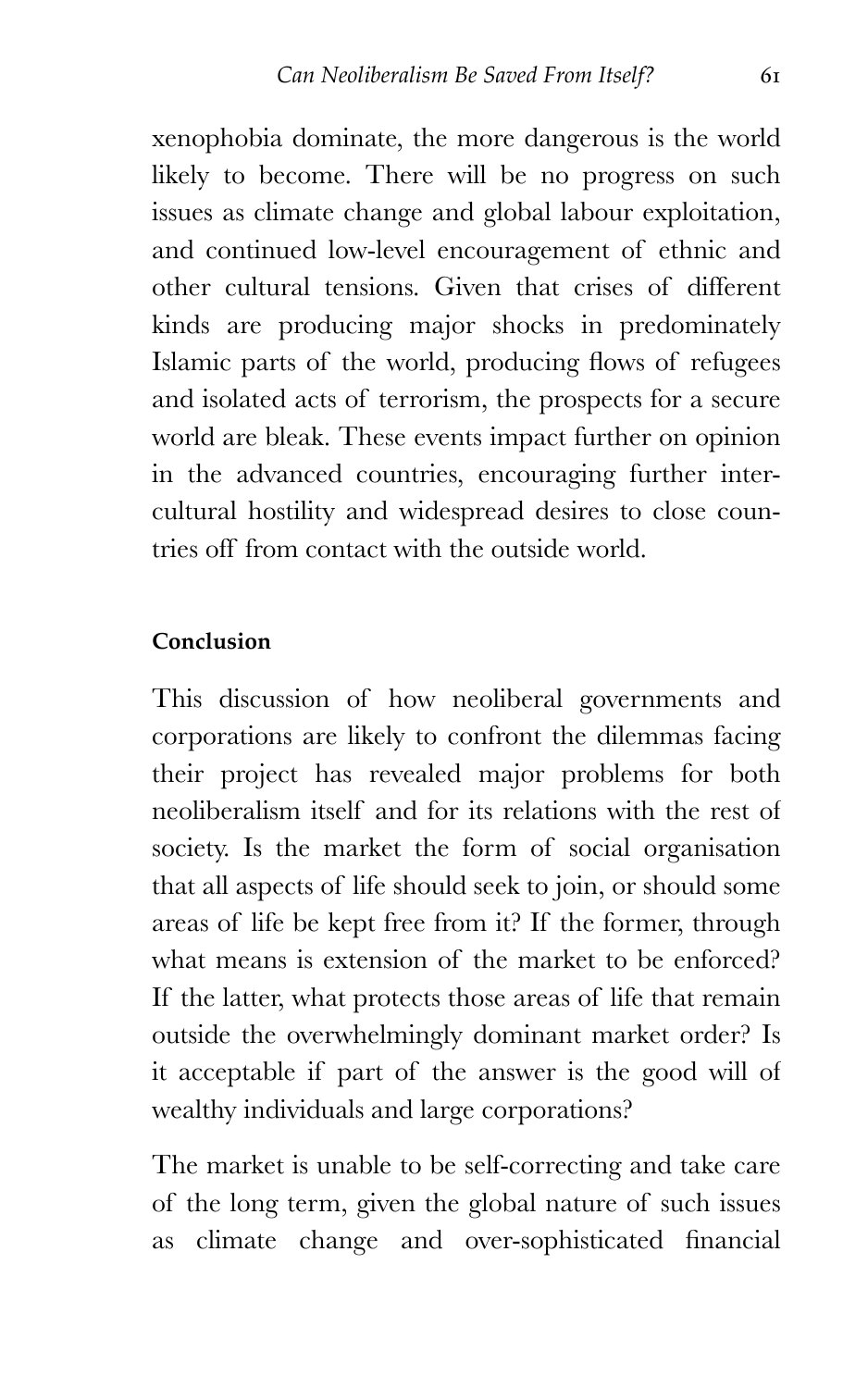xenophobia dominate, the more dangerous is the world likely to become. There will be no progress on such issues as climate change and global labour exploitation, and continued low-level encouragement of ethnic and other cultural tensions. Given that crises of different kinds are producing major shocks in predominately Islamic parts of the world, producing flows of refugees and isolated acts of terrorism, the prospects for a secure world are bleak. These events impact further on opinion in the advanced countries, encouraging further inter-cultural hostility and widespread desires to close countries off from contact with the outside world.

### Conclusion

This discussion of how neoliberal governments and corporations are likely to confront the dilemmas facing their project has revealed major problems for both neoliberalism itself and for its relations with the rest of society. Is the market the form of social organisation that all aspects of life should seek to join, or should some areas of life be kept free from it? If the former, through what means is extension of the market to be enforced? If the latter, what protects those areas of life that remain outside the overwhelmingly dominant market order? Is it acceptable if part of the answer is the good will of wealthy individuals and large corporations?

The market is unable to be self-correcting and take care of the long term, given the global nature of such issues as climate change and over-sophisticated financial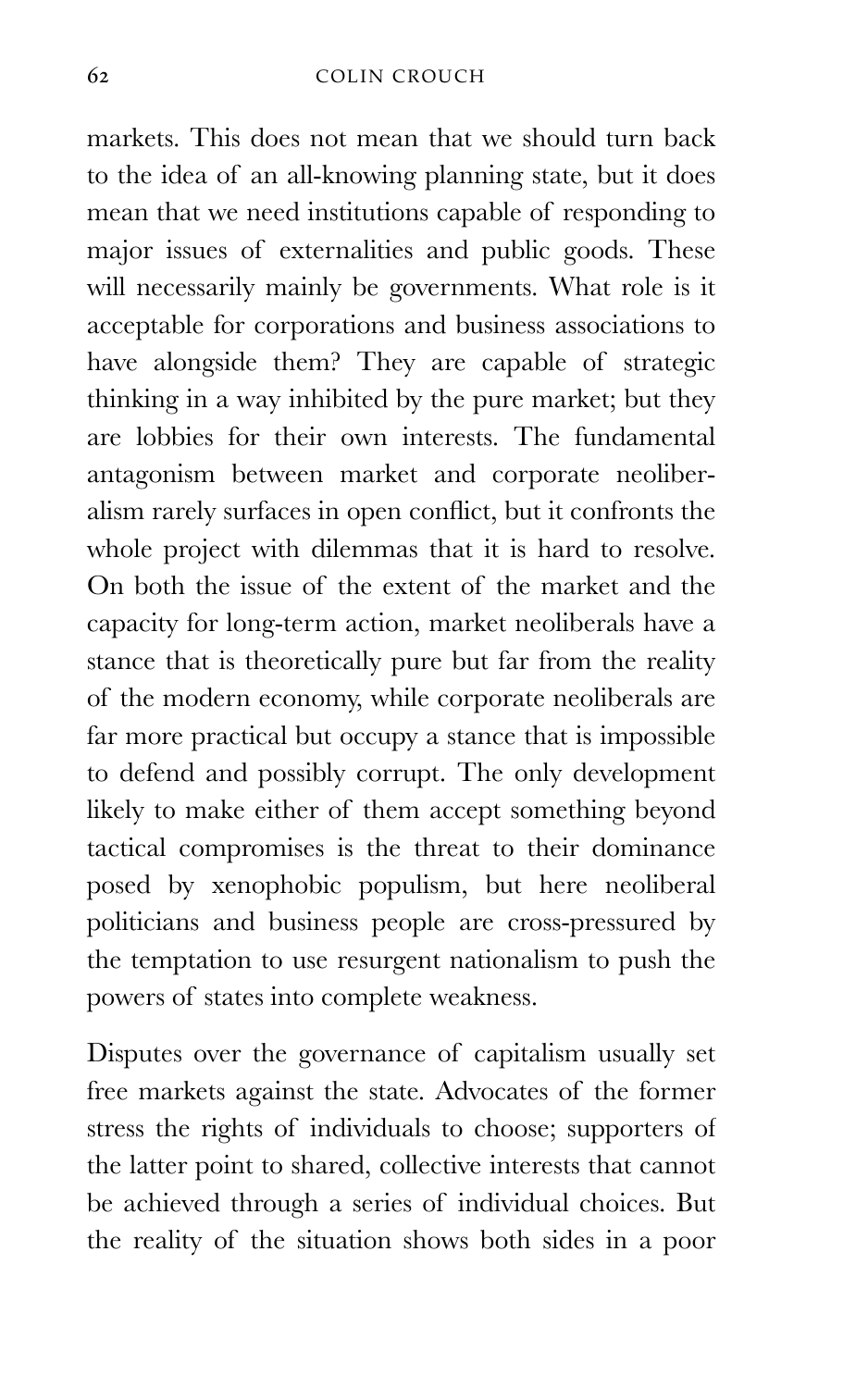markets. This does not mean that we should turn back to the idea of an all-knowing planning state, but it does mean that we need institutions capable of responding to major issues of externalities and public goods. These will necessarily mainly be governments. What role is it acceptable for corporations and business associations to have alongside them? They are capable of strategic thinking in a way inhibited by the pure market; but they are lobbies for their own interests. The fundamental antagonism between market and corporate neoliberalism rarely surfaces in open conflict, but it confronts the whole project with dilemmas that it is hard to resolve. On both the issue of the extent of the market and the capacity for long-term action, market neoliberals have a stance that is theoretically pure but far from the reality of the modern economy, while corporate neoliberals are far more practical but occupy a stance that is impossible to defend and possibly corrupt. The only development likely to make either of them accept something beyond tactical compromises is the threat to their dominance posed by xenophobic populism, but here neoliberal politicians and business people are cross-pressured by the temptation to use resurgent nationalism to push the powers of states into complete weakness.

Disputes over the governance of capitalism usually set free markets against the state. Advocates of the former stress the rights of individuals to choose; supporters of the latter point to shared, collective interests that cannot be achieved through a series of individual choices. But the reality of the situation shows both sides in a poor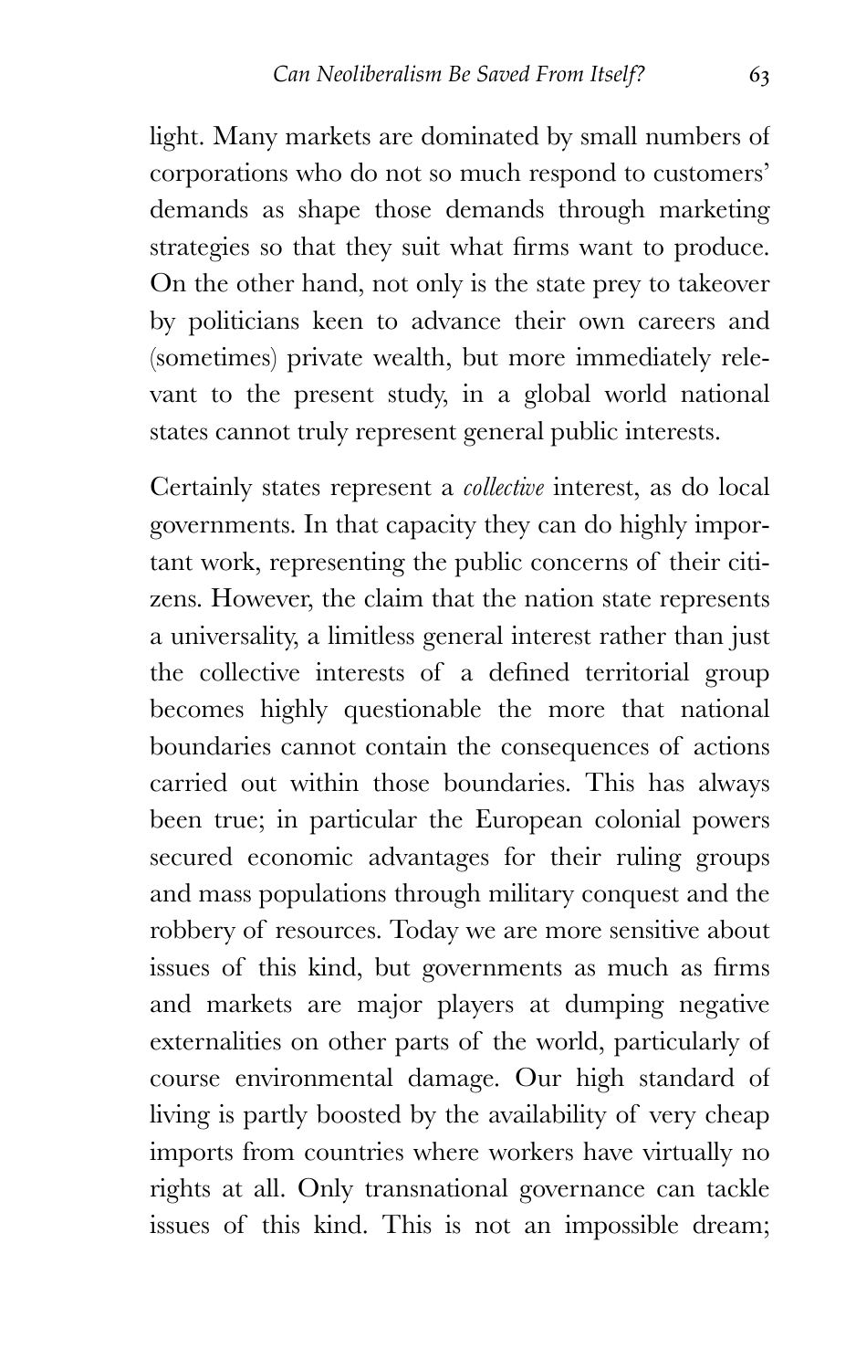light. Many markets are dominated by small numbers of corporations who do not so much respond to customers' demands as shape those demands through marketing strategies so that they suit what firms want to produce. On the other hand, not only is the state prey to takeover by politicians keen to advance their own careers and (sometimes) private wealth, but more immediately relevant to the present study, in a global world national states cannot truly represent general public interests.

Certainly states represent a *collective* interest, as do local governments. In that capacity they can do highly important work, representing the public concerns of their citizens. However, the claim that the nation state represents a universality, a limitless general interest rather than just the collective interests of a defined territorial group becomes highly questionable the more that national boundaries cannot contain the consequences of actions carried out within those boundaries. This has always been true; in particular the European colonial powers secured economic advantages for their ruling groups and mass populations through military conquest and the robbery of resources. Today we are more sensitive about issues of this kind, but governments as much as firms and markets are major players at dumping negative externalities on other parts of the world, particularly of course environmental damage. Our high standard of living is partly boosted by the availability of very cheap imports from countries where workers have virtually no rights at all. Only transnational governance can tackle issues of this kind. This is not an impossible dream;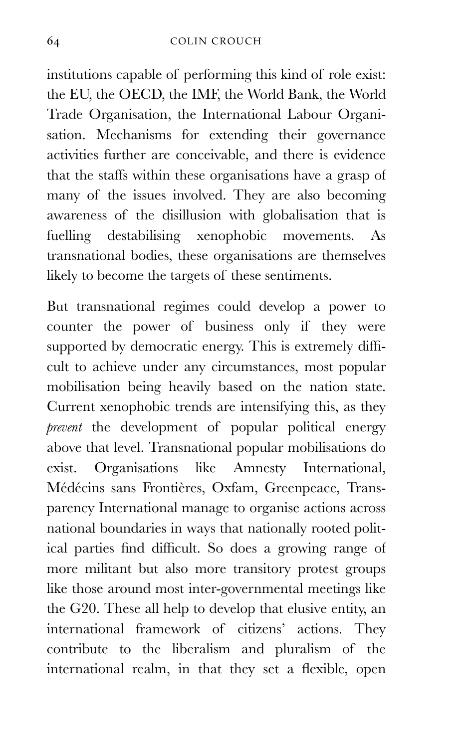institutions capable of performing this kind of role exist: the EU, the OECD, the IMF, the World Bank, the World Trade Organisation, the International Labour Organisation. Mechanisms for extending their governance activities further are conceivable, and there is evidence that the staffs within these organisations have a grasp of many of the issues involved. They are also becoming awareness of the disillusion with globalisation that is fuelling destabilising xenophobic movements. As transnational bodies, these organisations are themselves likely to become the targets of these sentiments.

But transnational regimes could develop a power to counter the power of business only if they were supported by democratic energy. This is extremely difficult to achieve under any circumstances, most popular mobilisation being heavily based on the nation state. Current xenophobic trends are intensifying this, as they *prevent* the development of popular political energy above that level. Transnational popular mobilisations do exist. Organisations like Amnesty International, Médécins sans Frontières, Oxfam, Greenpeace, Transparency International manage to organise actions across national boundaries in ways that nationally rooted political parties find difficult. So does a growing range of more militant but also more transitory protest groups like those around most inter-governmental meetings like the G20. These all help to develop that elusive entity, an international framework of citizens' actions. They contribute to the liberalism and pluralism of the international realm, in that they set a flexible, open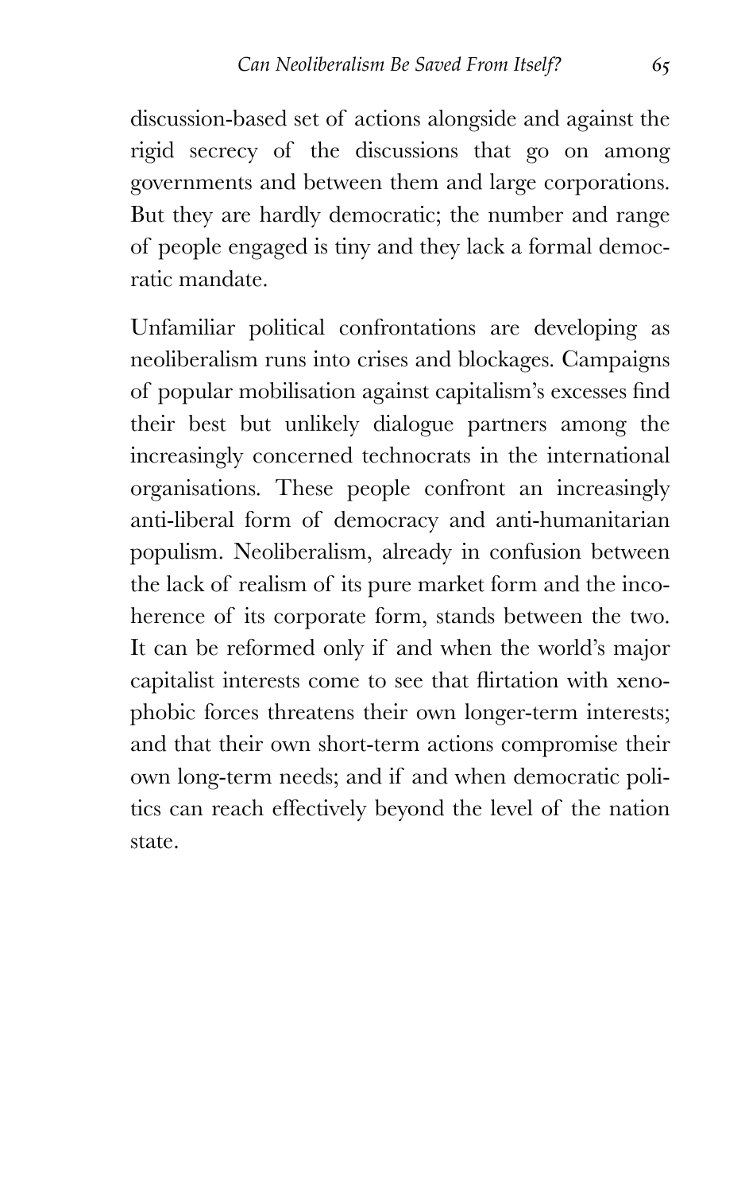discussion-based set of actions alongside and against the rigid secrecy of the discussions that go on among governments and between them and large corporations. But they are hardly democratic; the number and range of people engaged is tiny and they lack a formal democratic mandate.

Unfamiliar political confrontations are developing as neoliberalism runs into crises and blockages. Campaigns of popular mobilisation against capitalism's excesses find their best but unlikely dialogue partners among the increasingly concerned technocrats in the international organisations. These people confront an increasingly anti-liberal form of democracy and anti-humanitarian populism. Neoliberalism, already in confusion between the lack of realism of its pure market form and the incoherence of its corporate form, stands between the two. It can be reformed only if and when the world's major capitalist interests come to see that flirtation with xenophobic forces threatens their own longer-term interests; and that their own short-term actions compromise their own long-term needs; and if and when democratic politics can reach effectively beyond the level of the nation state.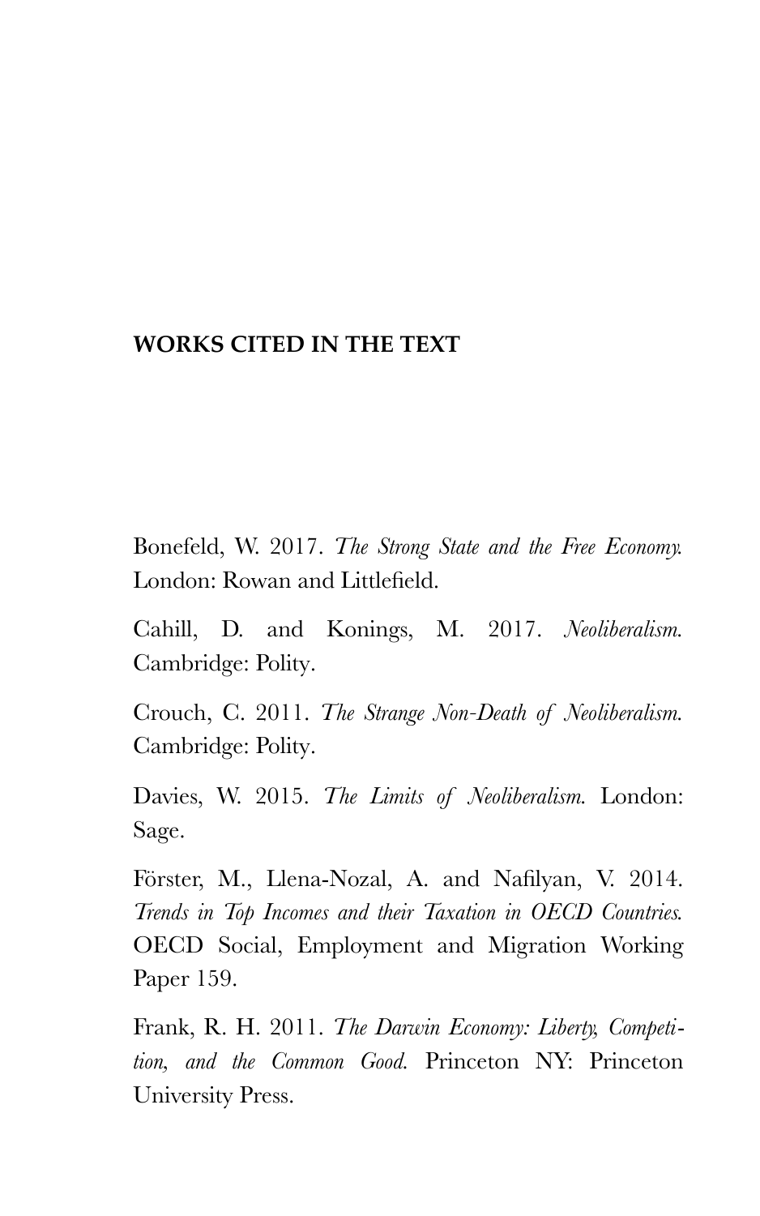## WORKS CITED IN THE TEXT

Bonefeld, W. 2017. *The Strong State and the Free Economy.* London: Rowan and Littlefield.

Cahill, D. and Konings, M. 2017. *Neoliberalism.* Cambridge: Polity.

Crouch, C. 2011. *The Strange Non-Death of Neoliberalism.* Cambridge: Polity.

Davies, W. 2015. *The Limits of Neoliberalism.* London: Sage.

Förster, M., Llena-Nozal, A. and Nafilyan, V. 2014. *Trends in Top Incomes and their Taxation in OECD Countries.* OECD Social, Employment and Migration Working Paper 159.

Frank, R. H. 2011. *The Darwin Economy: Liberty, Competition, and the Common Good.* Princeton NY: Princeton University Press.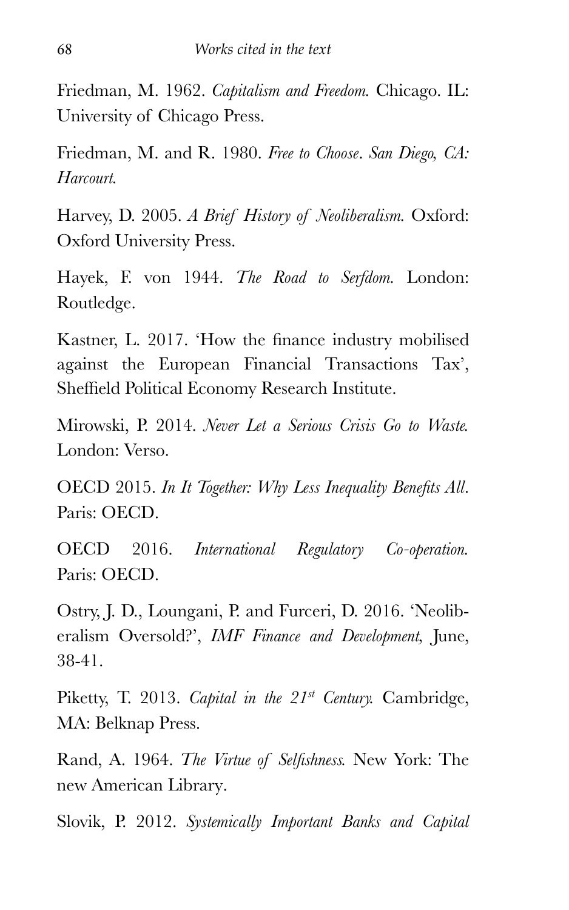Friedman, M. 1962. *Capitalism and Freedom.* Chicago. IL: University of Chicago Press.

Friedman, M. and R. 1980. *Free to Choose*. *San Diego, CA: Harcourt.*

Harvey, D. 2005. *A Brief History of Neoliberalism.* Oxford: Oxford University Press.

Hayek, F. von 1944. *The Road to Serfdom.* London: Routledge.

Kastner, L. 2017. 'How the finance industry mobilised against the European Financial Transactions Tax', Sheffield Political Economy Research Institute.

Mirowski, P. 2014. *Never Let a Serious Crisis Go to Waste.* London: Verso.

OECD 2015. *In It Together: Why Less Inequality Benefits All*. Paris: OECD.

OECD 2016. *International Regulatory Co-operation.* Paris: OECD.

Ostry, J. D., Loungani, P. and Furceri, D. 2016. 'Neoliberalism Oversold?', *IMF Finance and Development,* June, 38-41.

Piketty, T. 2013. *Capital in the 21st Century.* Cambridge, MA: Belknap Press.

Rand, A. 1964. *The Virtue of Selfishness.* New York: The new American Library.

Slovik, P. 2012. *Systemically Important Banks and Capital*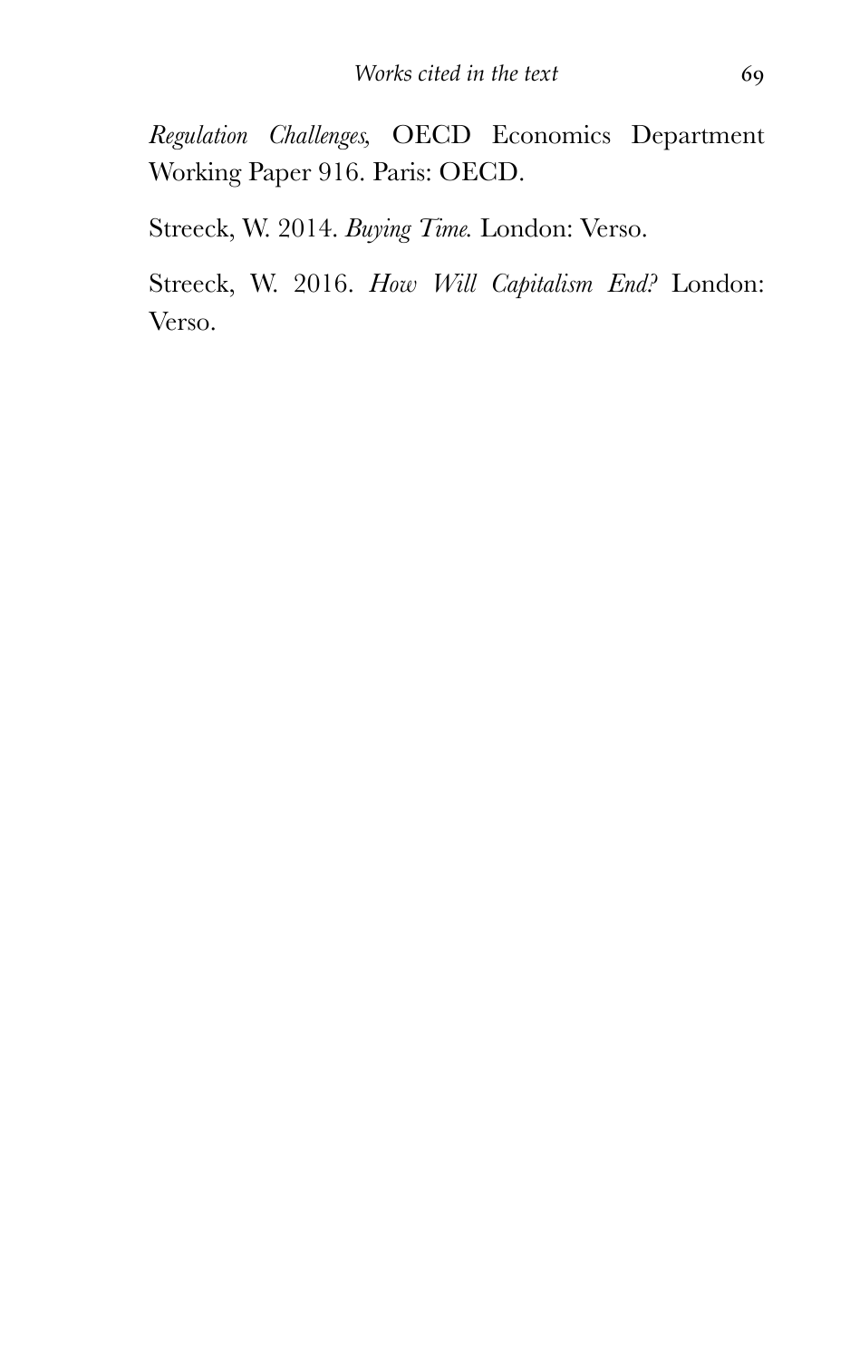*Regulation Challenges,* OECD Economics Department Working Paper 916. Paris: OECD.

Streeck, W. 2014. *Buying Time.* London: Verso.

Streeck, W. 2016. *How Will Capitalism End?* London: Verso.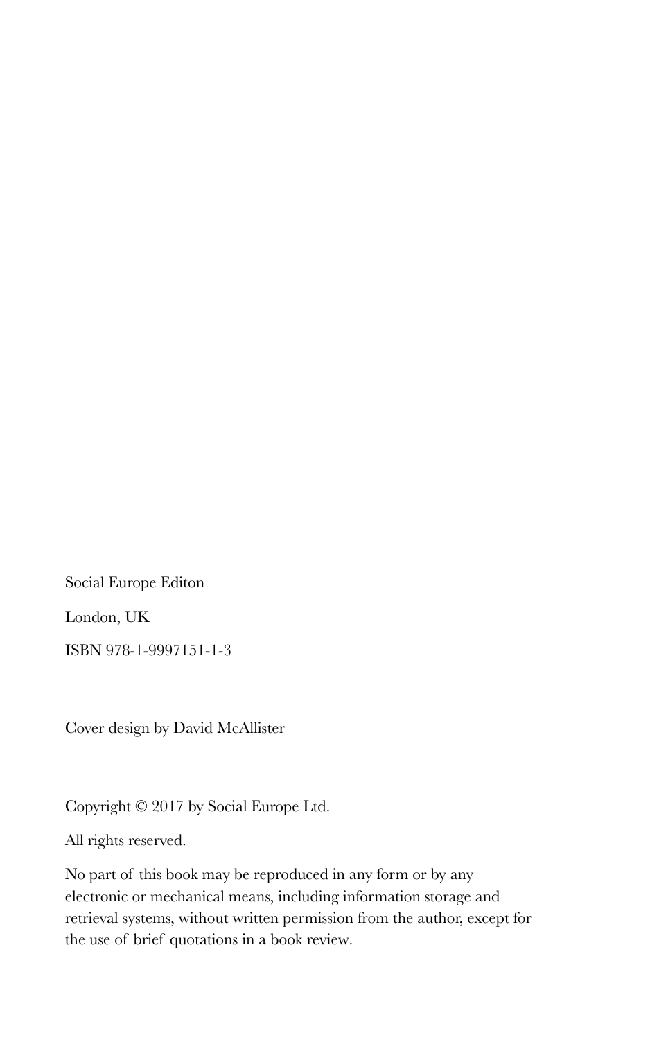Social Europe Editon

London, UK

ISBN 978-1-9997151-1-3

Cover design by David McAllister

Copyright © 2017 by Social Europe Ltd.

All rights reserved.

No part of this book may be reproduced in any form or by any electronic or mechanical means, including information storage and retrieval systems, without written permission from the author, except for the use of brief quotations in a book review.